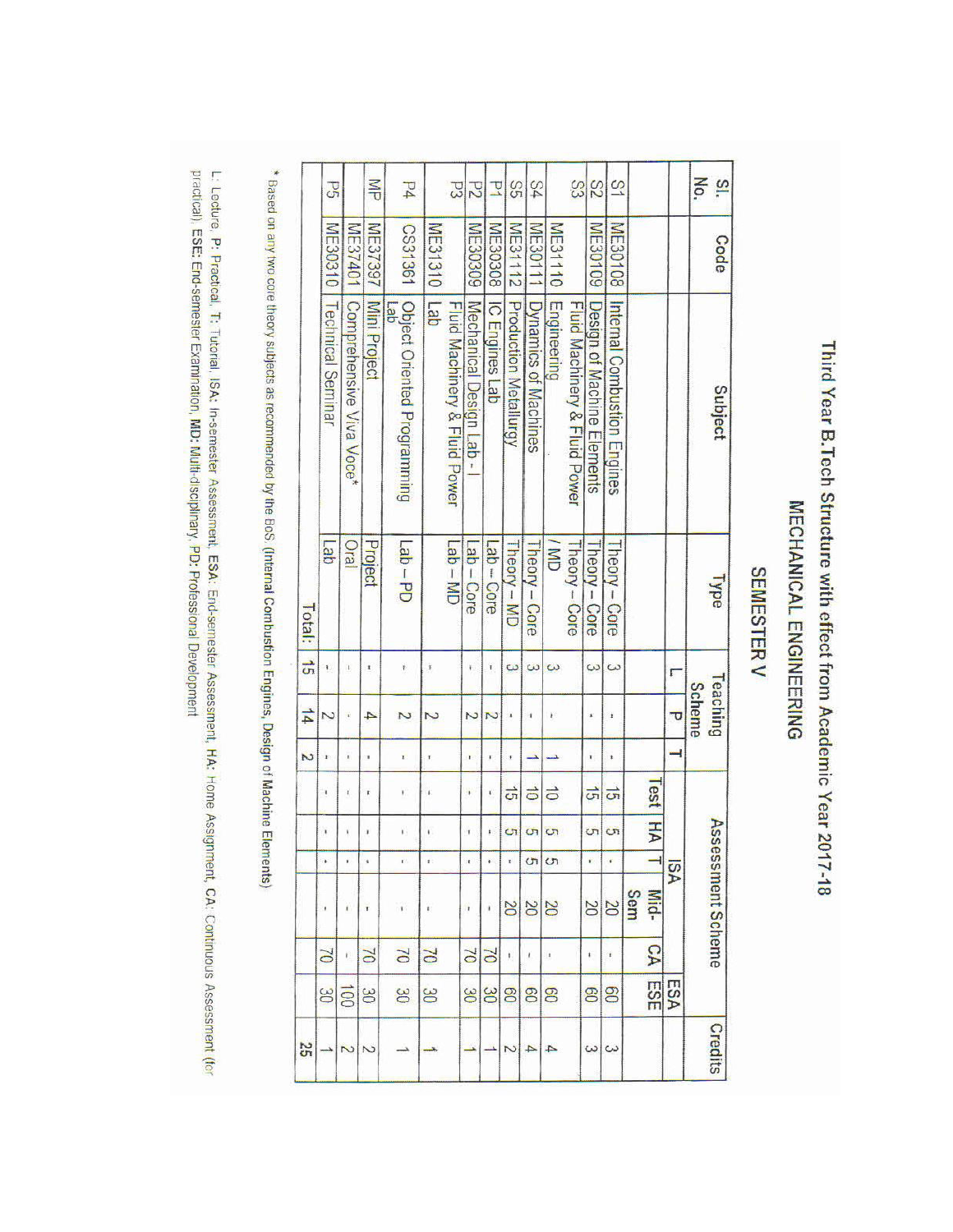# Third Year B.Tech Structure with effect from Academic Year 2017-18

## MECHANICAL ENGINEERING

### SEMESTER V

| Sl. No. | Code | Subject | Type | Teaching Scheme | | | Assessment Scheme | | | | | | Credits |
|---|---|---|---|---|---|---|---|---|---|---|---|---|---|
| | | | | | | | ISA | | | | ESA | | |
| | | | | L | P | T | Test | HA | T | Mid-Sem | CA | ESE | |
| S1 | ME30108 | Internal Combustion Engines | Theory – Core | 3 | - | - | 15 | 5 | - | 20 | - | 60 | 3 |
| S2 | ME30109 | Design of Machine Elements | Theory – Core | 3 | - | - | 15 | 5 | - | 20 | - | 60 | 3 |
| S3 | ME31110 | Fluid Machinery & Fluid Power Engineering | Theory – Core / MD | 3 | - | 1 | 10 | 5 | 5 | 20 | - | 60 | 4 |
| S4 | ME30111 | Dynamics of Machines | Theory – Core | 3 | - | 1 | 10 | 5 | 5 | 20 | - | 60 | 4 |
| S5 | ME31112 | Production Metallurgy | Theory – MD | 3 | - | - | 15 | 5 | - | 20 | - | 60 | 2 |
| P1 | ME30308 | IC Engines Lab | Lab – Core | - | 2 | - | - | - | - | - | 70 | 30 | 1 |
| P2 | ME30309 | Mechanical Design Lab - I | Lab – Core | - | 2 | - | - | - | - | - | 70 | 30 | 1 |
| P3 | ME31310 | Fluid Machinery & Fluid Power Lab | Lab – MD | - | 2 | - | - | - | - | - | 70 | 30 | 1 |
| P4 | CS31361 | Object Oriented Programming Lab | Lab – PD | - | 2 | - | - | - | - | - | 70 | 30 | 1 |
| MP | ME37397 | Mini Project | Project | - | 4 | - | - | - | - | - | 70 | 30 | 2 |
| | ME37401 | Comprehensive Viva Voce* | Oral | - | - | - | - | - | - | - | - | 100 | 2 |
| P5 | ME30310 | Technical Seminar | Lab | - | 2 | - | - | - | - | - | 70 | 30 | 1 |
| | | | Total: | 15 | 14 | 2 | | | | | | | 25 |

\* Based on any two core theory subjects as recommended by the BoS. (Internal Combustion Engines, Design of Machine Elements)

L: Lecture, P: Practical, T: Tutorial, ISA: In-semester Assessment, ESA: End-semester Assessment, HA: Home Assignment, CA: Continuous Assessment (for practical), ESE: End-semester Examination, MD: Multi-disciplinary, PD: Professional Development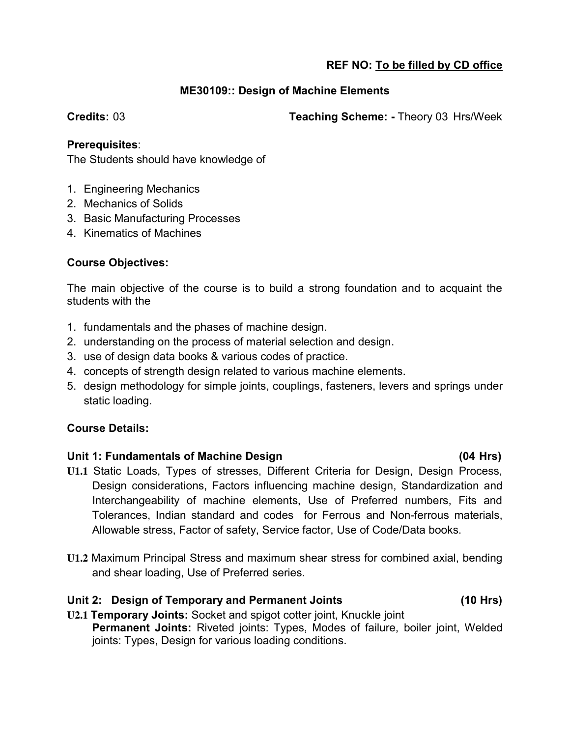**REF NO: To be filled by CD office**

## ME30109:: Design of Machine Elements

**Credits:** 03 **Teaching Scheme: -** Theory 03 Hrs/Week

**Prerequisites**:

The Students should have knowledge of

1. Engineering Mechanics
2. Mechanics of Solids
3. Basic Manufacturing Processes
4. Kinematics of Machines

**Course Objectives:**

The main objective of the course is to build a strong foundation and to acquaint the students with the

1. fundamentals and the phases of machine design.
2. understanding on the process of material selection and design.
3. use of design data books & various codes of practice.
4. concepts of strength design related to various machine elements.
5. design methodology for simple joints, couplings, fasteners, levers and springs under static loading.

**Course Details:**

**Unit 1: Fundamentals of Machine Design (04 Hrs)**

**U1.1** Static Loads, Types of stresses, Different Criteria for Design, Design Process, Design considerations, Factors influencing machine design, Standardization and Interchangeability of machine elements, Use of Preferred numbers, Fits and Tolerances, Indian standard and codes for Ferrous and Non-ferrous materials, Allowable stress, Factor of safety, Service factor, Use of Code/Data books.

**U1.2** Maximum Principal Stress and maximum shear stress for combined axial, bending and shear loading, Use of Preferred series.

**Unit 2: Design of Temporary and Permanent Joints (10 Hrs)**

**U2.1** **Temporary Joints:** Socket and spigot cotter joint, Knuckle joint

**Permanent Joints:** Riveted joints: Types, Modes of failure, boiler joint, Welded joints: Types, Design for various loading conditions.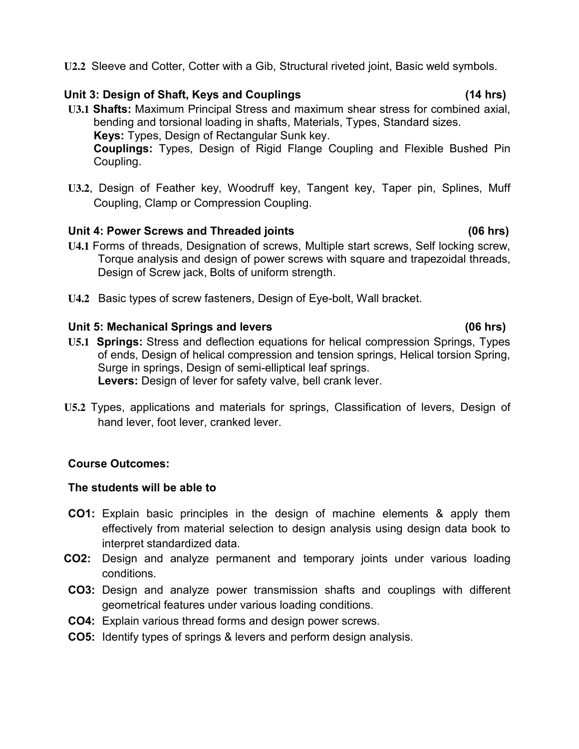**U2.2** Sleeve and Cotter, Cotter with a Gib, Structural riveted joint, Basic weld symbols.

**Unit 3: Design of Shaft, Keys and Couplings (14 hrs)**

**U3.1** **Shafts:** Maximum Principal Stress and maximum shear stress for combined axial, bending and torsional loading in shafts, Materials, Types, Standard sizes.
**Keys:** Types, Design of Rectangular Sunk key.
**Couplings:** Types, Design of Rigid Flange Coupling and Flexible Bushed Pin Coupling.

**U3.2**, Design of Feather key, Woodruff key, Tangent key, Taper pin, Splines, Muff Coupling, Clamp or Compression Coupling.

**Unit 4: Power Screws and Threaded joints (06 hrs)**

**U4.1** Forms of threads, Designation of screws, Multiple start screws, Self locking screw, Torque analysis and design of power screws with square and trapezoidal threads, Design of Screw jack, Bolts of uniform strength.

**U4.2** Basic types of screw fasteners, Design of Eye-bolt, Wall bracket.

**Unit 5: Mechanical Springs and levers (06 hrs)**

**U5.1** **Springs:** Stress and deflection equations for helical compression Springs, Types of ends, Design of helical compression and tension springs, Helical torsion Spring, Surge in springs, Design of semi-elliptical leaf springs.
**Levers:** Design of lever for safety valve, bell crank lever.

**U5.2** Types, applications and materials for springs, Classification of levers, Design of hand lever, foot lever, cranked lever.

**Course Outcomes:**

**The students will be able to**

**CO1:** Explain basic principles in the design of machine elements & apply them effectively from material selection to design analysis using design data book to interpret standardized data.

**CO2:** Design and analyze permanent and temporary joints under various loading conditions.

**CO3:** Design and analyze power transmission shafts and couplings with different geometrical features under various loading conditions.

**CO4:** Explain various thread forms and design power screws.

**CO5:** Identify types of springs & levers and perform design analysis.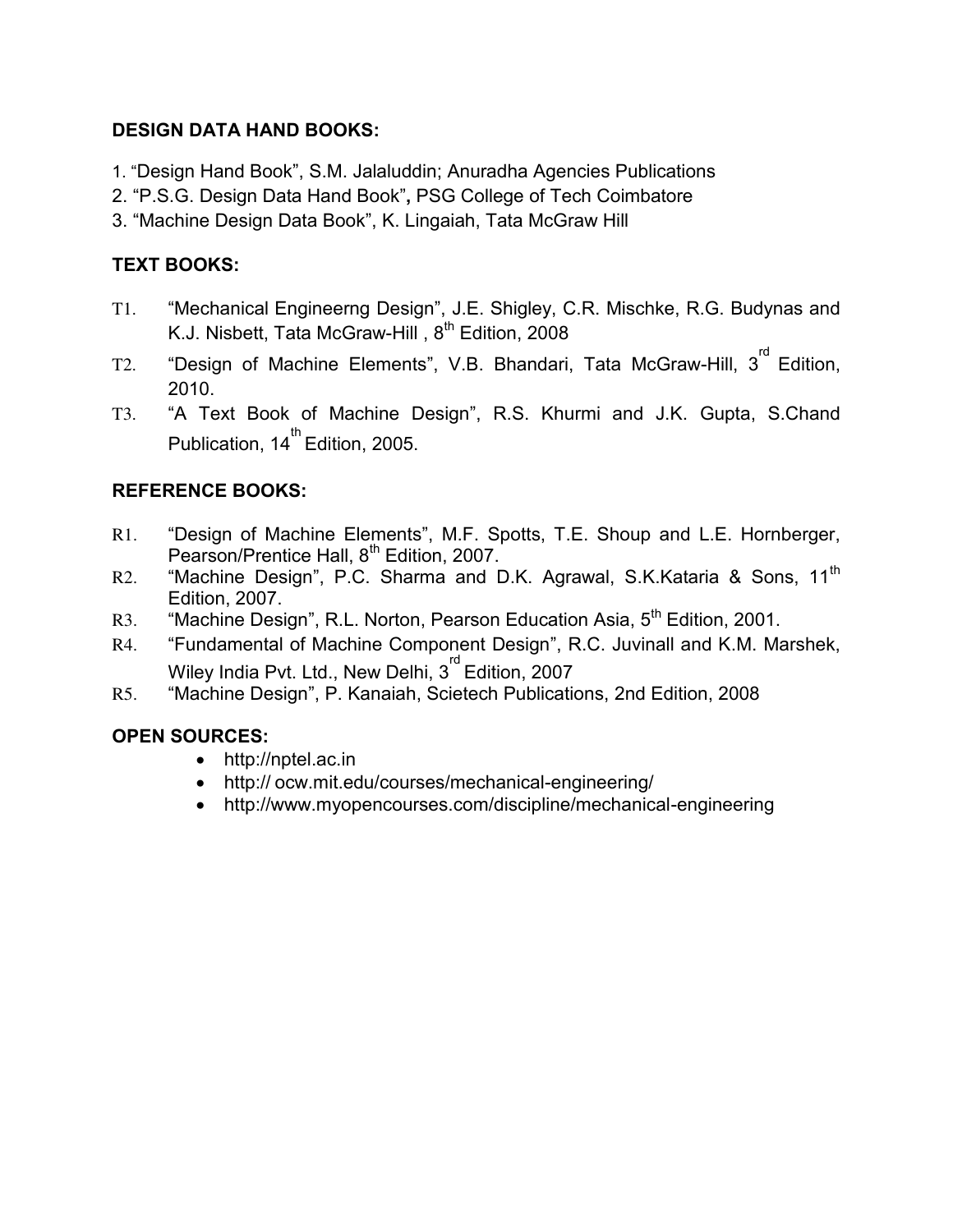**DESIGN DATA HAND BOOKS:**

1. "Design Hand Book", S.M. Jalaluddin; Anuradha Agencies Publications
2. "P.S.G. Design Data Hand Book", PSG College of Tech Coimbatore
3. "Machine Design Data Book", K. Lingaiah, Tata McGraw Hill

**TEXT BOOKS:**

T1. "Mechanical Engineerng Design", J.E. Shigley, C.R. Mischke, R.G. Budynas and K.J. Nisbett, Tata McGraw-Hill , 8th Edition, 2008

T2. "Design of Machine Elements", V.B. Bhandari, Tata McGraw-Hill, 3rd Edition, 2010.

T3. "A Text Book of Machine Design", R.S. Khurmi and J.K. Gupta, S.Chand Publication, 14th Edition, 2005.

**REFERENCE BOOKS:**

R1. "Design of Machine Elements", M.F. Spotts, T.E. Shoup and L.E. Hornberger, Pearson/Prentice Hall, 8th Edition, 2007.

R2. "Machine Design", P.C. Sharma and D.K. Agrawal, S.K.Kataria & Sons, 11th Edition, 2007.

R3. "Machine Design", R.L. Norton, Pearson Education Asia, 5th Edition, 2001.

R4. "Fundamental of Machine Component Design", R.C. Juvinall and K.M. Marshek, Wiley India Pvt. Ltd., New Delhi, 3rd Edition, 2007

R5. "Machine Design", P. Kanaiah, Scietech Publications, 2nd Edition, 2008

**OPEN SOURCES:**

- http://nptel.ac.in
- http:// ocw.mit.edu/courses/mechanical-engineering/
- http://www.myopencourses.com/discipline/mechanical-engineering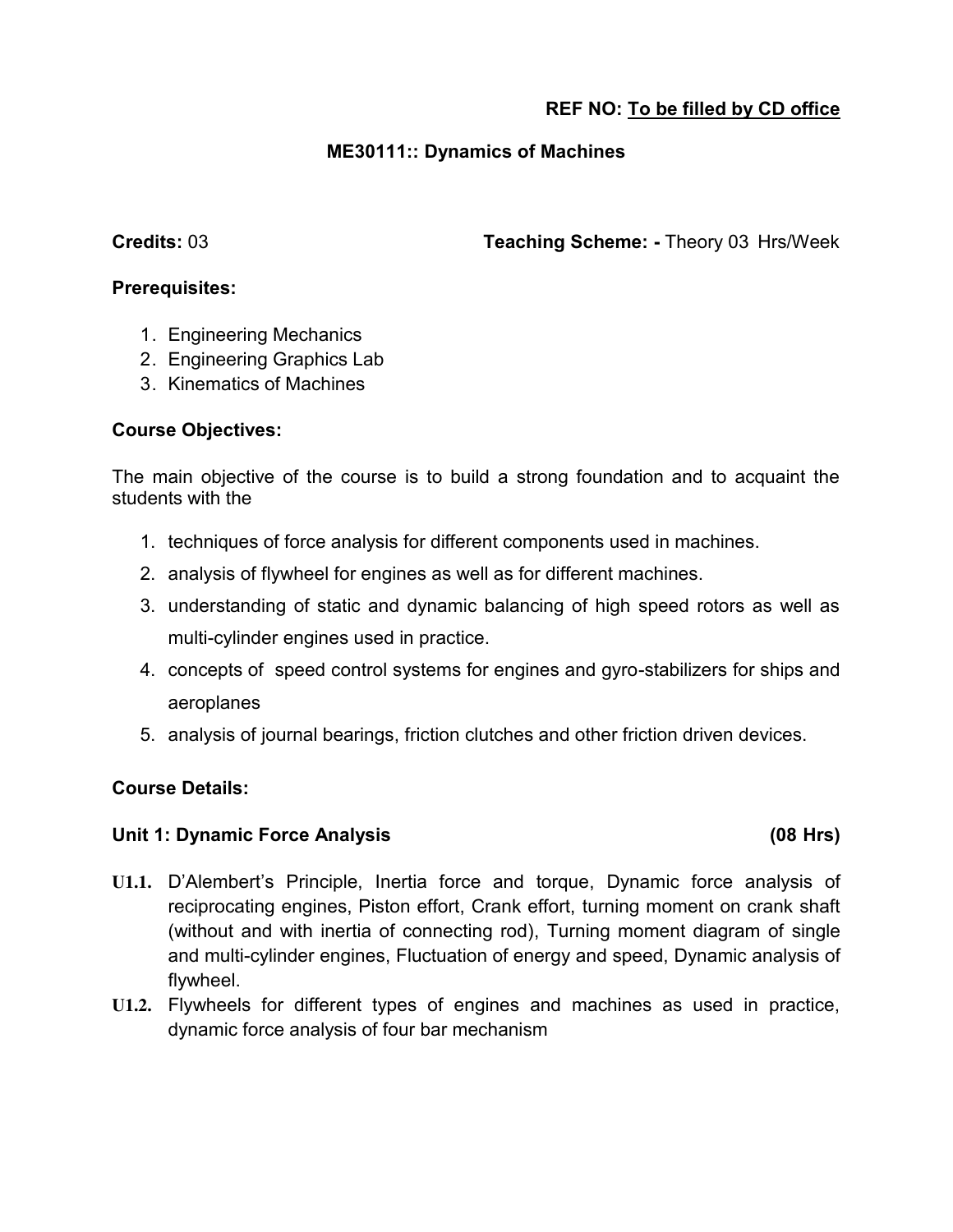**REF NO: To be filled by CD office**

## ME30111:: Dynamics of Machines

**Credits:** 03 **Teaching Scheme: -** Theory 03 Hrs/Week

**Prerequisites:**

1. Engineering Mechanics
2. Engineering Graphics Lab
3. Kinematics of Machines

**Course Objectives:**

The main objective of the course is to build a strong foundation and to acquaint the students with the

1. techniques of force analysis for different components used in machines.
2. analysis of flywheel for engines as well as for different machines.
3. understanding of static and dynamic balancing of high speed rotors as well as multi-cylinder engines used in practice.
4. concepts of speed control systems for engines and gyro-stabilizers for ships and aeroplanes
5. analysis of journal bearings, friction clutches and other friction driven devices.

**Course Details:**

**Unit 1: Dynamic Force Analysis (08 Hrs)**

**U1.1.** D'Alembert's Principle, Inertia force and torque, Dynamic force analysis of reciprocating engines, Piston effort, Crank effort, turning moment on crank shaft (without and with inertia of connecting rod), Turning moment diagram of single and multi-cylinder engines, Fluctuation of energy and speed, Dynamic analysis of flywheel.

**U1.2.** Flywheels for different types of engines and machines as used in practice, dynamic force analysis of four bar mechanism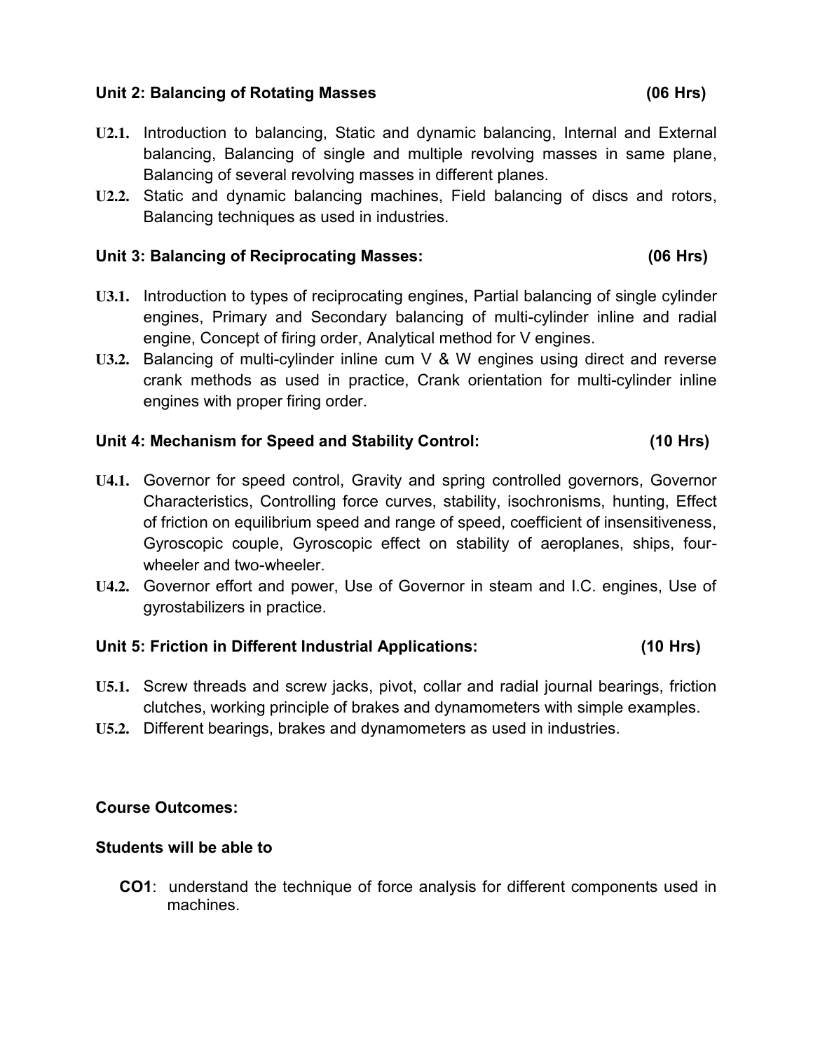**Unit 2: Balancing of Rotating Masses (06 Hrs)**

**U2.1.** Introduction to balancing, Static and dynamic balancing, Internal and External balancing, Balancing of single and multiple revolving masses in same plane, Balancing of several revolving masses in different planes.

**U2.2.** Static and dynamic balancing machines, Field balancing of discs and rotors, Balancing techniques as used in industries.

**Unit 3: Balancing of Reciprocating Masses: (06 Hrs)**

**U3.1.** Introduction to types of reciprocating engines, Partial balancing of single cylinder engines, Primary and Secondary balancing of multi-cylinder inline and radial engine, Concept of firing order, Analytical method for V engines.

**U3.2.** Balancing of multi-cylinder inline cum V & W engines using direct and reverse crank methods as used in practice, Crank orientation for multi-cylinder inline engines with proper firing order.

**Unit 4: Mechanism for Speed and Stability Control: (10 Hrs)**

**U4.1.** Governor for speed control, Gravity and spring controlled governors, Governor Characteristics, Controlling force curves, stability, isochronisms, hunting, Effect of friction on equilibrium speed and range of speed, coefficient of insensitiveness, Gyroscopic couple, Gyroscopic effect on stability of aeroplanes, ships, four-wheeler and two-wheeler.

**U4.2.** Governor effort and power, Use of Governor in steam and I.C. engines, Use of gyrostabilizers in practice.

**Unit 5: Friction in Different Industrial Applications: (10 Hrs)**

**U5.1.** Screw threads and screw jacks, pivot, collar and radial journal bearings, friction clutches, working principle of brakes and dynamometers with simple examples.

**U5.2.** Different bearings, brakes and dynamometers as used in industries.

**Course Outcomes:**

**Students will be able to**

**CO1**: understand the technique of force analysis for different components used in machines.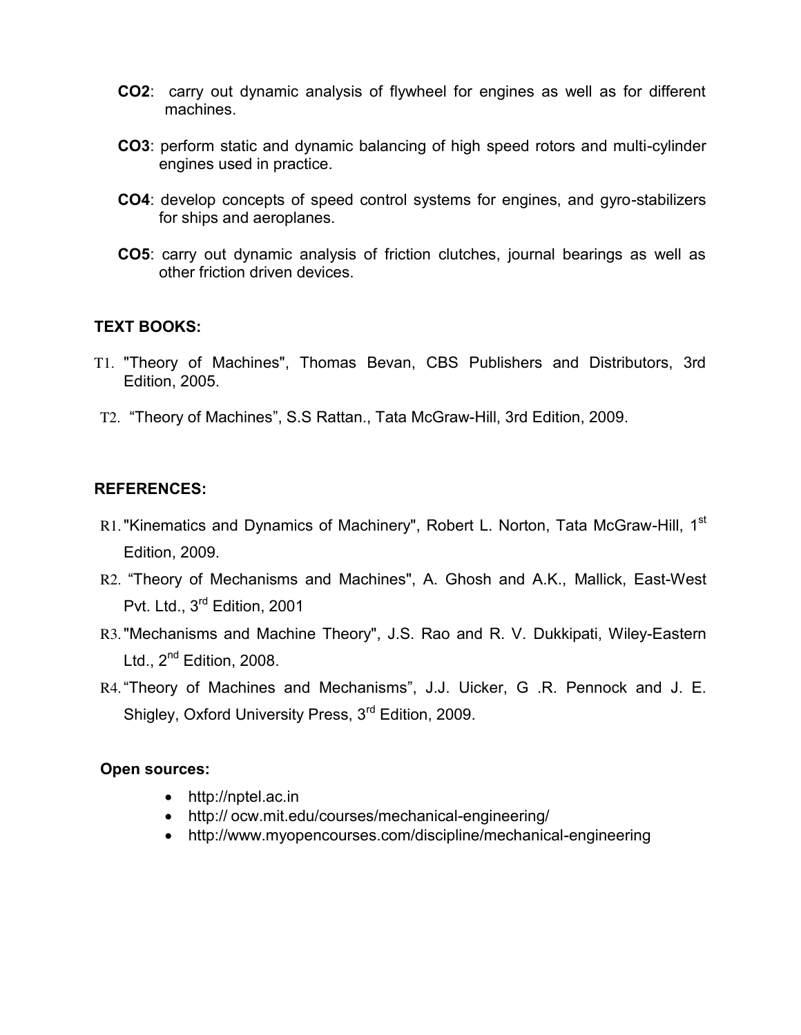**CO2**: carry out dynamic analysis of flywheel for engines as well as for different machines.

**CO3**: perform static and dynamic balancing of high speed rotors and multi-cylinder engines used in practice.

**CO4**: develop concepts of speed control systems for engines, and gyro-stabilizers for ships and aeroplanes.

**CO5**: carry out dynamic analysis of friction clutches, journal bearings as well as other friction driven devices.

**TEXT BOOKS:**

T1. "Theory of Machines", Thomas Bevan, CBS Publishers and Distributors, 3rd Edition, 2005.

T2. "Theory of Machines", S.S Rattan., Tata McGraw-Hill, 3rd Edition, 2009.

**REFERENCES:**

R1. "Kinematics and Dynamics of Machinery", Robert L. Norton, Tata McGraw-Hill, 1st Edition, 2009.

R2. "Theory of Mechanisms and Machines", A. Ghosh and A.K., Mallick, East-West Pvt. Ltd., 3rd Edition, 2001

R3. "Mechanisms and Machine Theory", J.S. Rao and R. V. Dukkipati, Wiley-Eastern Ltd., 2nd Edition, 2008.

R4. "Theory of Machines and Mechanisms", J.J. Uicker, G .R. Pennock and J. E. Shigley, Oxford University Press, 3rd Edition, 2009.

**Open sources:**

- http://nptel.ac.in
- http:// ocw.mit.edu/courses/mechanical-engineering/
- http://www.myopencourses.com/discipline/mechanical-engineering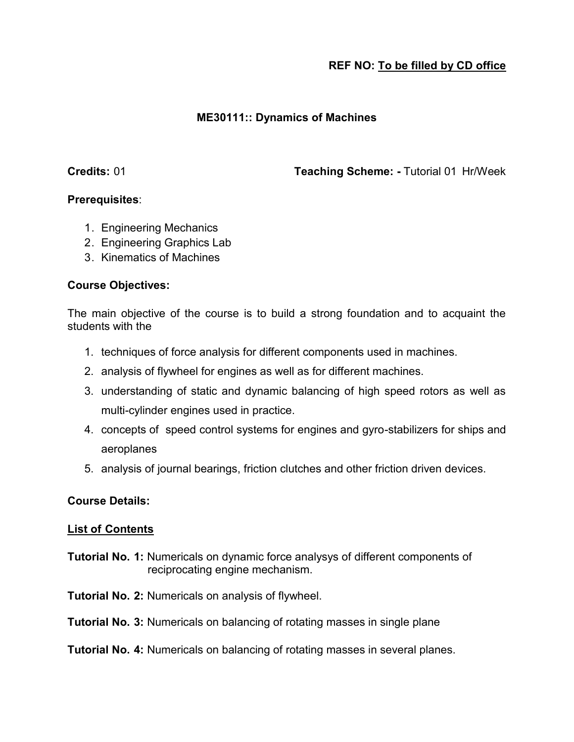**REF NO: To be filled by CD office**

## ME30111:: Dynamics of Machines

**Credits:** 01 **Teaching Scheme: -** Tutorial 01 Hr/Week

**Prerequisites**:

1. Engineering Mechanics
2. Engineering Graphics Lab
3. Kinematics of Machines

**Course Objectives:**

The main objective of the course is to build a strong foundation and to acquaint the students with the

1. techniques of force analysis for different components used in machines.
2. analysis of flywheel for engines as well as for different machines.
3. understanding of static and dynamic balancing of high speed rotors as well as multi-cylinder engines used in practice.
4. concepts of speed control systems for engines and gyro-stabilizers for ships and aeroplanes
5. analysis of journal bearings, friction clutches and other friction driven devices.

**Course Details:**

**List of Contents**

**Tutorial No. 1:** Numericals on dynamic force analysys of different components of reciprocating engine mechanism.

**Tutorial No. 2:** Numericals on analysis of flywheel.

**Tutorial No. 3:** Numericals on balancing of rotating masses in single plane

**Tutorial No. 4:** Numericals on balancing of rotating masses in several planes.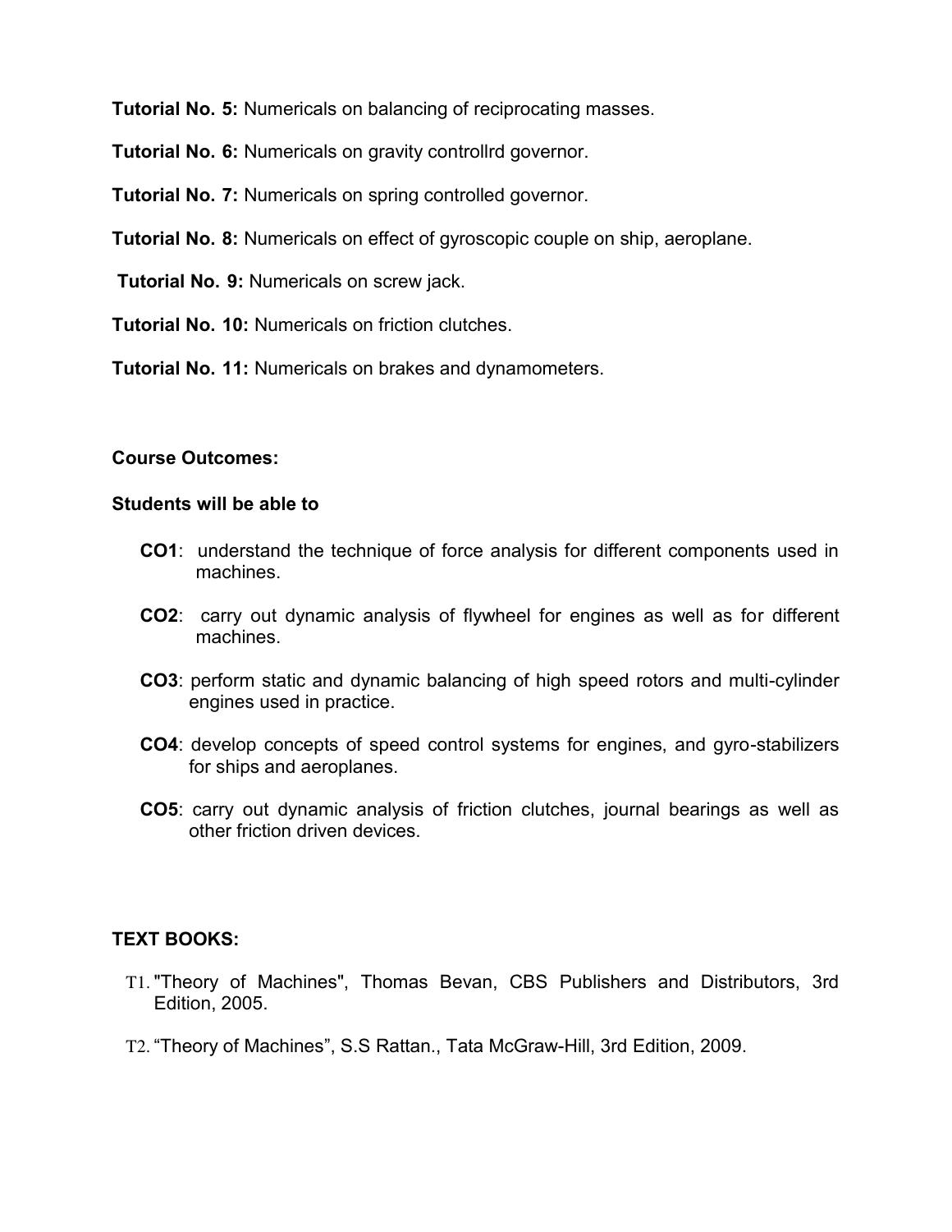**Tutorial No. 5:** Numericals on balancing of reciprocating masses.

**Tutorial No. 6:** Numericals on gravity controllrd governor.

**Tutorial No. 7:** Numericals on spring controlled governor.

**Tutorial No. 8:** Numericals on effect of gyroscopic couple on ship, aeroplane.

**Tutorial No. 9:** Numericals on screw jack.

**Tutorial No. 10:** Numericals on friction clutches.

**Tutorial No. 11:** Numericals on brakes and dynamometers.

**Course Outcomes:**

**Students will be able to**

- **CO1**: understand the technique of force analysis for different components used in machines.
- **CO2**: carry out dynamic analysis of flywheel for engines as well as for different machines.
- **CO3**: perform static and dynamic balancing of high speed rotors and multi-cylinder engines used in practice.
- **CO4**: develop concepts of speed control systems for engines, and gyro-stabilizers for ships and aeroplanes.
- **CO5**: carry out dynamic analysis of friction clutches, journal bearings as well as other friction driven devices.

**TEXT BOOKS:**

- T1. "Theory of Machines", Thomas Bevan, CBS Publishers and Distributors, 3rd Edition, 2005.
- T2. "Theory of Machines", S.S Rattan., Tata McGraw-Hill, 3rd Edition, 2009.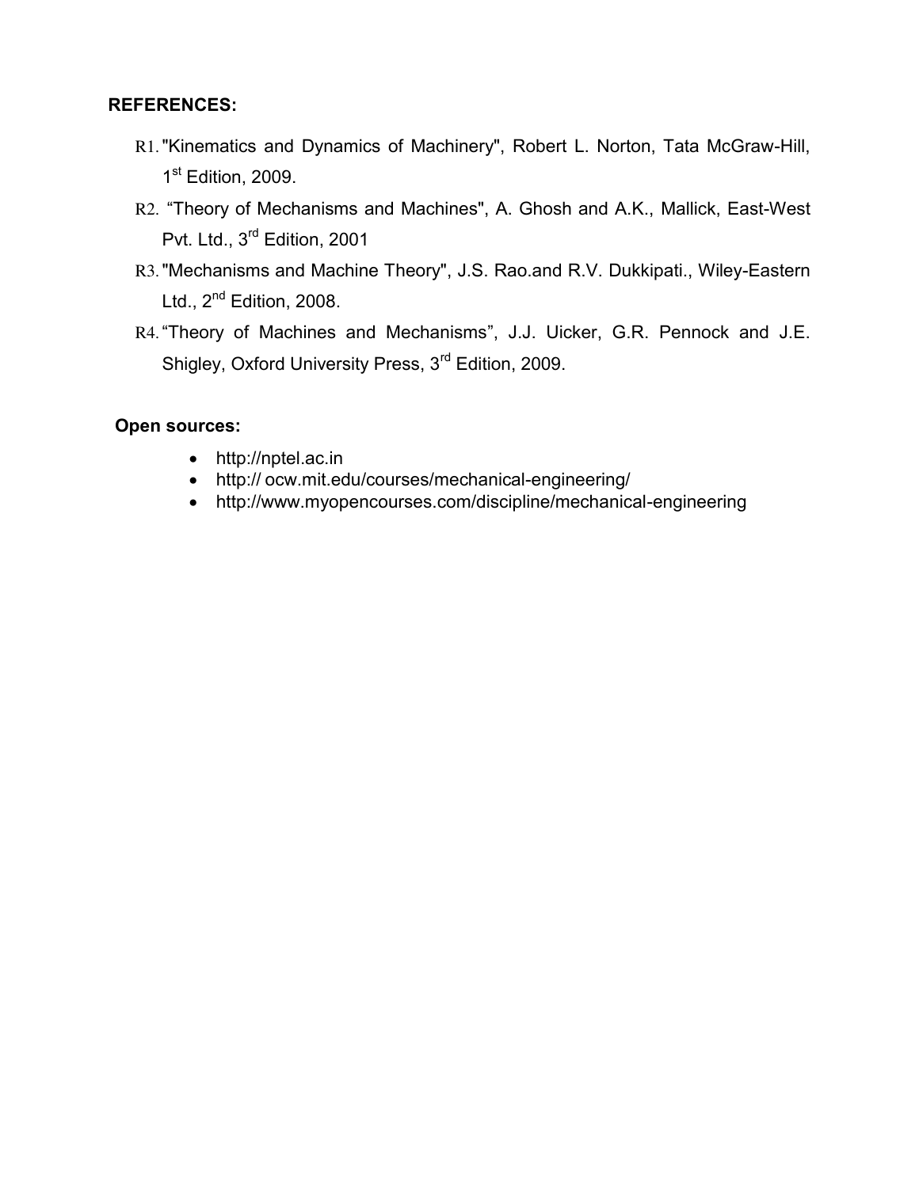**REFERENCES:**

R1. "Kinematics and Dynamics of Machinery", Robert L. Norton, Tata McGraw-Hill, 1st Edition, 2009.

R2. "Theory of Mechanisms and Machines", A. Ghosh and A.K., Mallick, East-West Pvt. Ltd., 3rd Edition, 2001

R3. "Mechanisms and Machine Theory", J.S. Rao.and R.V. Dukkipati., Wiley-Eastern Ltd., 2nd Edition, 2008.

R4. "Theory of Machines and Mechanisms", J.J. Uicker, G.R. Pennock and J.E. Shigley, Oxford University Press, 3rd Edition, 2009.

**Open sources:**

- http://nptel.ac.in
- http:// ocw.mit.edu/courses/mechanical-engineering/
- http://www.myopencourses.com/discipline/mechanical-engineering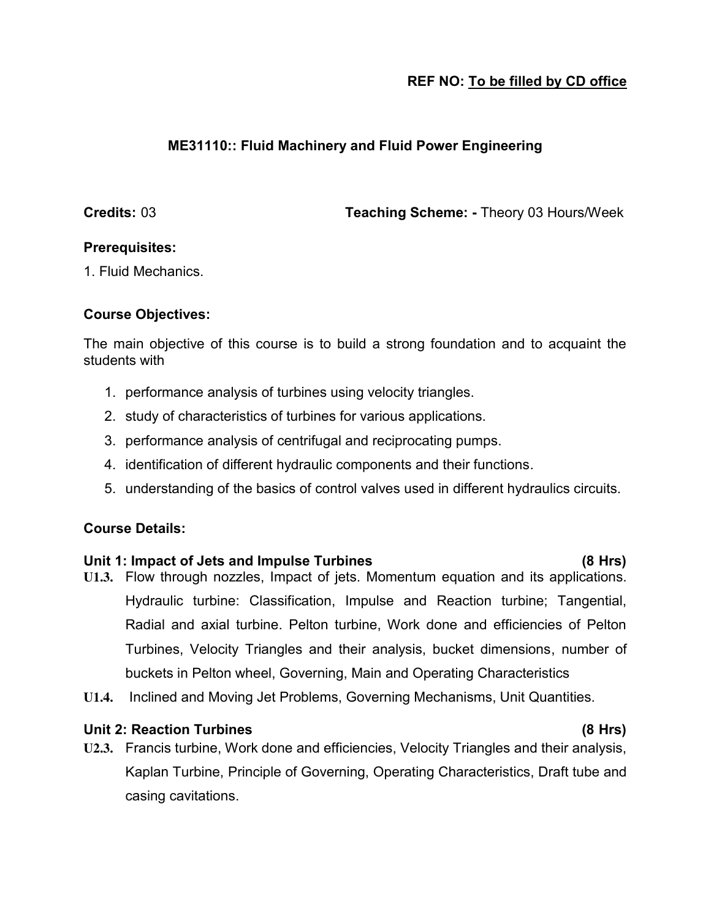**REF NO: To be filled by CD office**

## ME31110:: Fluid Machinery and Fluid Power Engineering

**Credits:** 03 **Teaching Scheme: -** Theory 03 Hours/Week

**Prerequisites:**

1. Fluid Mechanics.

**Course Objectives:**

The main objective of this course is to build a strong foundation and to acquaint the students with

1. performance analysis of turbines using velocity triangles.
2. study of characteristics of turbines for various applications.
3. performance analysis of centrifugal and reciprocating pumps.
4. identification of different hydraulic components and their functions.
5. understanding of the basics of control valves used in different hydraulics circuits.

**Course Details:**

**Unit 1: Impact of Jets and Impulse Turbines (8 Hrs)**

**U1.3.** Flow through nozzles, Impact of jets. Momentum equation and its applications. Hydraulic turbine: Classification, Impulse and Reaction turbine; Tangential, Radial and axial turbine. Pelton turbine, Work done and efficiencies of Pelton Turbines, Velocity Triangles and their analysis, bucket dimensions, number of buckets in Pelton wheel, Governing, Main and Operating Characteristics

**U1.4.** Inclined and Moving Jet Problems, Governing Mechanisms, Unit Quantities.

**Unit 2: Reaction Turbines (8 Hrs)**

**U2.3.** Francis turbine, Work done and efficiencies, Velocity Triangles and their analysis, Kaplan Turbine, Principle of Governing, Operating Characteristics, Draft tube and casing cavitations.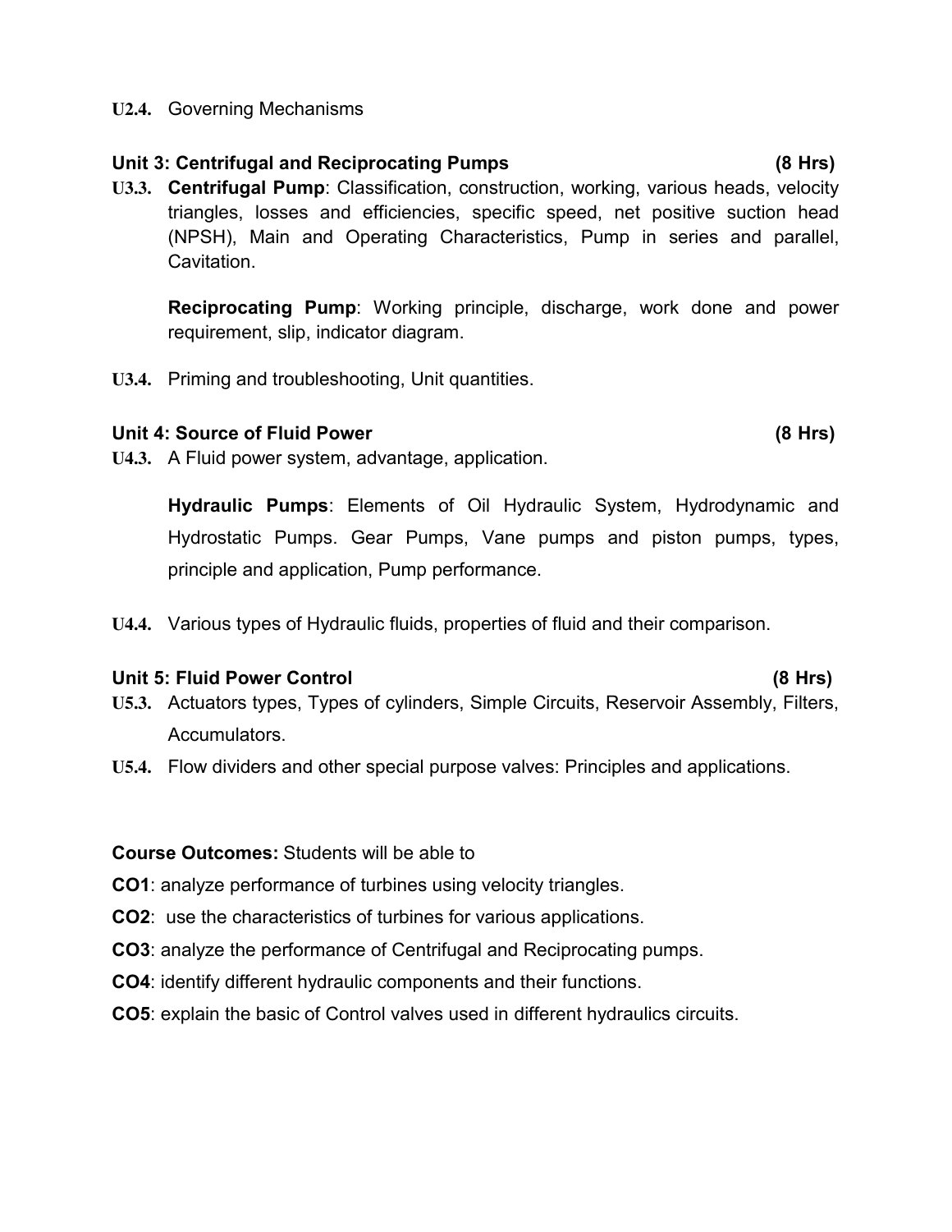**U2.4.** Governing Mechanisms

**Unit 3: Centrifugal and Reciprocating Pumps (8 Hrs)**

**U3.3.** **Centrifugal Pump**: Classification, construction, working, various heads, velocity triangles, losses and efficiencies, specific speed, net positive suction head (NPSH), Main and Operating Characteristics, Pump in series and parallel, Cavitation.

**Reciprocating Pump**: Working principle, discharge, work done and power requirement, slip, indicator diagram.

**U3.4.** Priming and troubleshooting, Unit quantities.

**Unit 4: Source of Fluid Power (8 Hrs)**

**U4.3.** A Fluid power system, advantage, application.

**Hydraulic Pumps**: Elements of Oil Hydraulic System, Hydrodynamic and Hydrostatic Pumps. Gear Pumps, Vane pumps and piston pumps, types, principle and application, Pump performance.

**U4.4.** Various types of Hydraulic fluids, properties of fluid and their comparison.

**Unit 5: Fluid Power Control (8 Hrs)**

**U5.3.** Actuators types, Types of cylinders, Simple Circuits, Reservoir Assembly, Filters, Accumulators.

**U5.4.** Flow dividers and other special purpose valves: Principles and applications.

**Course Outcomes:** Students will be able to

**CO1**: analyze performance of turbines using velocity triangles.

**CO2**: use the characteristics of turbines for various applications.

**CO3**: analyze the performance of Centrifugal and Reciprocating pumps.

**CO4**: identify different hydraulic components and their functions.

**CO5**: explain the basic of Control valves used in different hydraulics circuits.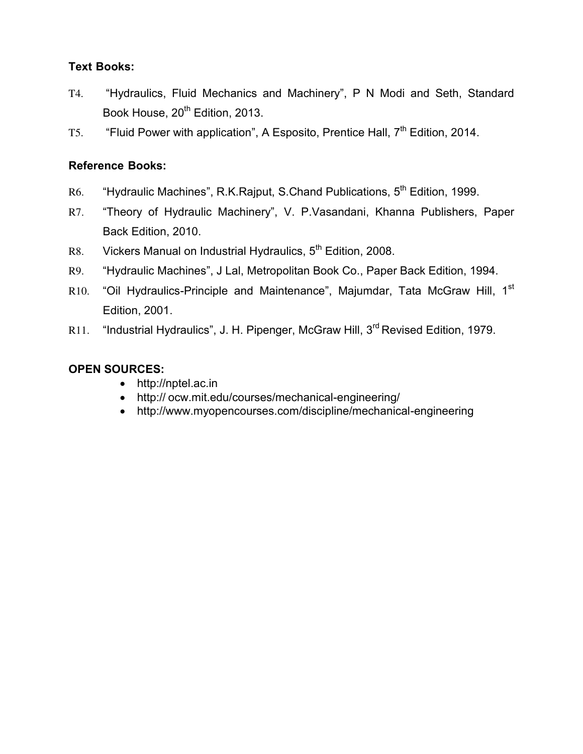**Text Books:**

T4. "Hydraulics, Fluid Mechanics and Machinery", P N Modi and Seth, Standard Book House, 20th Edition, 2013.

T5. "Fluid Power with application", A Esposito, Prentice Hall, 7th Edition, 2014.

**Reference Books:**

R6. "Hydraulic Machines", R.K.Rajput, S.Chand Publications, 5th Edition, 1999.

R7. "Theory of Hydraulic Machinery", V. P.Vasandani, Khanna Publishers, Paper Back Edition, 2010.

R8. Vickers Manual on Industrial Hydraulics, 5th Edition, 2008.

R9. "Hydraulic Machines", J Lal, Metropolitan Book Co., Paper Back Edition, 1994.

R10. "Oil Hydraulics-Principle and Maintenance", Majumdar, Tata McGraw Hill, 1st Edition, 2001.

R11. "Industrial Hydraulics", J. H. Pipenger, McGraw Hill, 3rd Revised Edition, 1979.

**OPEN SOURCES:**

- http://nptel.ac.in
- http:// ocw.mit.edu/courses/mechanical-engineering/
- http://www.myopencourses.com/discipline/mechanical-engineering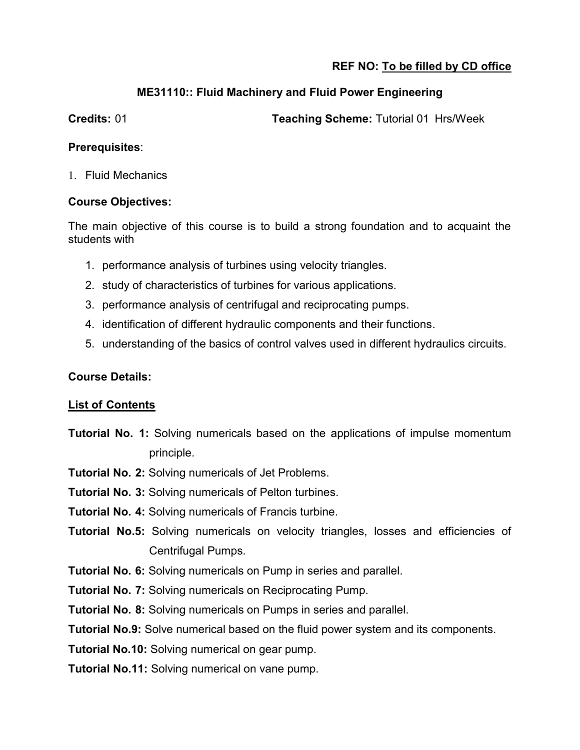**REF NO: To be filled by CD office**

## ME31110:: Fluid Machinery and Fluid Power Engineering

**Credits:** 01 **Teaching Scheme:** Tutorial 01 Hrs/Week

**Prerequisites**:

1. Fluid Mechanics

**Course Objectives:**

The main objective of this course is to build a strong foundation and to acquaint the students with

1. performance analysis of turbines using velocity triangles.
2. study of characteristics of turbines for various applications.
3. performance analysis of centrifugal and reciprocating pumps.
4. identification of different hydraulic components and their functions.
5. understanding of the basics of control valves used in different hydraulics circuits.

**Course Details:**

**List of Contents**

**Tutorial No. 1:** Solving numericals based on the applications of impulse momentum principle.

**Tutorial No. 2:** Solving numericals of Jet Problems.

**Tutorial No. 3:** Solving numericals of Pelton turbines.

**Tutorial No. 4:** Solving numericals of Francis turbine.

**Tutorial No.5:** Solving numericals on velocity triangles, losses and efficiencies of Centrifugal Pumps.

**Tutorial No. 6:** Solving numericals on Pump in series and parallel.

**Tutorial No. 7:** Solving numericals on Reciprocating Pump.

**Tutorial No. 8:** Solving numericals on Pumps in series and parallel.

**Tutorial No.9:** Solve numerical based on the fluid power system and its components.

**Tutorial No.10:** Solving numerical on gear pump.

**Tutorial No.11:** Solving numerical on vane pump.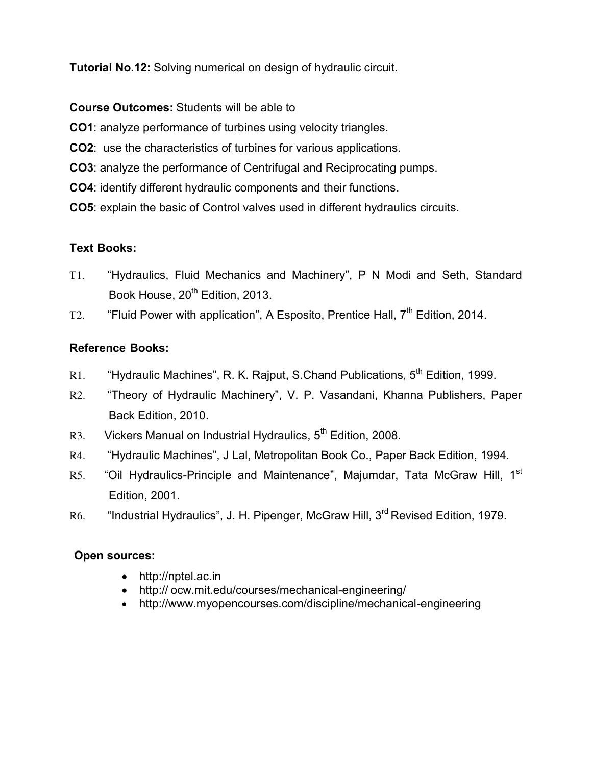**Tutorial No.12:** Solving numerical on design of hydraulic circuit.

**Course Outcomes:** Students will be able to

**CO1**: analyze performance of turbines using velocity triangles.

**CO2**: use the characteristics of turbines for various applications.

**CO3**: analyze the performance of Centrifugal and Reciprocating pumps.

**CO4**: identify different hydraulic components and their functions.

**CO5**: explain the basic of Control valves used in different hydraulics circuits.

**Text Books:**

T1. "Hydraulics, Fluid Mechanics and Machinery", P N Modi and Seth, Standard Book House, 20th Edition, 2013.

T2. "Fluid Power with application", A Esposito, Prentice Hall, 7th Edition, 2014.

**Reference Books:**

R1. "Hydraulic Machines", R. K. Rajput, S.Chand Publications, 5th Edition, 1999.

R2. "Theory of Hydraulic Machinery", V. P. Vasandani, Khanna Publishers, Paper Back Edition, 2010.

R3. Vickers Manual on Industrial Hydraulics, 5th Edition, 2008.

R4. "Hydraulic Machines", J Lal, Metropolitan Book Co., Paper Back Edition, 1994.

R5. "Oil Hydraulics-Principle and Maintenance", Majumdar, Tata McGraw Hill, 1st Edition, 2001.

R6. "Industrial Hydraulics", J. H. Pipenger, McGraw Hill, 3rd Revised Edition, 1979.

**Open sources:**

- http://nptel.ac.in
- http:// ocw.mit.edu/courses/mechanical-engineering/
- http://www.myopencourses.com/discipline/mechanical-engineering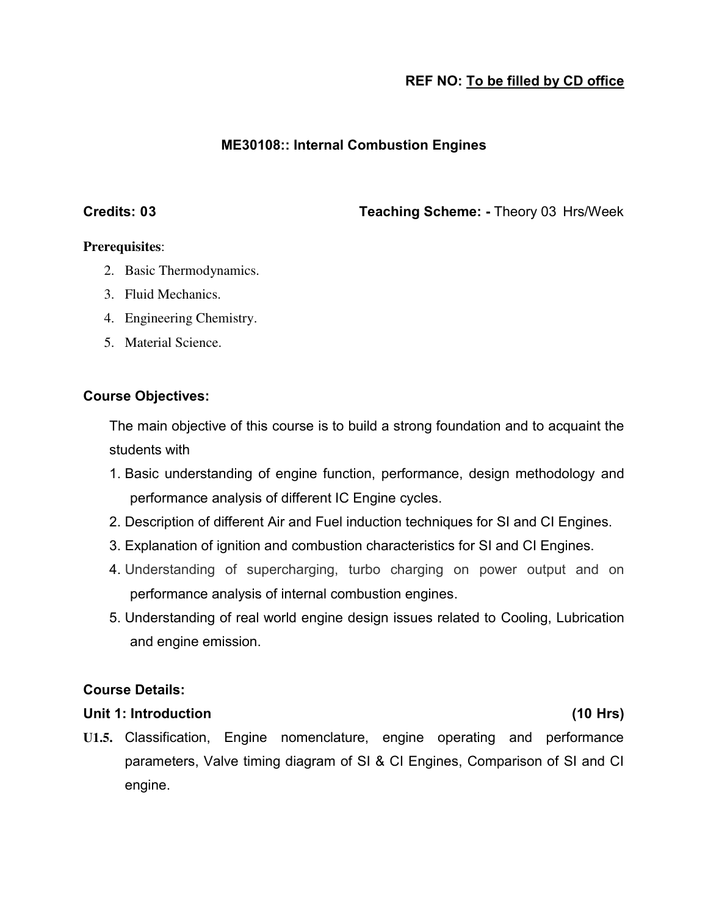**REF NO: To be filled by CD office**

## ME30108:: Internal Combustion Engines

**Credits: 03** **Teaching Scheme: -** Theory 03 Hrs/Week

**Prerequisites**:

2. Basic Thermodynamics.
3. Fluid Mechanics.
4. Engineering Chemistry.
5. Material Science.

### Course Objectives:

The main objective of this course is to build a strong foundation and to acquaint the students with

1. Basic understanding of engine function, performance, design methodology and performance analysis of different IC Engine cycles.
2. Description of different Air and Fuel induction techniques for SI and CI Engines.
3. Explanation of ignition and combustion characteristics for SI and CI Engines.
4. Understanding of supercharging, turbo charging on power output and on performance analysis of internal combustion engines.
5. Understanding of real world engine design issues related to Cooling, Lubrication and engine emission.

### Course Details:

**Unit 1: Introduction (10 Hrs)**

**U1.5.** Classification, Engine nomenclature, engine operating and performance parameters, Valve timing diagram of SI & CI Engines, Comparison of SI and CI engine.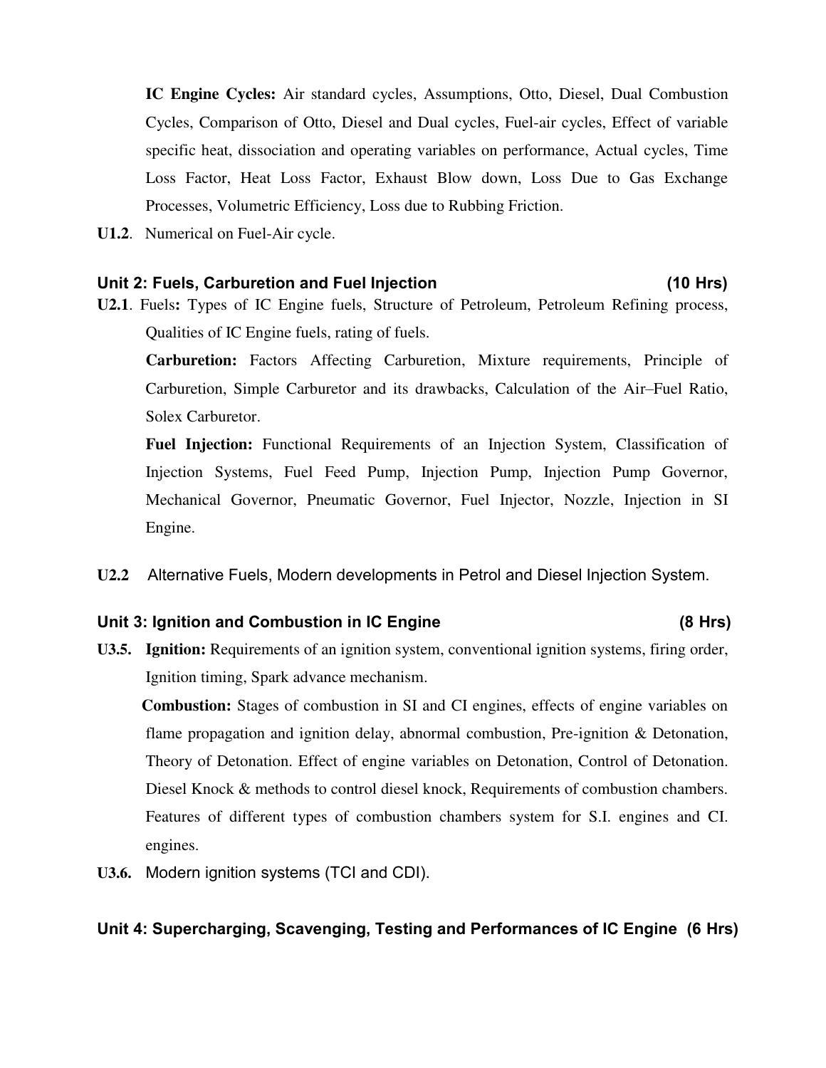**IC Engine Cycles:** Air standard cycles, Assumptions, Otto, Diesel, Dual Combustion Cycles, Comparison of Otto, Diesel and Dual cycles, Fuel-air cycles, Effect of variable specific heat, dissociation and operating variables on performance, Actual cycles, Time Loss Factor, Heat Loss Factor, Exhaust Blow down, Loss Due to Gas Exchange Processes, Volumetric Efficiency, Loss due to Rubbing Friction.

**U1.2**. Numerical on Fuel-Air cycle.

### Unit 2: Fuels, Carburetion and Fuel Injection (10 Hrs)

**U2.1**. Fuels**:** Types of IC Engine fuels, Structure of Petroleum, Petroleum Refining process, Qualities of IC Engine fuels, rating of fuels.

**Carburetion:** Factors Affecting Carburetion, Mixture requirements, Principle of Carburetion, Simple Carburetor and its drawbacks, Calculation of the Air–Fuel Ratio, Solex Carburetor.

**Fuel Injection:** Functional Requirements of an Injection System, Classification of Injection Systems, Fuel Feed Pump, Injection Pump, Injection Pump Governor, Mechanical Governor, Pneumatic Governor, Fuel Injector, Nozzle, Injection in SI Engine.

**U2.2** Alternative Fuels, Modern developments in Petrol and Diesel Injection System.

### Unit 3: Ignition and Combustion in IC Engine (8 Hrs)

**U3.5.** **Ignition:** Requirements of an ignition system, conventional ignition systems, firing order, Ignition timing, Spark advance mechanism.

**Combustion:** Stages of combustion in SI and CI engines, effects of engine variables on flame propagation and ignition delay, abnormal combustion, Pre-ignition & Detonation, Theory of Detonation. Effect of engine variables on Detonation, Control of Detonation. Diesel Knock & methods to control diesel knock, Requirements of combustion chambers. Features of different types of combustion chambers system for S.I. engines and CI. engines.

**U3.6.** Modern ignition systems (TCI and CDI).

### Unit 4: Supercharging, Scavenging, Testing and Performances of IC Engine (6 Hrs)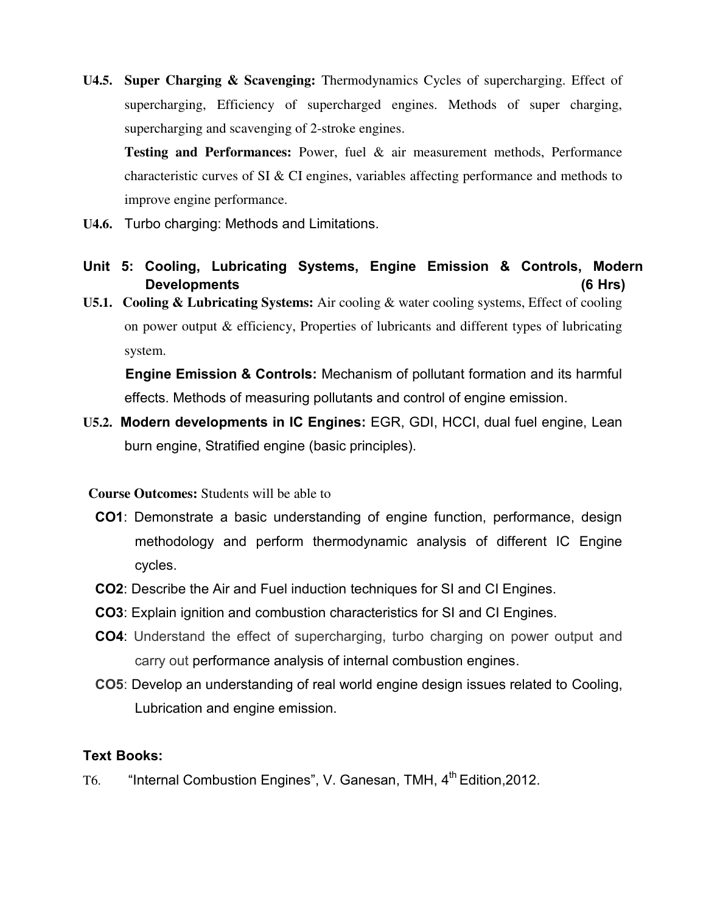**U4.5. Super Charging & Scavenging:** Thermodynamics Cycles of supercharging. Effect of supercharging, Efficiency of supercharged engines. Methods of super charging, supercharging and scavenging of 2-stroke engines.

**Testing and Performances:** Power, fuel & air measurement methods, Performance characteristic curves of SI & CI engines, variables affecting performance and methods to improve engine performance.

**U4.6.** Turbo charging: Methods and Limitations.

## Unit 5: Cooling, Lubricating Systems, Engine Emission & Controls, Modern Developments (6 Hrs)

**U5.1. Cooling & Lubricating Systems:** Air cooling & water cooling systems, Effect of cooling on power output & efficiency, Properties of lubricants and different types of lubricating system.

**Engine Emission & Controls:** Mechanism of pollutant formation and its harmful effects. Methods of measuring pollutants and control of engine emission.

**U5.2. Modern developments in IC Engines:** EGR, GDI, HCCI, dual fuel engine, Lean burn engine, Stratified engine (basic principles).

**Course Outcomes:** Students will be able to

- **CO1**: Demonstrate a basic understanding of engine function, performance, design methodology and perform thermodynamic analysis of different IC Engine cycles.
- **CO2**: Describe the Air and Fuel induction techniques for SI and CI Engines.
- **CO3**: Explain ignition and combustion characteristics for SI and CI Engines.
- **CO4**: Understand the effect of supercharging, turbo charging on power output and carry out performance analysis of internal combustion engines.
- **CO5**: Develop an understanding of real world engine design issues related to Cooling, Lubrication and engine emission.

### Text Books:

T6. "Internal Combustion Engines", V. Ganesan, TMH, 4th Edition,2012.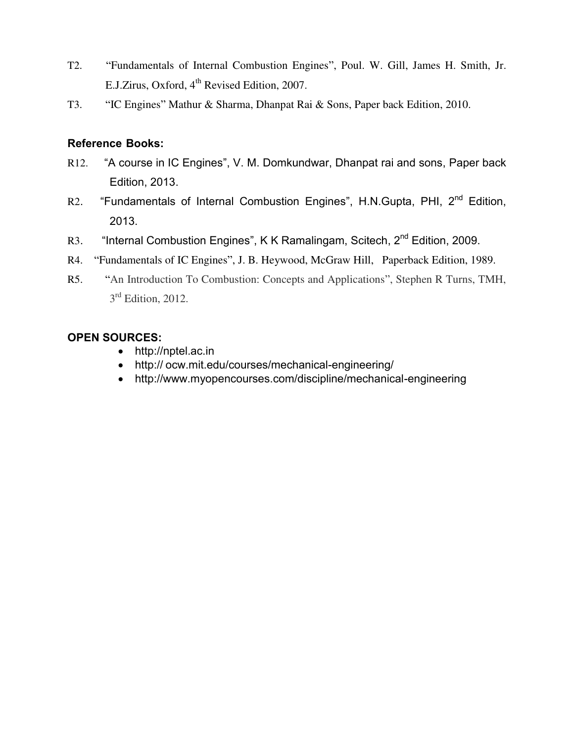T2. "Fundamentals of Internal Combustion Engines", Poul. W. Gill, James H. Smith, Jr. E.J.Zirus, Oxford, 4th Revised Edition, 2007.

T3. "IC Engines" Mathur & Sharma, Dhanpat Rai & Sons, Paper back Edition, 2010.

**Reference Books:**

R12. "A course in IC Engines", V. M. Domkundwar, Dhanpat rai and sons, Paper back Edition, 2013.

R2. "Fundamentals of Internal Combustion Engines", H.N.Gupta, PHI, 2nd Edition, 2013.

R3. "Internal Combustion Engines", K K Ramalingam, Scitech, 2nd Edition, 2009.

R4. "Fundamentals of IC Engines", J. B. Heywood, McGraw Hill, Paperback Edition, 1989.

R5. "An Introduction To Combustion: Concepts and Applications", Stephen R Turns, TMH, 3rd Edition, 2012.

**OPEN SOURCES:**

- http://nptel.ac.in
- http:// ocw.mit.edu/courses/mechanical-engineering/
- http://www.myopencourses.com/discipline/mechanical-engineering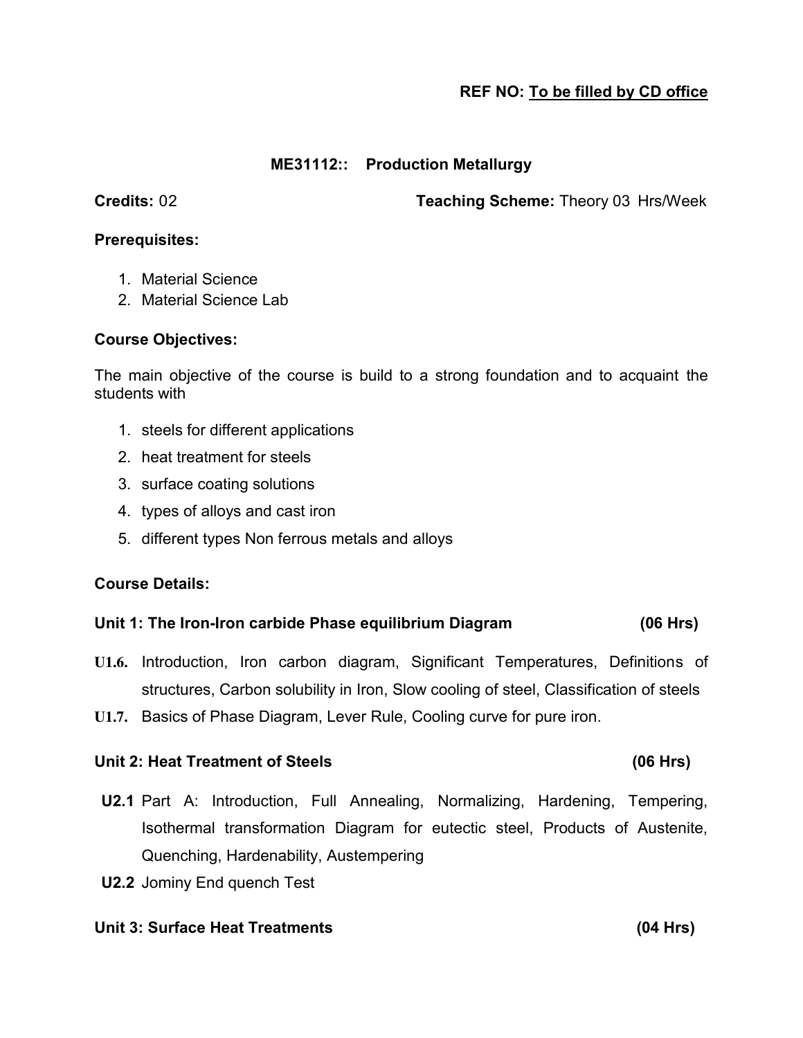**REF NO: To be filled by CD office**

## ME31112:: Production Metallurgy

**Credits:** 02 **Teaching Scheme:** Theory 03 Hrs/Week

**Prerequisites:**

1. Material Science
2. Material Science Lab

**Course Objectives:**

The main objective of the course is build to a strong foundation and to acquaint the students with

1. steels for different applications
2. heat treatment for steels
3. surface coating solutions
4. types of alloys and cast iron
5. different types Non ferrous metals and alloys

**Course Details:**

**Unit 1: The Iron-Iron carbide Phase equilibrium Diagram (06 Hrs)**

**U1.6.** Introduction, Iron carbon diagram, Significant Temperatures, Definitions of structures, Carbon solubility in Iron, Slow cooling of steel, Classification of steels

**U1.7.** Basics of Phase Diagram, Lever Rule, Cooling curve for pure iron.

**Unit 2: Heat Treatment of Steels (06 Hrs)**

**U2.1** Part A: Introduction, Full Annealing, Normalizing, Hardening, Tempering, Isothermal transformation Diagram for eutectic steel, Products of Austenite, Quenching, Hardenability, Austempering

**U2.2** Jominy End quench Test

**Unit 3: Surface Heat Treatments (04 Hrs)**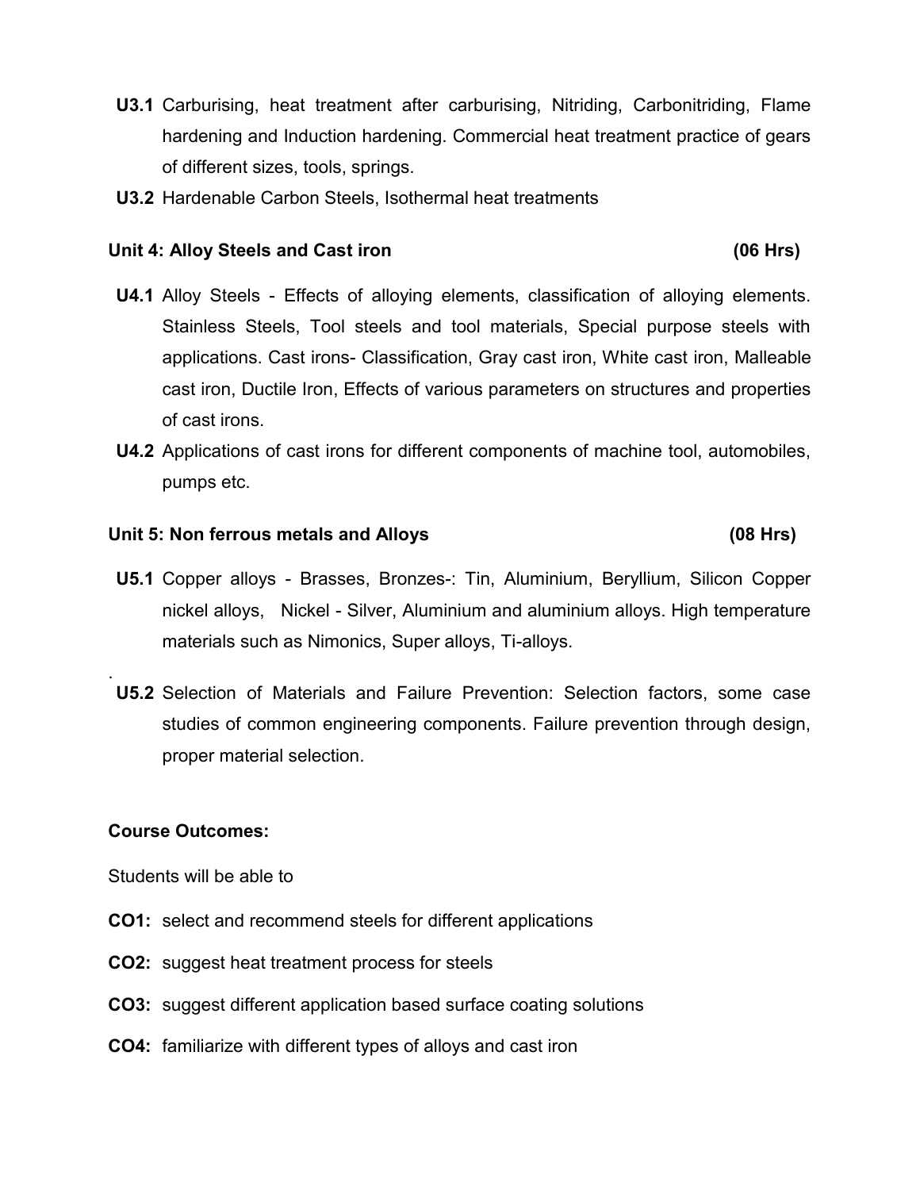**U3.1** Carburising, heat treatment after carburising, Nitriding, Carbonitriding, Flame hardening and Induction hardening. Commercial heat treatment practice of gears of different sizes, tools, springs.

**U3.2** Hardenable Carbon Steels, Isothermal heat treatments

**Unit 4: Alloy Steels and Cast iron (06 Hrs)**

**U4.1** Alloy Steels - Effects of alloying elements, classification of alloying elements. Stainless Steels, Tool steels and tool materials, Special purpose steels with applications. Cast irons- Classification, Gray cast iron, White cast iron, Malleable cast iron, Ductile Iron, Effects of various parameters on structures and properties of cast irons.

**U4.2** Applications of cast irons for different components of machine tool, automobiles, pumps etc.

**Unit 5: Non ferrous metals and Alloys (08 Hrs)**

**U5.1** Copper alloys - Brasses, Bronzes-: Tin, Aluminium, Beryllium, Silicon Copper nickel alloys, Nickel - Silver, Aluminium and aluminium alloys. High temperature materials such as Nimonics, Super alloys, Ti-alloys.

.

**U5.2** Selection of Materials and Failure Prevention: Selection factors, some case studies of common engineering components. Failure prevention through design, proper material selection.

**Course Outcomes:**

Students will be able to

**CO1:** select and recommend steels for different applications

**CO2:** suggest heat treatment process for steels

**CO3:** suggest different application based surface coating solutions

**CO4:** familiarize with different types of alloys and cast iron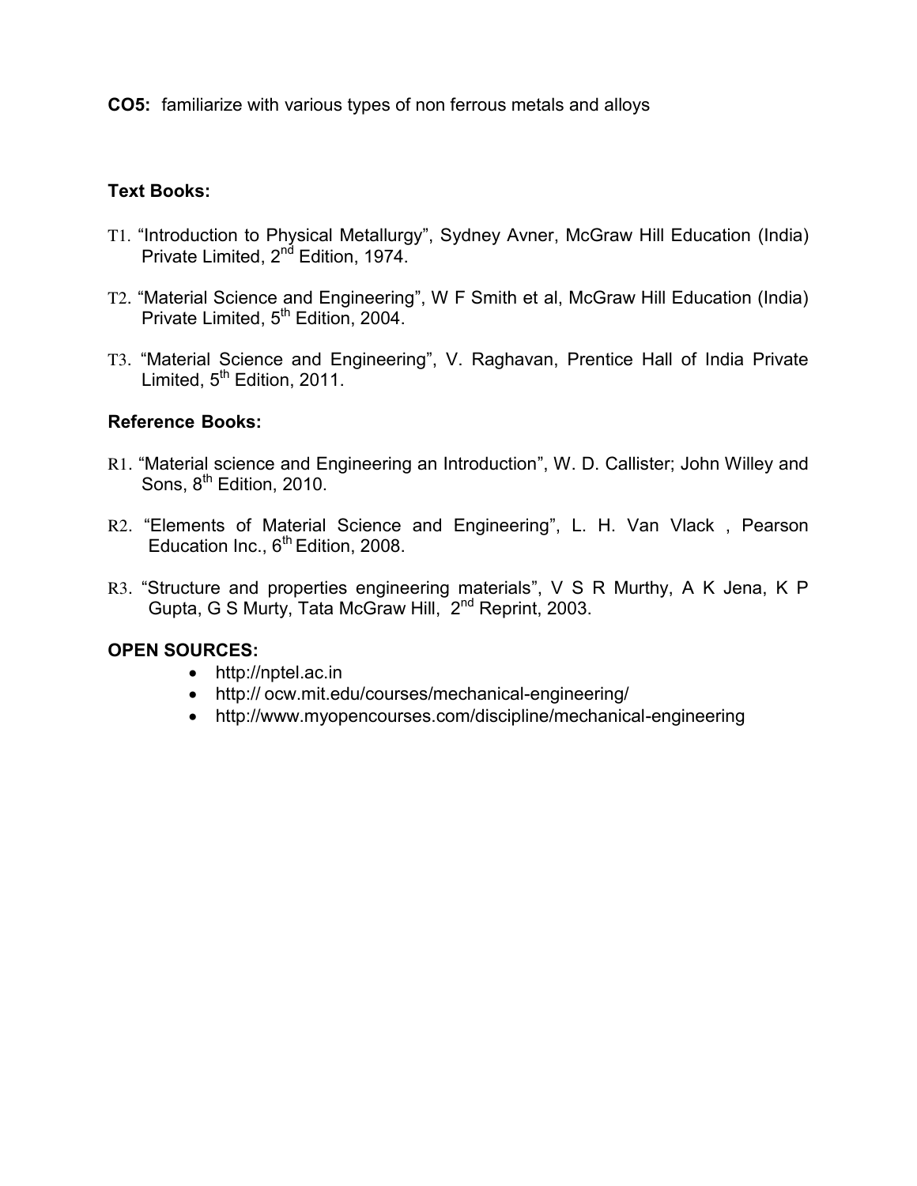**CO5:** familiarize with various types of non ferrous metals and alloys

**Text Books:**

T1. "Introduction to Physical Metallurgy", Sydney Avner, McGraw Hill Education (India) Private Limited, 2nd Edition, 1974.

T2. "Material Science and Engineering", W F Smith et al, McGraw Hill Education (India) Private Limited, 5th Edition, 2004.

T3. "Material Science and Engineering", V. Raghavan, Prentice Hall of India Private Limited, 5th Edition, 2011.

**Reference Books:**

R1. "Material science and Engineering an Introduction", W. D. Callister; John Willey and Sons, 8th Edition, 2010.

R2. "Elements of Material Science and Engineering", L. H. Van Vlack , Pearson Education Inc., 6th Edition, 2008.

R3. "Structure and properties engineering materials", V S R Murthy, A K Jena, K P Gupta, G S Murty, Tata McGraw Hill, 2nd Reprint, 2003.

**OPEN SOURCES:**

- http://nptel.ac.in
- http:// ocw.mit.edu/courses/mechanical-engineering/
- http://www.myopencourses.com/discipline/mechanical-engineering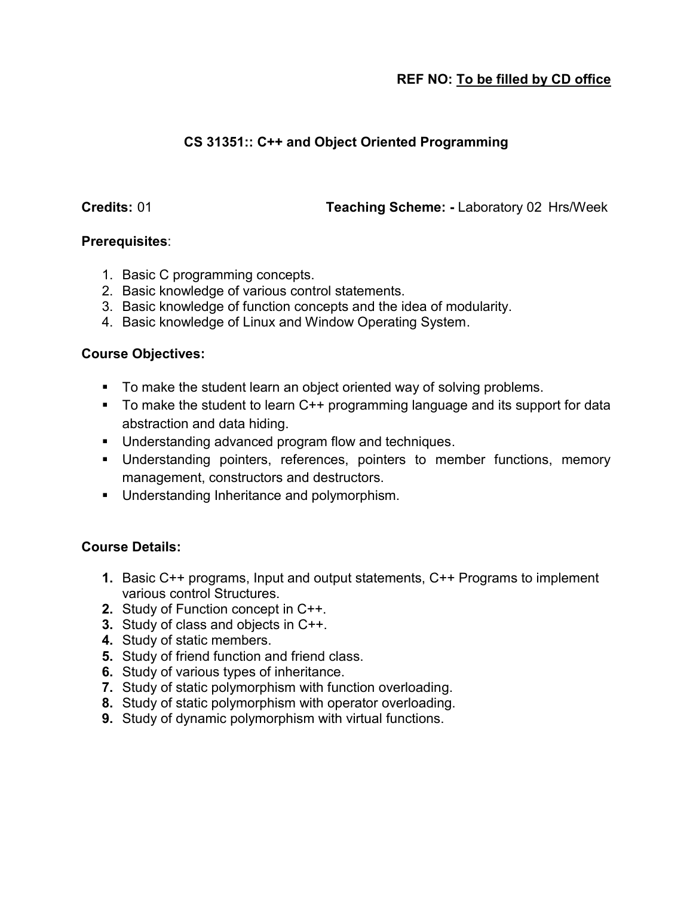**REF NO: To be filled by CD office**

## CS 31351:: C++ and Object Oriented Programming

**Credits:** 01 **Teaching Scheme: -** Laboratory 02 Hrs/Week

**Prerequisites**:

1. Basic C programming concepts.
2. Basic knowledge of various control statements.
3. Basic knowledge of function concepts and the idea of modularity.
4. Basic knowledge of Linux and Window Operating System.

**Course Objectives:**

- To make the student learn an object oriented way of solving problems.
- To make the student to learn C++ programming language and its support for data abstraction and data hiding.
- Understanding advanced program flow and techniques.
- Understanding pointers, references, pointers to member functions, memory management, constructors and destructors.
- Understanding Inheritance and polymorphism.

**Course Details:**

1. Basic C++ programs, Input and output statements, C++ Programs to implement various control Structures.
2. Study of Function concept in C++.
3. Study of class and objects in C++.
4. Study of static members.
5. Study of friend function and friend class.
6. Study of various types of inheritance.
7. Study of static polymorphism with function overloading.
8. Study of static polymorphism with operator overloading.
9. Study of dynamic polymorphism with virtual functions.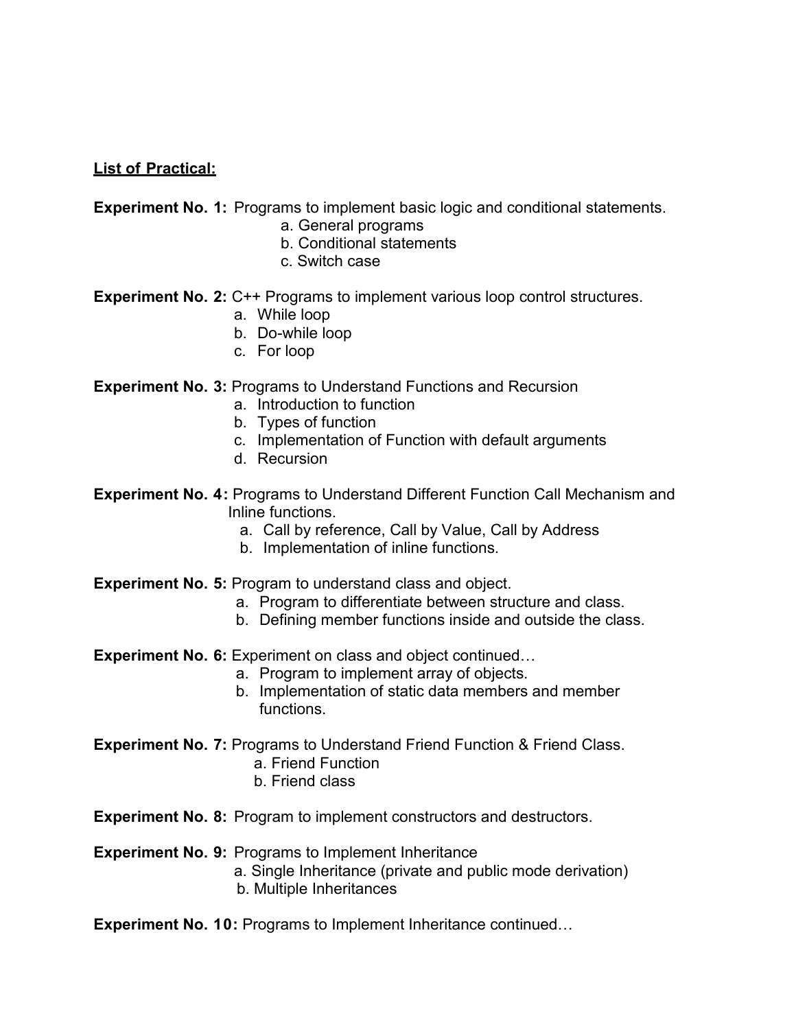**List of Practical:**

**Experiment No. 1:** Programs to implement basic logic and conditional statements.

a. General programs
b. Conditional statements
c. Switch case

**Experiment No. 2:** C++ Programs to implement various loop control structures.

a. While loop
b. Do-while loop
c. For loop

**Experiment No. 3:** Programs to Understand Functions and Recursion

a. Introduction to function
b. Types of function
c. Implementation of Function with default arguments
d. Recursion

**Experiment No. 4:** Programs to Understand Different Function Call Mechanism and Inline functions.

a. Call by reference, Call by Value, Call by Address
b. Implementation of inline functions.

**Experiment No. 5:** Program to understand class and object.

a. Program to differentiate between structure and class.
b. Defining member functions inside and outside the class.

**Experiment No. 6:** Experiment on class and object continued…

a. Program to implement array of objects.
b. Implementation of static data members and member functions.

**Experiment No. 7:** Programs to Understand Friend Function & Friend Class.

a. Friend Function
b. Friend class

**Experiment No. 8:** Program to implement constructors and destructors.

**Experiment No. 9:** Programs to Implement Inheritance

a. Single Inheritance (private and public mode derivation)
b. Multiple Inheritances

**Experiment No. 10:** Programs to Implement Inheritance continued…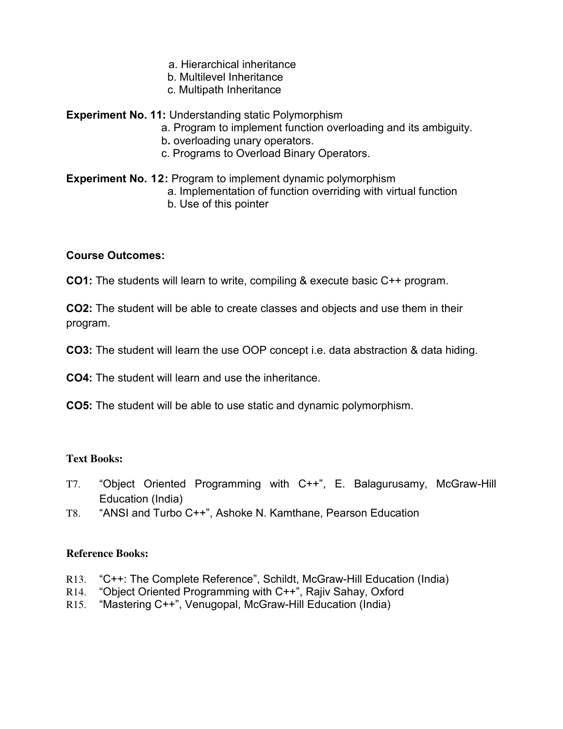a. Hierarchical inheritance
b. Multilevel Inheritance
c. Multipath Inheritance

**Experiment No. 11:** Understanding static Polymorphism
a. Program to implement function overloading and its ambiguity.
b**.** overloading unary operators.
c. Programs to Overload Binary Operators.

**Experiment No. 12:** Program to implement dynamic polymorphism
a. Implementation of function overriding with virtual function
b. Use of this pointer

**Course Outcomes:**

**CO1:** The students will learn to write, compiling & execute basic C++ program.

**CO2:** The student will be able to create classes and objects and use them in their program.

**CO3:** The student will learn the use OOP concept i.e. data abstraction & data hiding.

**CO4:** The student will learn and use the inheritance.

**CO5:** The student will be able to use static and dynamic polymorphism.

**Text Books:**

T7. "Object Oriented Programming with C++", E. Balagurusamy, McGraw-Hill Education (India)
T8. "ANSI and Turbo C++", Ashoke N. Kamthane, Pearson Education

**Reference Books:**

R13. "C++: The Complete Reference", Schildt, McGraw-Hill Education (India)
R14. "Object Oriented Programming with C++", Rajiv Sahay, Oxford
R15. "Mastering C++", Venugopal, McGraw-Hill Education (India)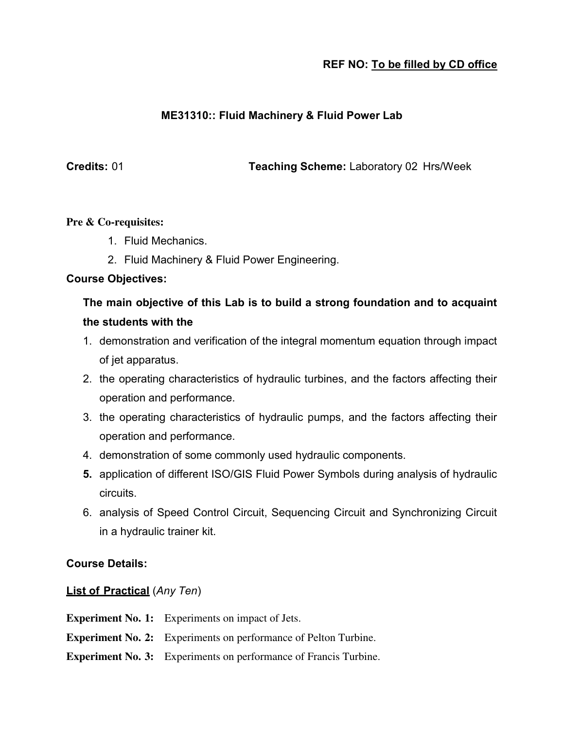**REF NO: To be filled by CD office**

## ME31310:: Fluid Machinery & Fluid Power Lab

**Credits:** 01 **Teaching Scheme:** Laboratory 02 Hrs/Week

**Pre & Co-requisites:**

1. Fluid Mechanics.
2. Fluid Machinery & Fluid Power Engineering.

**Course Objectives:**

**The main objective of this Lab is to build a strong foundation and to acquaint the students with the**

1. demonstration and verification of the integral momentum equation through impact of jet apparatus.
2. the operating characteristics of hydraulic turbines, and the factors affecting their operation and performance.
3. the operating characteristics of hydraulic pumps, and the factors affecting their operation and performance.
4. demonstration of some commonly used hydraulic components.
5. application of different ISO/GIS Fluid Power Symbols during analysis of hydraulic circuits.
6. analysis of Speed Control Circuit, Sequencing Circuit and Synchronizing Circuit in a hydraulic trainer kit.

**Course Details:**

**List of Practical** (*Any Ten*)

**Experiment No. 1:** Experiments on impact of Jets.

**Experiment No. 2:** Experiments on performance of Pelton Turbine.

**Experiment No. 3:** Experiments on performance of Francis Turbine.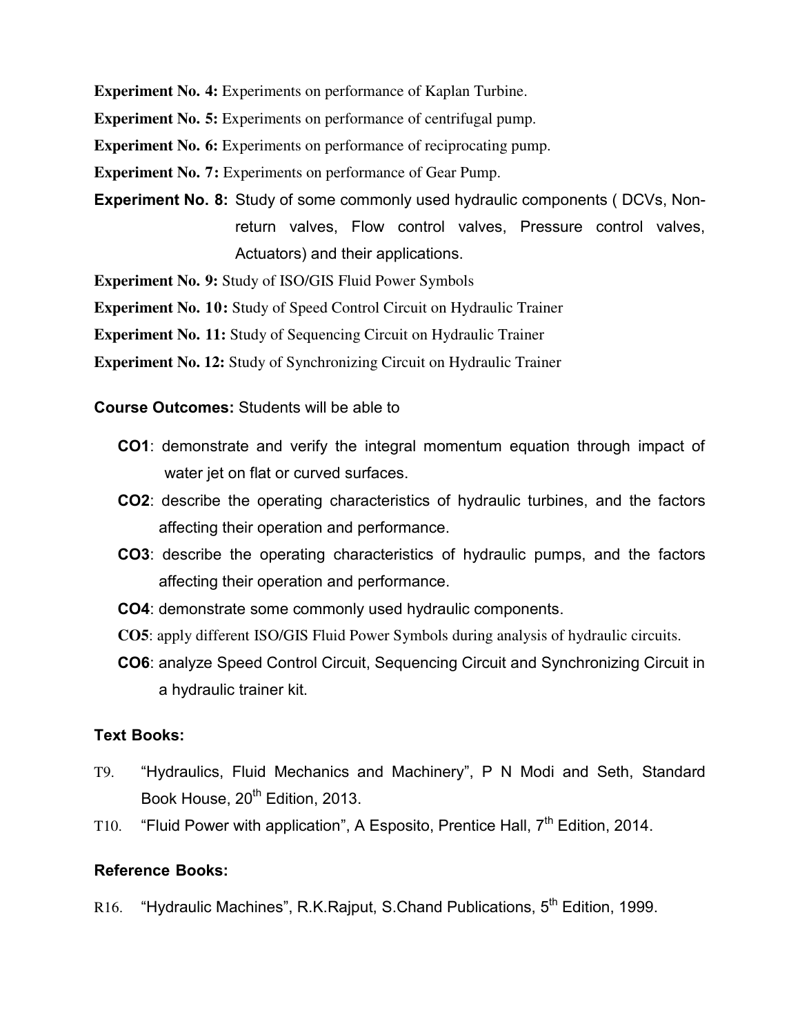**Experiment No. 4:** Experiments on performance of Kaplan Turbine.

**Experiment No. 5:** Experiments on performance of centrifugal pump.

**Experiment No. 6:** Experiments on performance of reciprocating pump.

**Experiment No. 7:** Experiments on performance of Gear Pump.

**Experiment No. 8:** Study of some commonly used hydraulic components ( DCVs, Non-return valves, Flow control valves, Pressure control valves, Actuators) and their applications.

**Experiment No. 9:** Study of ISO/GIS Fluid Power Symbols

**Experiment No. 10:** Study of Speed Control Circuit on Hydraulic Trainer

**Experiment No. 11:** Study of Sequencing Circuit on Hydraulic Trainer

**Experiment No. 12:** Study of Synchronizing Circuit on Hydraulic Trainer

**Course Outcomes:** Students will be able to

- **CO1**: demonstrate and verify the integral momentum equation through impact of water jet on flat or curved surfaces.
- **CO2**: describe the operating characteristics of hydraulic turbines, and the factors affecting their operation and performance.
- **CO3**: describe the operating characteristics of hydraulic pumps, and the factors affecting their operation and performance.
- **CO4**: demonstrate some commonly used hydraulic components.
- **CO5**: apply different ISO/GIS Fluid Power Symbols during analysis of hydraulic circuits.
- **CO6**: analyze Speed Control Circuit, Sequencing Circuit and Synchronizing Circuit in a hydraulic trainer kit.

**Text Books:**

T9. "Hydraulics, Fluid Mechanics and Machinery", P N Modi and Seth, Standard Book House, 20th Edition, 2013.

T10. "Fluid Power with application", A Esposito, Prentice Hall, 7th Edition, 2014.

**Reference Books:**

R16. "Hydraulic Machines", R.K.Rajput, S.Chand Publications, 5th Edition, 1999.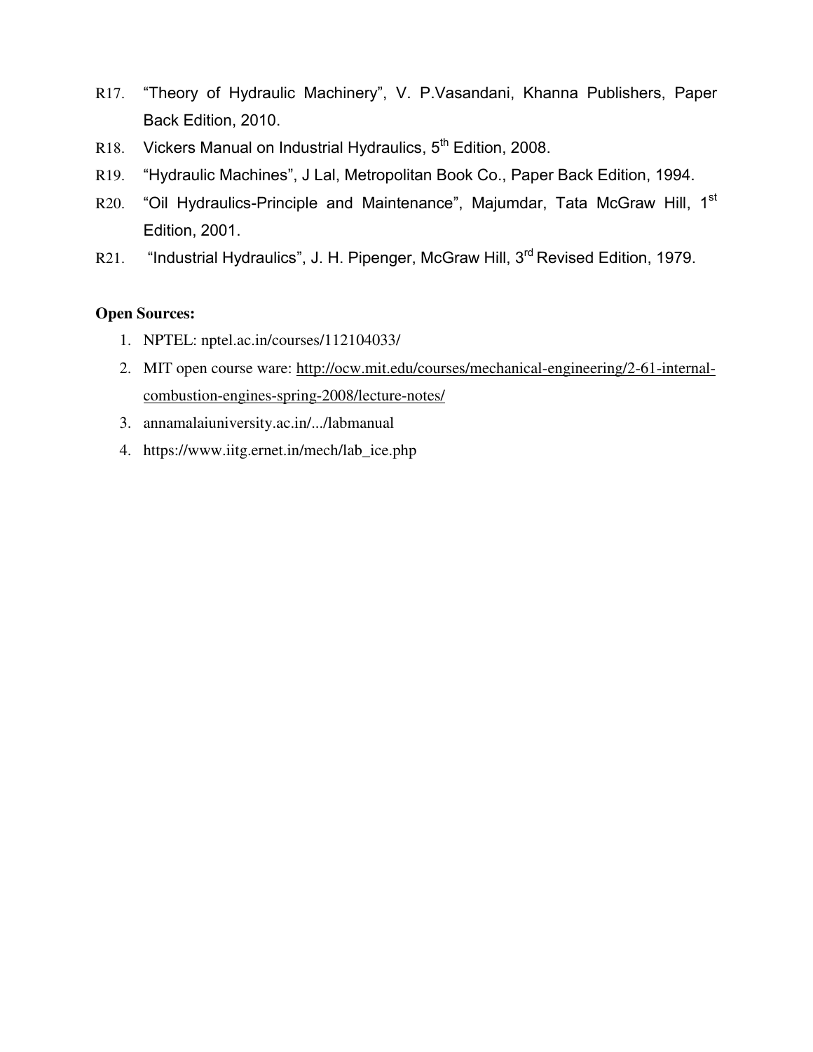R17. "Theory of Hydraulic Machinery", V. P.Vasandani, Khanna Publishers, Paper Back Edition, 2010.

R18. Vickers Manual on Industrial Hydraulics, 5th Edition, 2008.

R19. "Hydraulic Machines", J Lal, Metropolitan Book Co., Paper Back Edition, 1994.

R20. "Oil Hydraulics-Principle and Maintenance", Majumdar, Tata McGraw Hill, 1st Edition, 2001.

R21. "Industrial Hydraulics", J. H. Pipenger, McGraw Hill, 3rd Revised Edition, 1979.

**Open Sources:**

1. NPTEL: nptel.ac.in/courses/112104033/
2. MIT open course ware: http://ocw.mit.edu/courses/mechanical-engineering/2-61-internal-combustion-engines-spring-2008/lecture-notes/
3. annamalaiuniversity.ac.in/.../labmanual
4. https://www.iitg.ernet.in/mech/lab_ice.php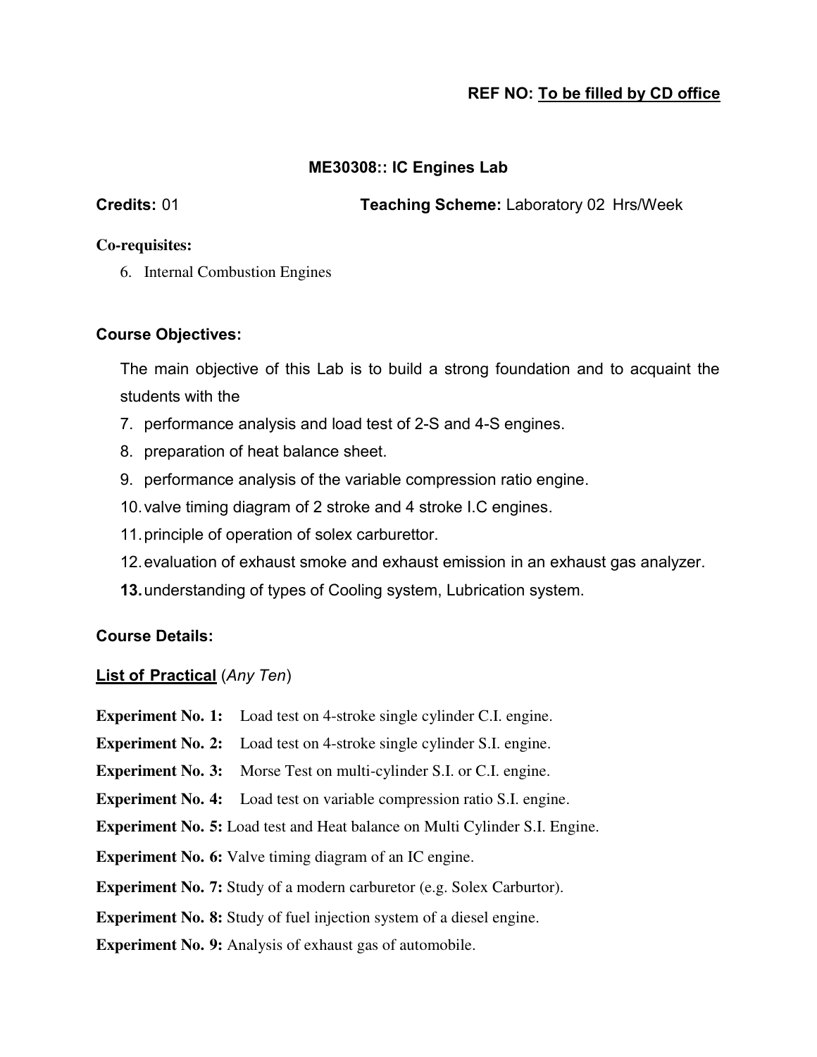**REF NO: To be filled by CD office**

## ME30308:: IC Engines Lab

**Credits:** 01 **Teaching Scheme:** Laboratory 02 Hrs/Week

**Co-requisites:**

6. Internal Combustion Engines

### Course Objectives:

The main objective of this Lab is to build a strong foundation and to acquaint the students with the

7. performance analysis and load test of 2-S and 4-S engines.
8. preparation of heat balance sheet.
9. performance analysis of the variable compression ratio engine.
10. valve timing diagram of 2 stroke and 4 stroke I.C engines.
11. principle of operation of solex carburettor.
12. evaluation of exhaust smoke and exhaust emission in an exhaust gas analyzer.
13. understanding of types of Cooling system, Lubrication system.

### Course Details:

**List of Practical** (*Any Ten*)

**Experiment No. 1:** Load test on 4-stroke single cylinder C.I. engine.

**Experiment No. 2:** Load test on 4-stroke single cylinder S.I. engine.

**Experiment No. 3:** Morse Test on multi-cylinder S.I. or C.I. engine.

**Experiment No. 4:** Load test on variable compression ratio S.I. engine.

**Experiment No. 5:** Load test and Heat balance on Multi Cylinder S.I. Engine.

**Experiment No. 6:** Valve timing diagram of an IC engine.

**Experiment No. 7:** Study of a modern carburetor (e.g. Solex Carburtor).

**Experiment No. 8:** Study of fuel injection system of a diesel engine.

**Experiment No. 9:** Analysis of exhaust gas of automobile.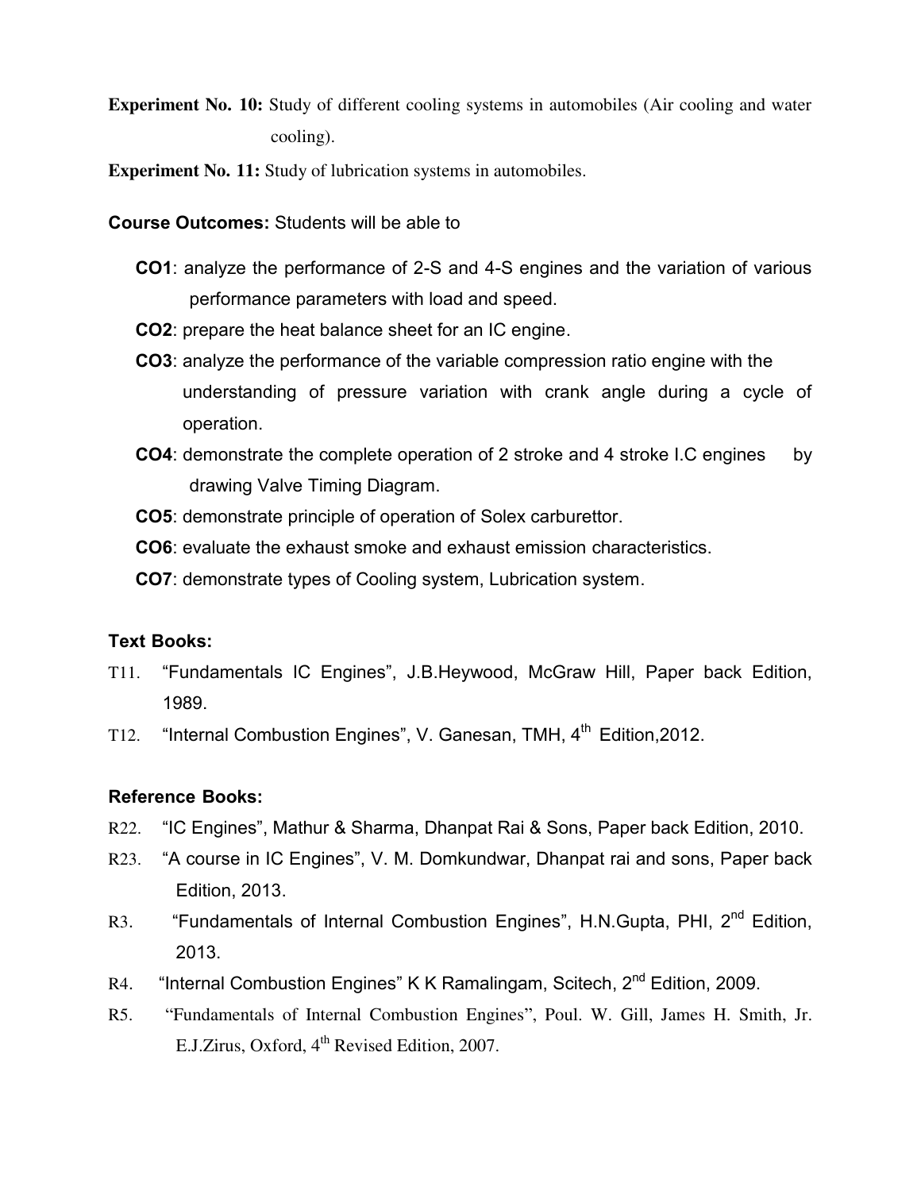**Experiment No. 10:** Study of different cooling systems in automobiles (Air cooling and water cooling).

**Experiment No. 11:** Study of lubrication systems in automobiles.

**Course Outcomes:** Students will be able to

- **CO1**: analyze the performance of 2-S and 4-S engines and the variation of various performance parameters with load and speed.
- **CO2**: prepare the heat balance sheet for an IC engine.
- **CO3**: analyze the performance of the variable compression ratio engine with the understanding of pressure variation with crank angle during a cycle of operation.
- **CO4**: demonstrate the complete operation of 2 stroke and 4 stroke I.C engines by drawing Valve Timing Diagram.
- **CO5**: demonstrate principle of operation of Solex carburettor.
- **CO6**: evaluate the exhaust smoke and exhaust emission characteristics.
- **CO7**: demonstrate types of Cooling system, Lubrication system.

**Text Books:**

T11. "Fundamentals IC Engines", J.B.Heywood, McGraw Hill, Paper back Edition, 1989.

T12. "Internal Combustion Engines", V. Ganesan, TMH, 4th Edition,2012.

**Reference Books:**

R22. "IC Engines", Mathur & Sharma, Dhanpat Rai & Sons, Paper back Edition, 2010.

R23. "A course in IC Engines", V. M. Domkundwar, Dhanpat rai and sons, Paper back Edition, 2013.

R3. "Fundamentals of Internal Combustion Engines", H.N.Gupta, PHI, 2nd Edition, 2013.

R4. "Internal Combustion Engines" K K Ramalingam, Scitech, 2nd Edition, 2009.

R5. "Fundamentals of Internal Combustion Engines", Poul. W. Gill, James H. Smith, Jr. E.J.Zirus, Oxford, 4th Revised Edition, 2007.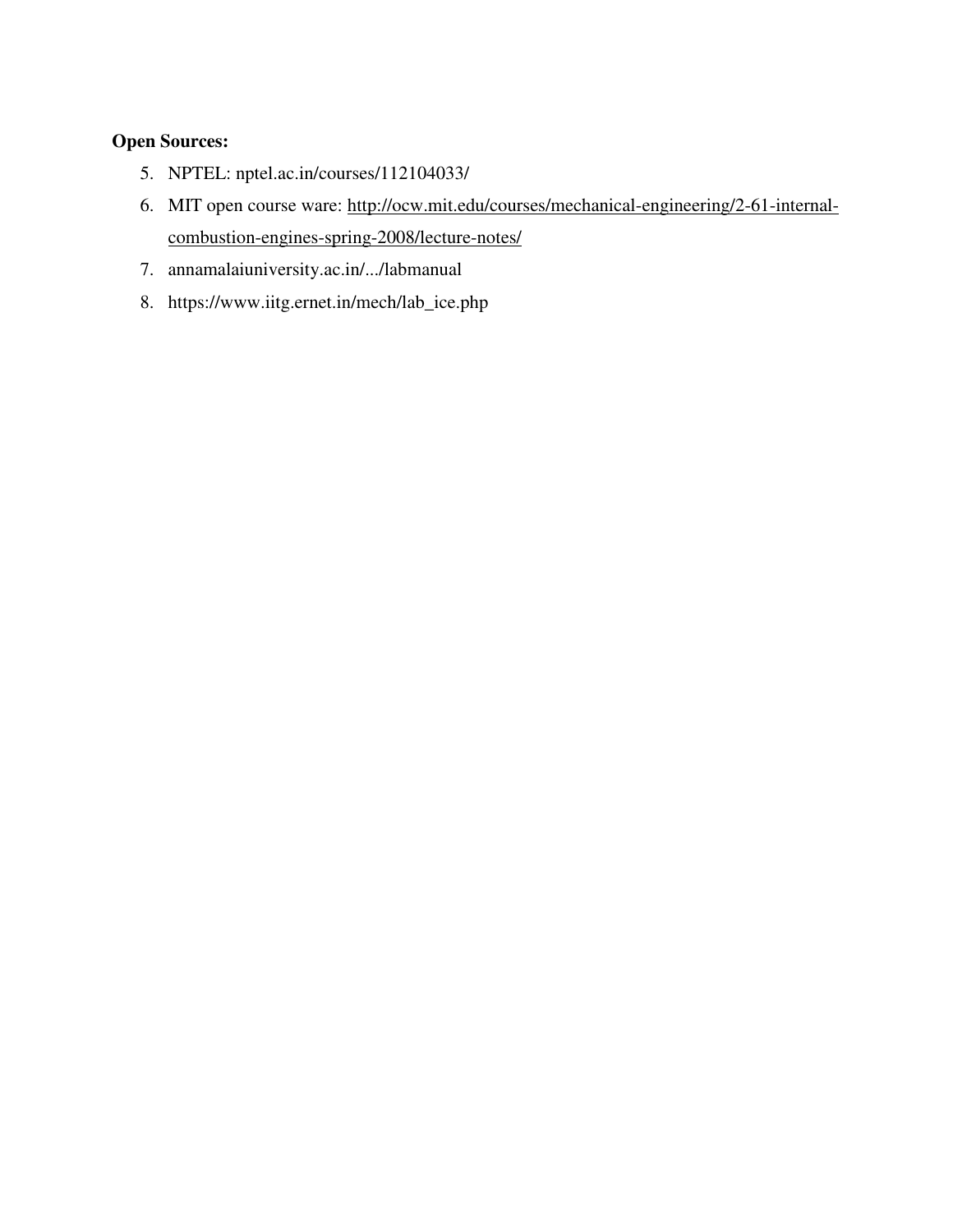**Open Sources:**

5. NPTEL: nptel.ac.in/courses/112104033/
6. MIT open course ware: http://ocw.mit.edu/courses/mechanical-engineering/2-61-internal-combustion-engines-spring-2008/lecture-notes/
7. annamalaiuniversity.ac.in/.../labmanual
8. https://www.iitg.ernet.in/mech/lab_ice.php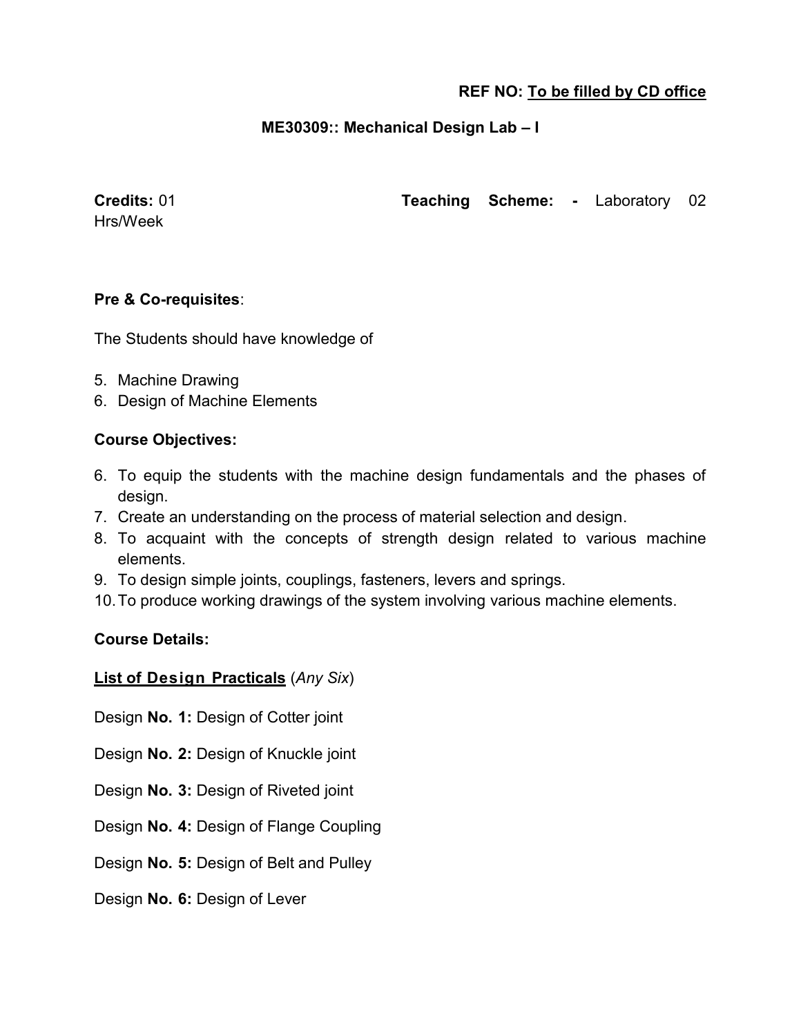**REF NO: To be filled by CD office**

## ME30309:: Mechanical Design Lab – I

**Credits:** 01 **Teaching Scheme: -** Laboratory 02 Hrs/Week

**Pre & Co-requisites**:

The Students should have knowledge of

5. Machine Drawing
6. Design of Machine Elements

**Course Objectives:**

6. To equip the students with the machine design fundamentals and the phases of design.
7. Create an understanding on the process of material selection and design.
8. To acquaint with the concepts of strength design related to various machine elements.
9. To design simple joints, couplings, fasteners, levers and springs.
10. To produce working drawings of the system involving various machine elements.

**Course Details:**

**List of Design Practicals** (*Any Six*)

Design **No. 1:** Design of Cotter joint

Design **No. 2:** Design of Knuckle joint

Design **No. 3:** Design of Riveted joint

Design **No. 4:** Design of Flange Coupling

Design **No. 5:** Design of Belt and Pulley

Design **No. 6:** Design of Lever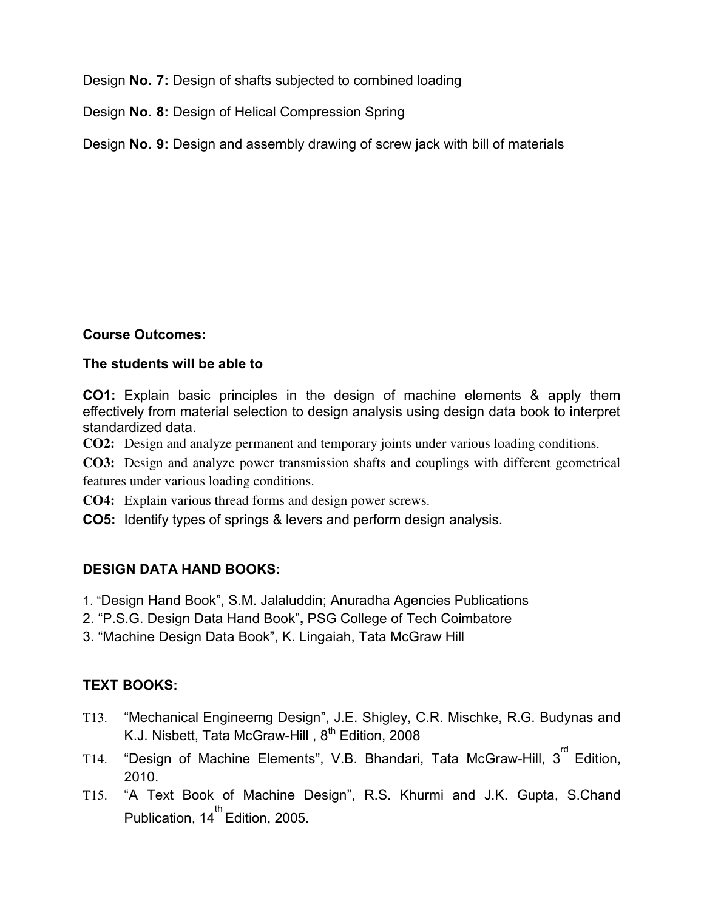Design **No. 7:** Design of shafts subjected to combined loading

Design **No. 8:** Design of Helical Compression Spring

Design **No. 9:** Design and assembly drawing of screw jack with bill of materials

**Course Outcomes:**

**The students will be able to**

**CO1:** Explain basic principles in the design of machine elements & apply them effectively from material selection to design analysis using design data book to interpret standardized data.

**CO2:** Design and analyze permanent and temporary joints under various loading conditions.

**CO3:** Design and analyze power transmission shafts and couplings with different geometrical features under various loading conditions.

**CO4:** Explain various thread forms and design power screws.

**CO5:** Identify types of springs & levers and perform design analysis.

**DESIGN DATA HAND BOOKS:**

1. "Design Hand Book", S.M. Jalaluddin; Anuradha Agencies Publications
2. "P.S.G. Design Data Hand Book"**,** PSG College of Tech Coimbatore
3. "Machine Design Data Book", K. Lingaiah, Tata McGraw Hill

**TEXT BOOKS:**

- T13. "Mechanical Engineerng Design", J.E. Shigley, C.R. Mischke, R.G. Budynas and K.J. Nisbett, Tata McGraw-Hill , 8th Edition, 2008
- T14. "Design of Machine Elements", V.B. Bhandari, Tata McGraw-Hill, 3rd Edition, 2010.
- T15. "A Text Book of Machine Design", R.S. Khurmi and J.K. Gupta, S.Chand Publication, 14th Edition, 2005.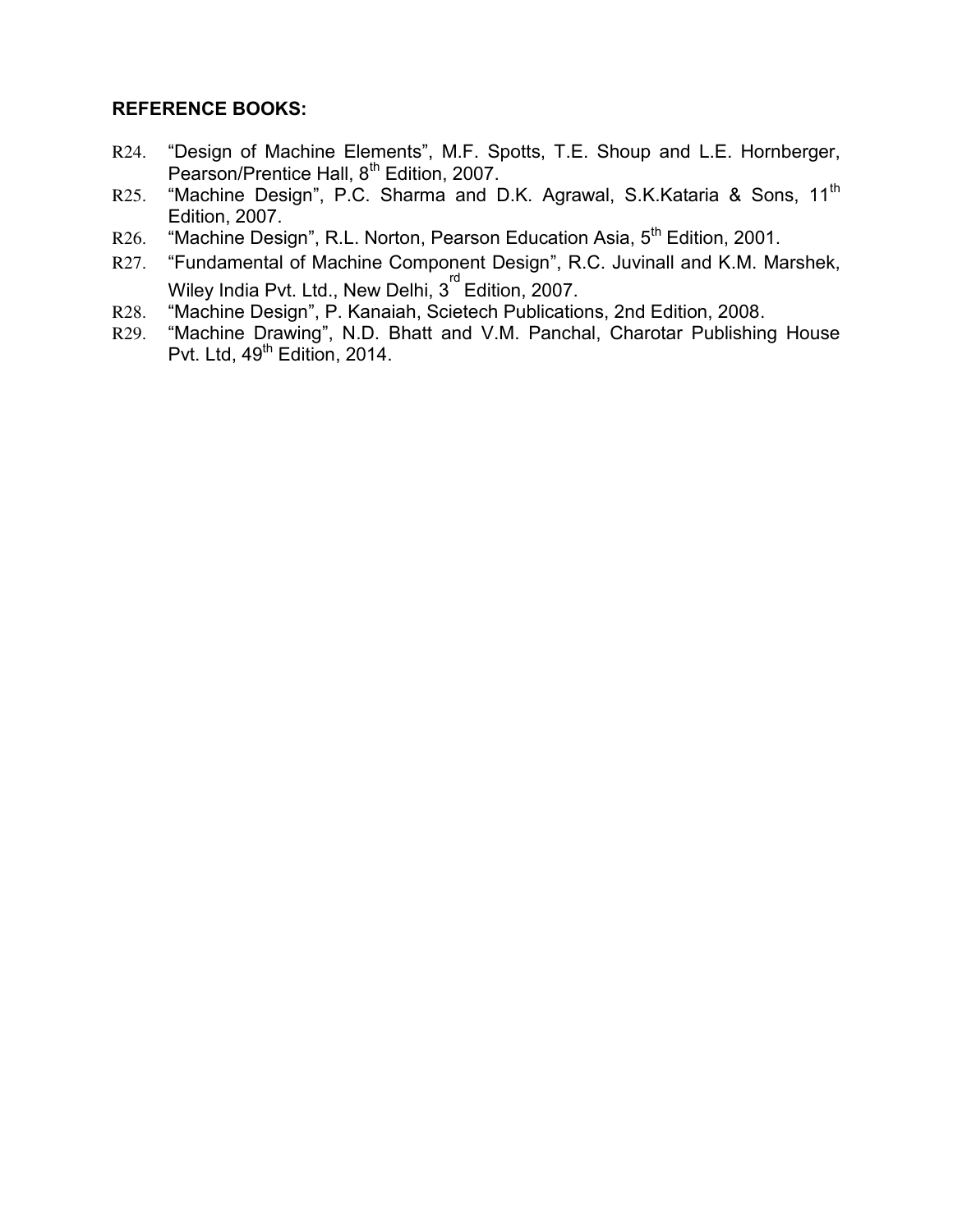**REFERENCE BOOKS:**

R24. "Design of Machine Elements", M.F. Spotts, T.E. Shoup and L.E. Hornberger, Pearson/Prentice Hall, 8th Edition, 2007.

R25. "Machine Design", P.C. Sharma and D.K. Agrawal, S.K.Kataria & Sons, 11th Edition, 2007.

R26. "Machine Design", R.L. Norton, Pearson Education Asia, 5th Edition, 2001.

R27. "Fundamental of Machine Component Design", R.C. Juvinall and K.M. Marshek, Wiley India Pvt. Ltd., New Delhi, 3rd Edition, 2007.

R28. "Machine Design", P. Kanaiah, Scietech Publications, 2nd Edition, 2008.

R29. "Machine Drawing", N.D. Bhatt and V.M. Panchal, Charotar Publishing House Pvt. Ltd, 49th Edition, 2014.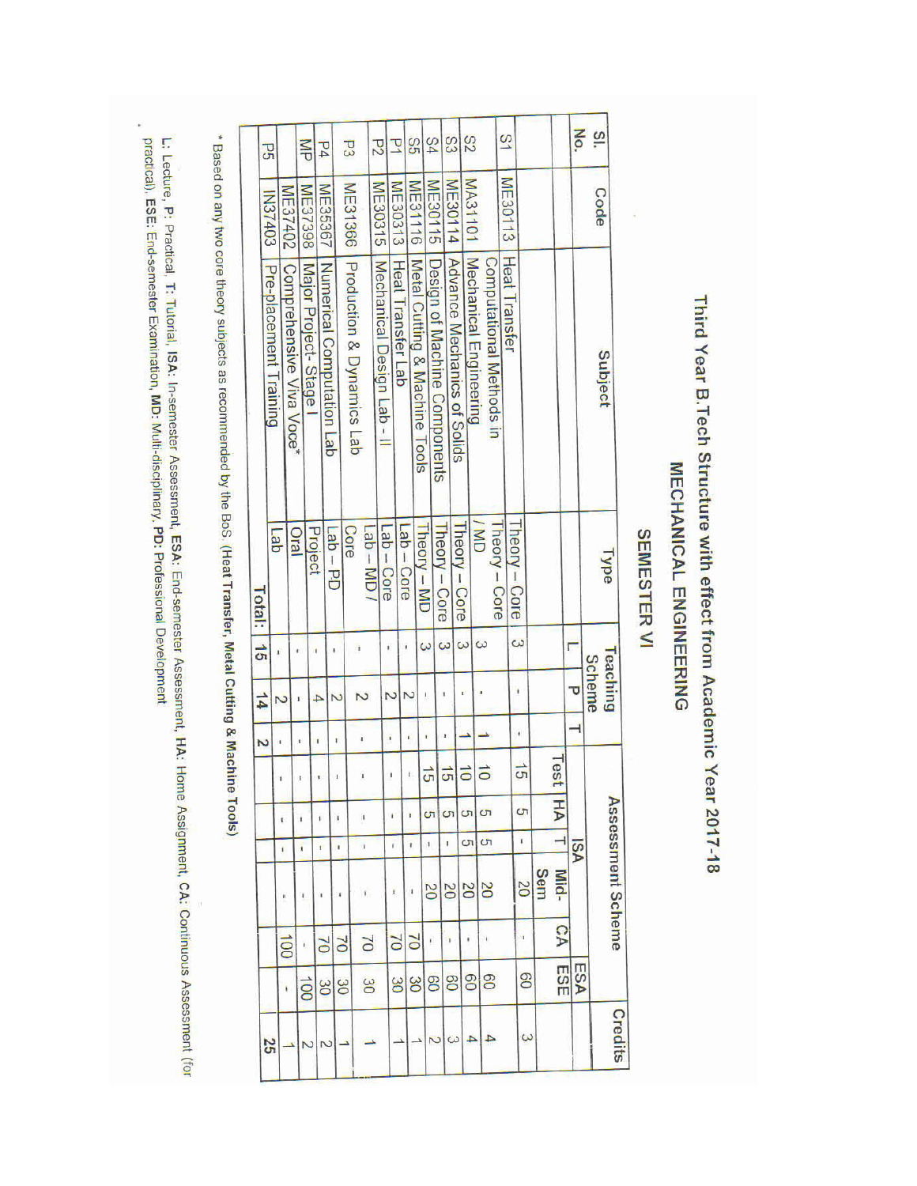# Third Year B.Tech Structure with effect from Academic Year 2017-18

## MECHANICAL ENGINEERING

### SEMESTER VI

| Sl. No. | Code | Subject | Type | Teaching Scheme | | | Assessment Scheme | | | | | | Credits |
|---|---|---|---|---|---|---|---|---|---|---|---|---|---|
| | | | | L | P | T | ISA | | | | ESA | | |
| | | | | | | | Test | HA | T | Mid-Sem | CA | ESE | |
| S1 | ME30113 | Heat Transfer | Theory – Core | 3 | - | - | 15 | 5 | - | 20 | - | 60 | 3 |
| S2 | MA31101 | Computational Methods in Mechanical Engineering | Theory – Core / MD | 3 | - | 1 | 10 | 5 | 5 | 20 | - | 60 | 4 |
| S3 | ME30114 | Advance Mechanics of Solids | Theory – Core | 3 | - | 1 | 10 | 5 | 5 | 20 | - | 60 | 4 |
| S4 | ME30115 | Design of Machine Components | Theory – Core | 3 | - | - | 15 | 5 | - | 20 | - | 60 | 3 |
| S5 | ME31116 | Metal Cutting & Machine Tools | Theory – MD | 3 | - | - | 15 | 5 | - | 20 | - | 60 | 2 |
| P1 | ME30313 | Heat Transfer Lab | Lab – Core | - | 2 | - | - | - | - | - | 70 | 30 | 1 |
| P2 | ME30315 | Mechanical Design Lab – II | Lab – Core | - | 2 | - | - | - | - | - | 70 | 30 | 1 |
| P3 | ME31366 | Production & Dynamics Lab | Lab – MD / Core | - | 2 | - | - | - | - | - | 70 | 30 | 1 |
| P4 | ME35367 | Numerical Computation Lab | Lab – PD | - | 2 | - | - | - | - | - | 70 | 30 | 1 |
| MP | ME37398 | Major Project- Stage I | Project | - | 4 | - | - | - | - | - | 70 | 30 | 2 |
| | ME37402 | Comprehensive Viva Voce* | Oral | - | - | - | - | - | - | - | - | 100 | 2 |
| P5 | IN37403 | Pre-placement Training | Lab | - | 2 | - | - | - | - | - | 100 | - | 1 |
| | | | **Total:** | **15** | **14** | **2** | | | | | | | **25** |

\* Based on any two core theory subjects as recommended by the BoS. **(Heat Transfer, Metal Cutting & Machine Tools)**

L: Lecture, **P:** Practical, **T:** Tutorial, **ISA:** In-semester Assessment, **ESA:** End-semester Assessment, **HA:** Home Assignment, **CA:** Continuous Assessment (for practical), **ESE:** End-semester Examination, **MD:** Multi-disciplinary, **PD:** Professional Development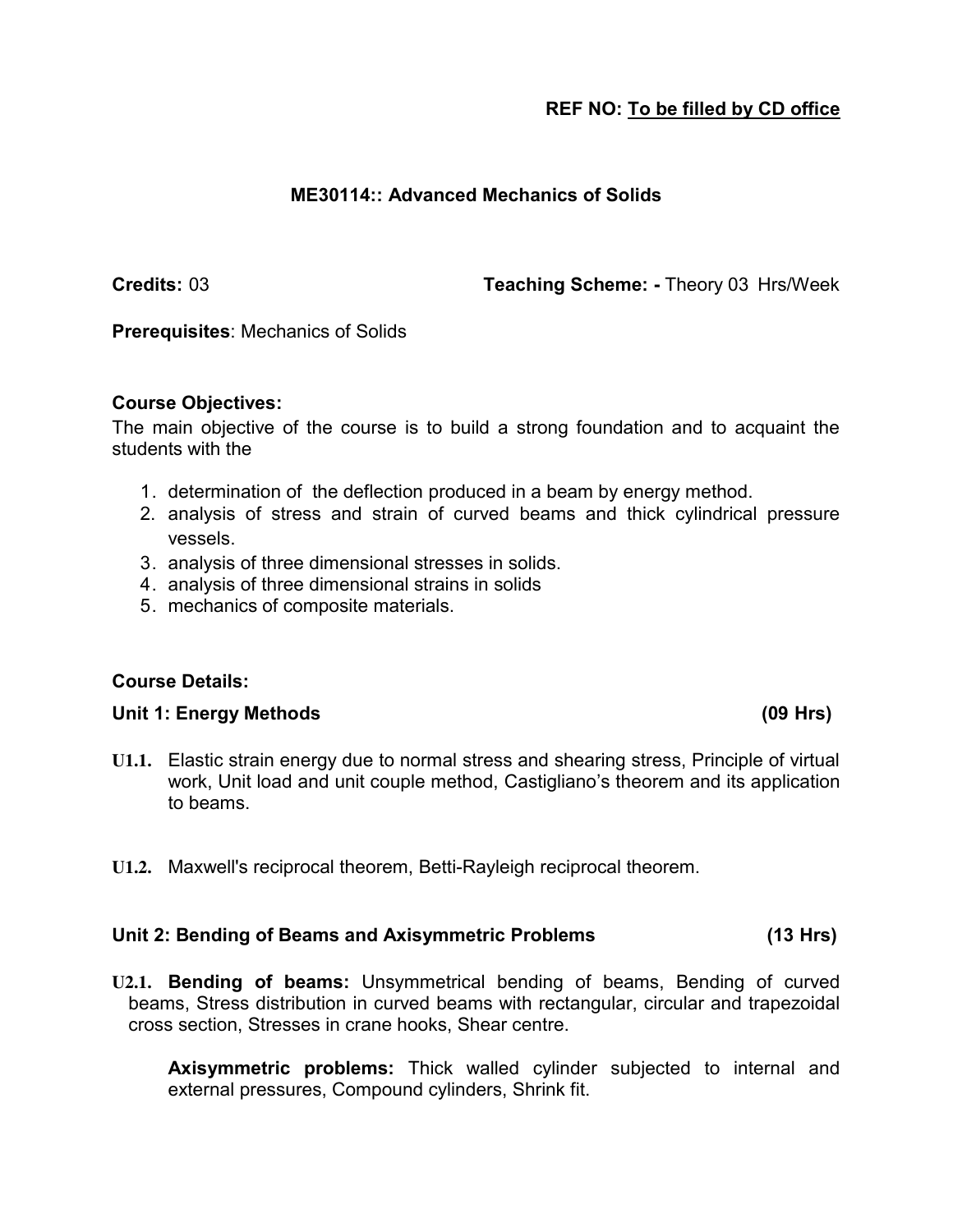**REF NO: To be filled by CD office**

## ME30114:: Advanced Mechanics of Solids

**Credits:** 03 **Teaching Scheme: -** Theory 03 Hrs/Week

**Prerequisites**: Mechanics of Solids

**Course Objectives:**

The main objective of the course is to build a strong foundation and to acquaint the students with the

1. determination of the deflection produced in a beam by energy method.
2. analysis of stress and strain of curved beams and thick cylindrical pressure vessels.
3. analysis of three dimensional stresses in solids.
4. analysis of three dimensional strains in solids
5. mechanics of composite materials.

**Course Details:**

**Unit 1: Energy Methods (09 Hrs)**

**U1.1.** Elastic strain energy due to normal stress and shearing stress, Principle of virtual work, Unit load and unit couple method, Castigliano's theorem and its application to beams.

**U1.2.** Maxwell's reciprocal theorem, Betti-Rayleigh reciprocal theorem.

**Unit 2: Bending of Beams and Axisymmetric Problems (13 Hrs)**

**U2.1. Bending of beams:** Unsymmetrical bending of beams, Bending of curved beams, Stress distribution in curved beams with rectangular, circular and trapezoidal cross section, Stresses in crane hooks, Shear centre.

**Axisymmetric problems:** Thick walled cylinder subjected to internal and external pressures, Compound cylinders, Shrink fit.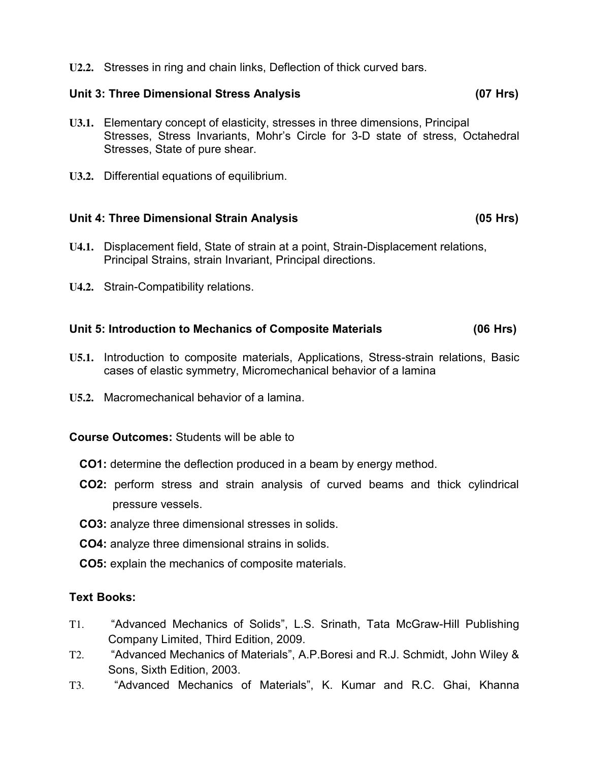**U2.2.** Stresses in ring and chain links, Deflection of thick curved bars.

**Unit 3: Three Dimensional Stress Analysis (07 Hrs)**

**U3.1.** Elementary concept of elasticity, stresses in three dimensions, Principal Stresses, Stress Invariants, Mohr's Circle for 3-D state of stress, Octahedral Stresses, State of pure shear.

**U3.2.** Differential equations of equilibrium.

**Unit 4: Three Dimensional Strain Analysis (05 Hrs)**

**U4.1.** Displacement field, State of strain at a point, Strain-Displacement relations, Principal Strains, strain Invariant, Principal directions.

**U4.2.** Strain-Compatibility relations.

**Unit 5: Introduction to Mechanics of Composite Materials (06 Hrs)**

**U5.1.** Introduction to composite materials, Applications, Stress-strain relations, Basic cases of elastic symmetry, Micromechanical behavior of a lamina

**U5.2.** Macromechanical behavior of a lamina.

**Course Outcomes:** Students will be able to

- **CO1:** determine the deflection produced in a beam by energy method.
- **CO2:** perform stress and strain analysis of curved beams and thick cylindrical pressure vessels.
- **CO3:** analyze three dimensional stresses in solids.
- **CO4:** analyze three dimensional strains in solids.
- **CO5:** explain the mechanics of composite materials.

**Text Books:**

T1. "Advanced Mechanics of Solids", L.S. Srinath, Tata McGraw-Hill Publishing Company Limited, Third Edition, 2009.

T2. "Advanced Mechanics of Materials", A.P.Boresi and R.J. Schmidt, John Wiley & Sons, Sixth Edition, 2003.

T3. "Advanced Mechanics of Materials", K. Kumar and R.C. Ghai, Khanna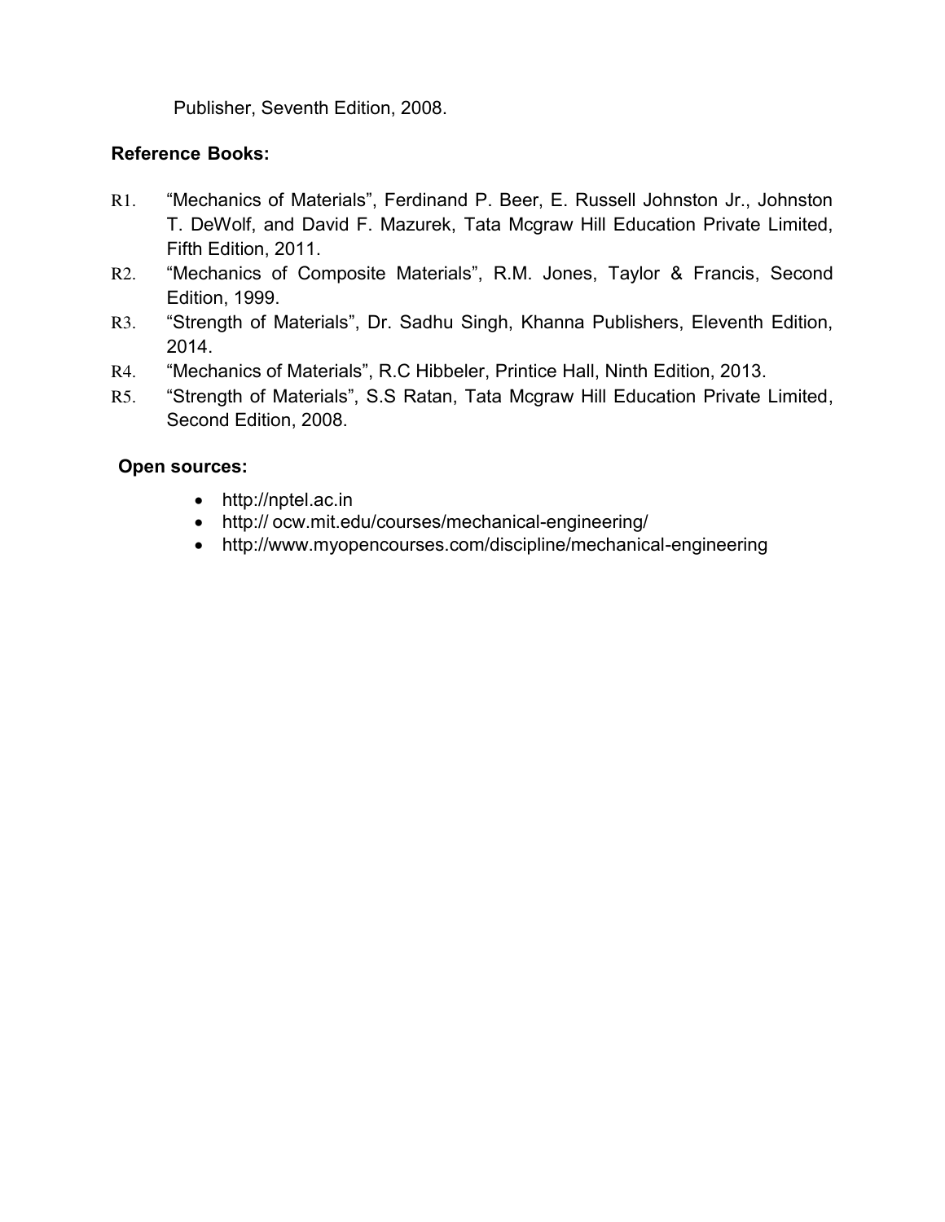Publisher, Seventh Edition, 2008.

**Reference Books:**

R1. "Mechanics of Materials", Ferdinand P. Beer, E. Russell Johnston Jr., Johnston T. DeWolf, and David F. Mazurek, Tata Mcgraw Hill Education Private Limited, Fifth Edition, 2011.

R2. "Mechanics of Composite Materials", R.M. Jones, Taylor & Francis, Second Edition, 1999.

R3. "Strength of Materials", Dr. Sadhu Singh, Khanna Publishers, Eleventh Edition, 2014.

R4. "Mechanics of Materials", R.C Hibbeler, Printice Hall, Ninth Edition, 2013.

R5. "Strength of Materials", S.S Ratan, Tata Mcgraw Hill Education Private Limited, Second Edition, 2008.

**Open sources:**

- http://nptel.ac.in
- http:// ocw.mit.edu/courses/mechanical-engineering/
- http://www.myopencourses.com/discipline/mechanical-engineering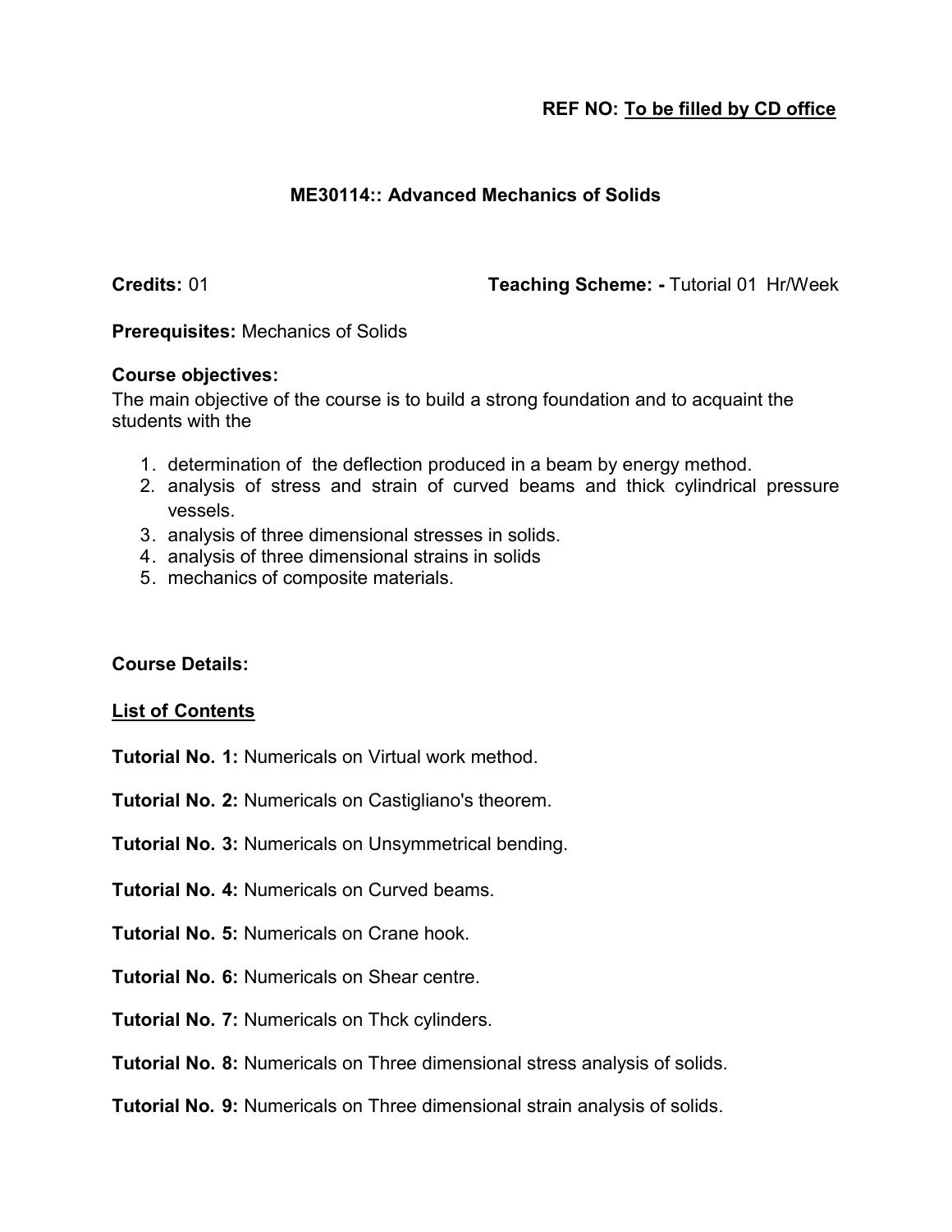**REF NO: To be filled by CD office**

## ME30114:: Advanced Mechanics of Solids

**Credits:** 01 **Teaching Scheme: -** Tutorial 01 Hr/Week

**Prerequisites:** Mechanics of Solids

**Course objectives:**

The main objective of the course is to build a strong foundation and to acquaint the students with the

1. determination of the deflection produced in a beam by energy method.
2. analysis of stress and strain of curved beams and thick cylindrical pressure vessels.
3. analysis of three dimensional stresses in solids.
4. analysis of three dimensional strains in solids
5. mechanics of composite materials.

**Course Details:**

**List of Contents**

**Tutorial No. 1:** Numericals on Virtual work method.

**Tutorial No. 2:** Numericals on Castigliano's theorem.

**Tutorial No. 3:** Numericals on Unsymmetrical bending.

**Tutorial No. 4:** Numericals on Curved beams.

**Tutorial No. 5:** Numericals on Crane hook.

**Tutorial No. 6:** Numericals on Shear centre.

**Tutorial No. 7:** Numericals on Thck cylinders.

**Tutorial No. 8:** Numericals on Three dimensional stress analysis of solids.

**Tutorial No. 9:** Numericals on Three dimensional strain analysis of solids.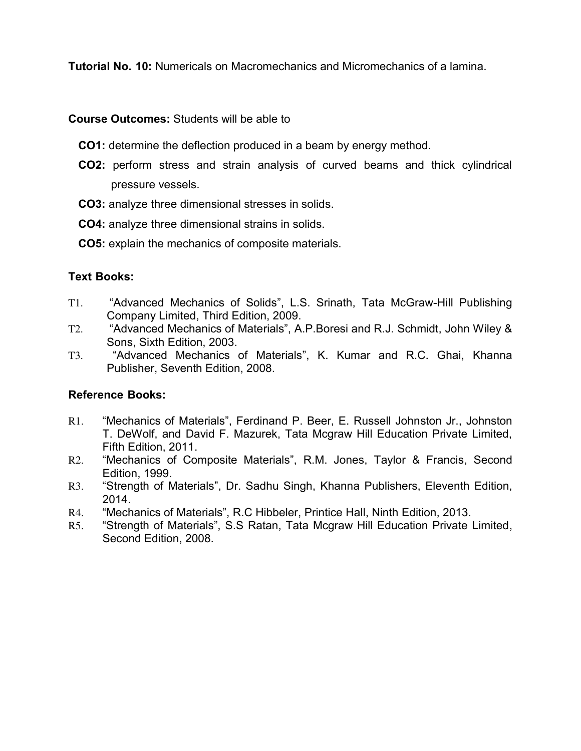**Tutorial No. 10:** Numericals on Macromechanics and Micromechanics of a lamina.

**Course Outcomes:** Students will be able to

- **CO1:** determine the deflection produced in a beam by energy method.
- **CO2:** perform stress and strain analysis of curved beams and thick cylindrical pressure vessels.
- **CO3:** analyze three dimensional stresses in solids.
- **CO4:** analyze three dimensional strains in solids.
- **CO5:** explain the mechanics of composite materials.

**Text Books:**

- T1. "Advanced Mechanics of Solids", L.S. Srinath, Tata McGraw-Hill Publishing Company Limited, Third Edition, 2009.
- T2. "Advanced Mechanics of Materials", A.P.Boresi and R.J. Schmidt, John Wiley & Sons, Sixth Edition, 2003.
- T3. "Advanced Mechanics of Materials", K. Kumar and R.C. Ghai, Khanna Publisher, Seventh Edition, 2008.

**Reference Books:**

- R1. "Mechanics of Materials", Ferdinand P. Beer, E. Russell Johnston Jr., Johnston T. DeWolf, and David F. Mazurek, Tata Mcgraw Hill Education Private Limited, Fifth Edition, 2011.
- R2. "Mechanics of Composite Materials", R.M. Jones, Taylor & Francis, Second Edition, 1999.
- R3. "Strength of Materials", Dr. Sadhu Singh, Khanna Publishers, Eleventh Edition, 2014.
- R4. "Mechanics of Materials", R.C Hibbeler, Printice Hall, Ninth Edition, 2013.
- R5. "Strength of Materials", S.S Ratan, Tata Mcgraw Hill Education Private Limited, Second Edition, 2008.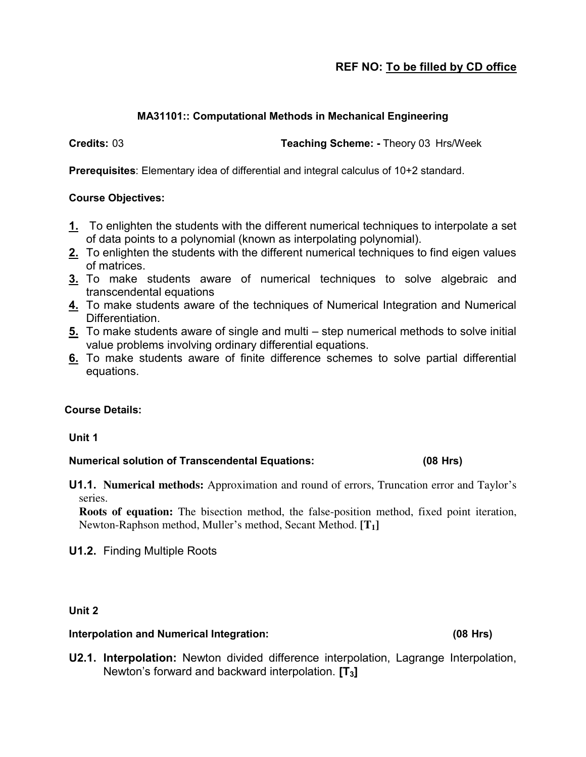**REF NO: To be filled by CD office**

### MA31101:: Computational Methods in Mechanical Engineering

**Credits:** 03 **Teaching Scheme: -** Theory 03 Hrs/Week

**Prerequisites**: Elementary idea of differential and integral calculus of 10+2 standard.

**Course Objectives:**

1. To enlighten the students with the different numerical techniques to interpolate a set of data points to a polynomial (known as interpolating polynomial).
2. To enlighten the students with the different numerical techniques to find eigen values of matrices.
3. To make students aware of numerical techniques to solve algebraic and transcendental equations
4. To make students aware of the techniques of Numerical Integration and Numerical Differentiation.
5. To make students aware of single and multi – step numerical methods to solve initial value problems involving ordinary differential equations.
6. To make students aware of finite difference schemes to solve partial differential equations.

**Course Details:**

**Unit 1**

**Numerical solution of Transcendental Equations: (08 Hrs)**

**U1.1. Numerical methods:** Approximation and round of errors, Truncation error and Taylor's series.
**Roots of equation:** The bisection method, the false-position method, fixed point iteration, Newton-Raphson method, Muller's method, Secant Method. **[$T_1$]**

**U1.2.** Finding Multiple Roots

**Unit 2**

**Interpolation and Numerical Integration: (08 Hrs)**

**U2.1. Interpolation:** Newton divided difference interpolation, Lagrange Interpolation, Newton's forward and backward interpolation. **[$T_3$]**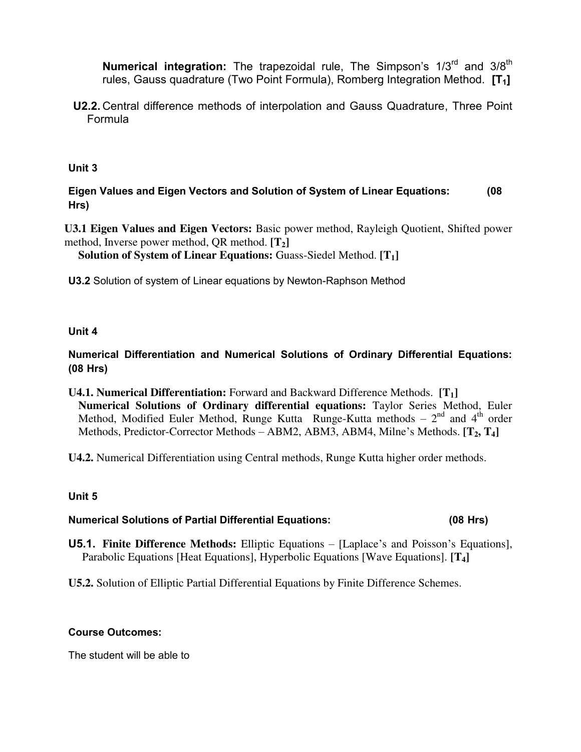**Numerical integration:** The trapezoidal rule, The Simpson's $1/3^{rd}$ and $3/8^{th}$ rules, Gauss quadrature (Two Point Formula), Romberg Integration Method. **[$T_1$]**

**U2.2.** Central difference methods of interpolation and Gauss Quadrature, Three Point Formula

**Unit 3**

**Eigen Values and Eigen Vectors and Solution of System of Linear Equations: (08 Hrs)**

**U3.1 Eigen Values and Eigen Vectors:** Basic power method, Rayleigh Quotient, Shifted power method, Inverse power method, QR method. **[$T_2$]**

**Solution of System of Linear Equations:** Guass-Siedel Method. **[$T_1$]**

**U3.2** Solution of system of Linear equations by Newton-Raphson Method

**Unit 4**

**Numerical Differentiation and Numerical Solutions of Ordinary Differential Equations: (08 Hrs)**

**U4.1. Numerical Differentiation:** Forward and Backward Difference Methods. **[$T_1$]**

**Numerical Solutions of Ordinary differential equations:** Taylor Series Method, Euler Method, Modified Euler Method, Runge Kutta Runge-Kutta methods – $2^{nd}$ and $4^{th}$ order Methods, Predictor-Corrector Methods – ABM2, ABM3, ABM4, Milne's Methods. **[$T_2$, $T_4$]**

**U4.2.** Numerical Differentiation using Central methods, Runge Kutta higher order methods.

**Unit 5**

**Numerical Solutions of Partial Differential Equations: (08 Hrs)**

**U5.1. Finite Difference Methods:** Elliptic Equations – [Laplace's and Poisson's Equations], Parabolic Equations [Heat Equations], Hyperbolic Equations [Wave Equations]. **[$T_4$]**

**U5.2.** Solution of Elliptic Partial Differential Equations by Finite Difference Schemes.

**Course Outcomes:**

The student will be able to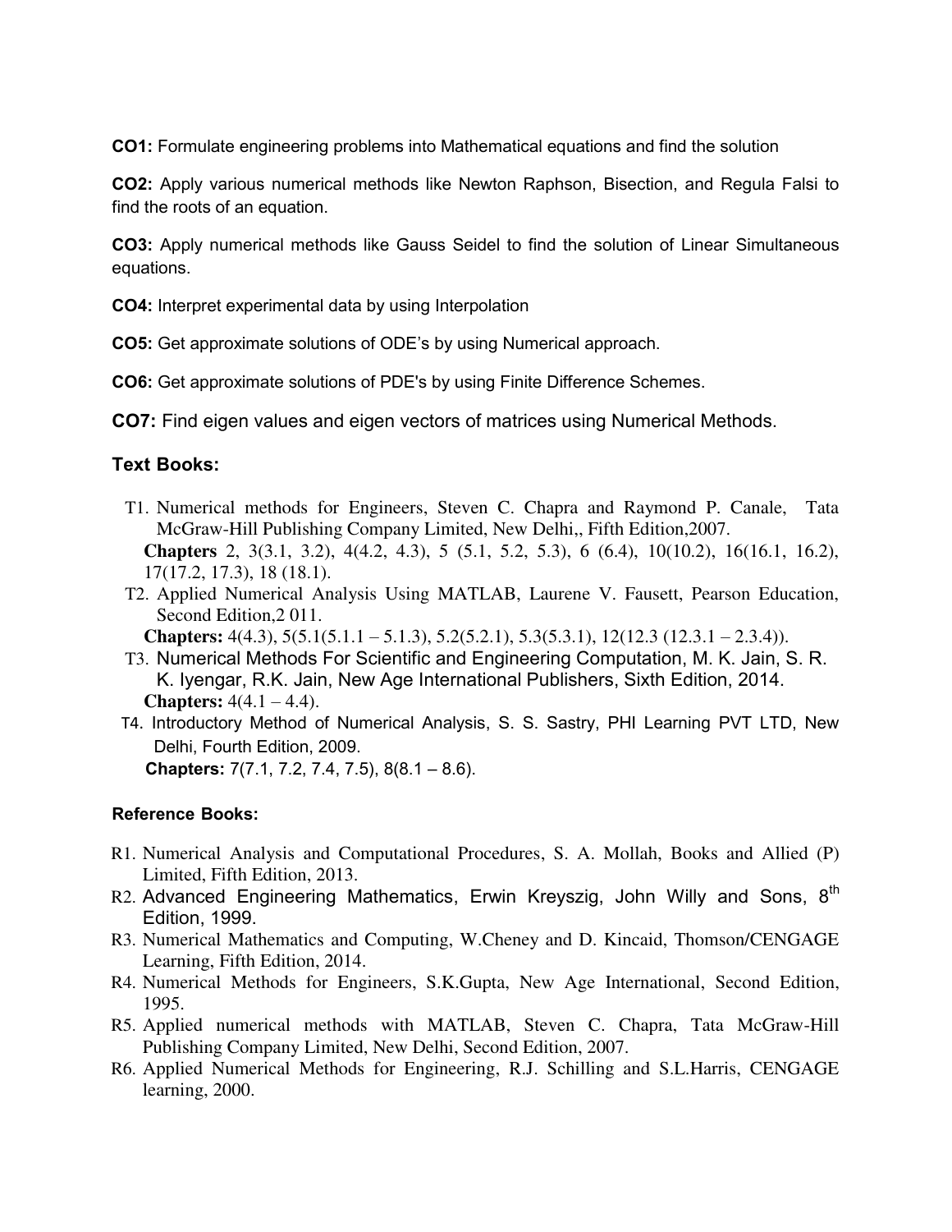**CO1:** Formulate engineering problems into Mathematical equations and find the solution

**CO2:** Apply various numerical methods like Newton Raphson, Bisection, and Regula Falsi to find the roots of an equation.

**CO3:** Apply numerical methods like Gauss Seidel to find the solution of Linear Simultaneous equations.

**CO4:** Interpret experimental data by using Interpolation

**CO5:** Get approximate solutions of ODE's by using Numerical approach.

**CO6:** Get approximate solutions of PDE's by using Finite Difference Schemes.

**CO7:** Find eigen values and eigen vectors of matrices using Numerical Methods.

### Text Books:

- T1. Numerical methods for Engineers, Steven C. Chapra and Raymond P. Canale, Tata McGraw-Hill Publishing Company Limited, New Delhi,, Fifth Edition,2007.
  **Chapters** 2, 3(3.1, 3.2), 4(4.2, 4.3), 5 (5.1, 5.2, 5.3), 6 (6.4), 10(10.2), 16(16.1, 16.2), 17(17.2, 17.3), 18 (18.1).
- T2. Applied Numerical Analysis Using MATLAB, Laurene V. Fausett, Pearson Education, Second Edition,2 011.
  **Chapters:** 4(4.3), 5(5.1(5.1.1 – 5.1.3), 5.2(5.2.1), 5.3(5.3.1), 12(12.3 (12.3.1 – 2.3.4)).
- T3. Numerical Methods For Scientific and Engineering Computation, M. K. Jain, S. R. K. Iyengar, R.K. Jain, New Age International Publishers, Sixth Edition, 2014.
  **Chapters:** 4(4.1 – 4.4).
- T4. Introductory Method of Numerical Analysis, S. S. Sastry, PHI Learning PVT LTD, New Delhi, Fourth Edition, 2009.
  **Chapters:** 7(7.1, 7.2, 7.4, 7.5), 8(8.1 – 8.6).

### Reference Books:

- R1. Numerical Analysis and Computational Procedures, S. A. Mollah, Books and Allied (P) Limited, Fifth Edition, 2013.
- R2. Advanced Engineering Mathematics, Erwin Kreyszig, John Willy and Sons, 8th Edition, 1999.
- R3. Numerical Mathematics and Computing, W.Cheney and D. Kincaid, Thomson/CENGAGE Learning, Fifth Edition, 2014.
- R4. Numerical Methods for Engineers, S.K.Gupta, New Age International, Second Edition, 1995.
- R5. Applied numerical methods with MATLAB, Steven C. Chapra, Tata McGraw-Hill Publishing Company Limited, New Delhi, Second Edition, 2007.
- R6. Applied Numerical Methods for Engineering, R.J. Schilling and S.L.Harris, CENGAGE learning, 2000.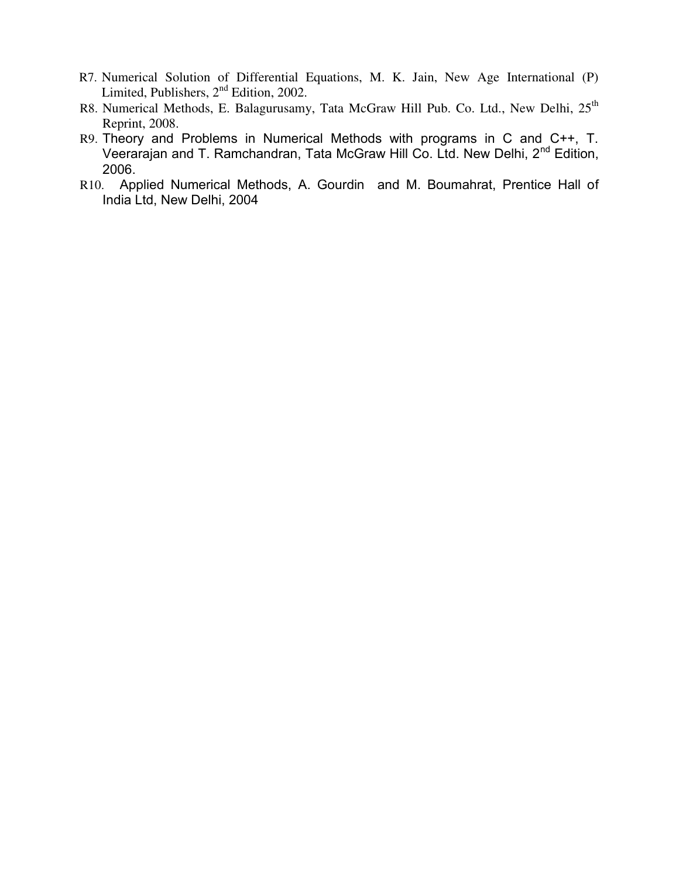R7. Numerical Solution of Differential Equations, M. K. Jain, New Age International (P) Limited, Publishers, $2^{nd}$ Edition, 2002.

R8. Numerical Methods, E. Balagurusamy, Tata McGraw Hill Pub. Co. Ltd., New Delhi, $25^{th}$ Reprint, 2008.

R9. Theory and Problems in Numerical Methods with programs in C and C++, T. Veerarajan and T. Ramchandran, Tata McGraw Hill Co. Ltd. New Delhi, $2^{nd}$ Edition, 2006.

R10. Applied Numerical Methods, A. Gourdin and M. Boumahrat, Prentice Hall of India Ltd, New Delhi, 2004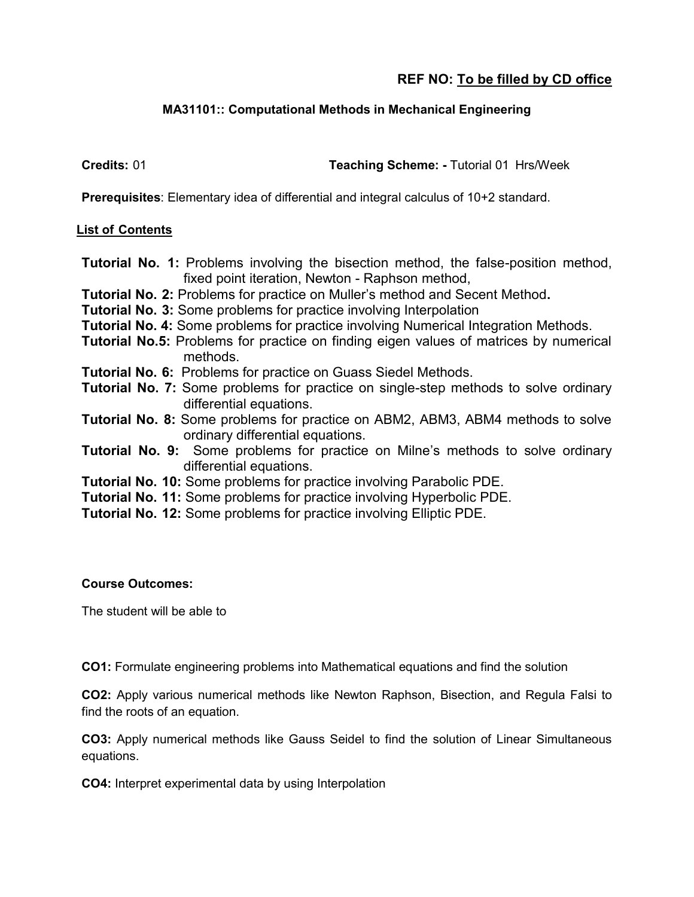**REF NO: To be filled by CD office**

## MA31101:: Computational Methods in Mechanical Engineering

**Credits:** 01 **Teaching Scheme: -** Tutorial 01 Hrs/Week

**Prerequisites**: Elementary idea of differential and integral calculus of 10+2 standard.

**List of Contents**

**Tutorial No. 1:** Problems involving the bisection method, the false-position method, fixed point iteration, Newton - Raphson method,

**Tutorial No. 2:** Problems for practice on Muller's method and Secent Method**.**

**Tutorial No. 3:** Some problems for practice involving Interpolation

**Tutorial No. 4:** Some problems for practice involving Numerical Integration Methods.

**Tutorial No.5:** Problems for practice on finding eigen values of matrices by numerical methods.

**Tutorial No. 6:** Problems for practice on Guass Siedel Methods.

**Tutorial No. 7:** Some problems for practice on single-step methods to solve ordinary differential equations.

**Tutorial No. 8:** Some problems for practice on ABM2, ABM3, ABM4 methods to solve ordinary differential equations.

**Tutorial No. 9:** Some problems for practice on Milne's methods to solve ordinary differential equations.

**Tutorial No. 10:** Some problems for practice involving Parabolic PDE.

**Tutorial No. 11:** Some problems for practice involving Hyperbolic PDE.

**Tutorial No. 12:** Some problems for practice involving Elliptic PDE.

**Course Outcomes:**

The student will be able to

**CO1:** Formulate engineering problems into Mathematical equations and find the solution

**CO2:** Apply various numerical methods like Newton Raphson, Bisection, and Regula Falsi to find the roots of an equation.

**CO3:** Apply numerical methods like Gauss Seidel to find the solution of Linear Simultaneous equations.

**CO4:** Interpret experimental data by using Interpolation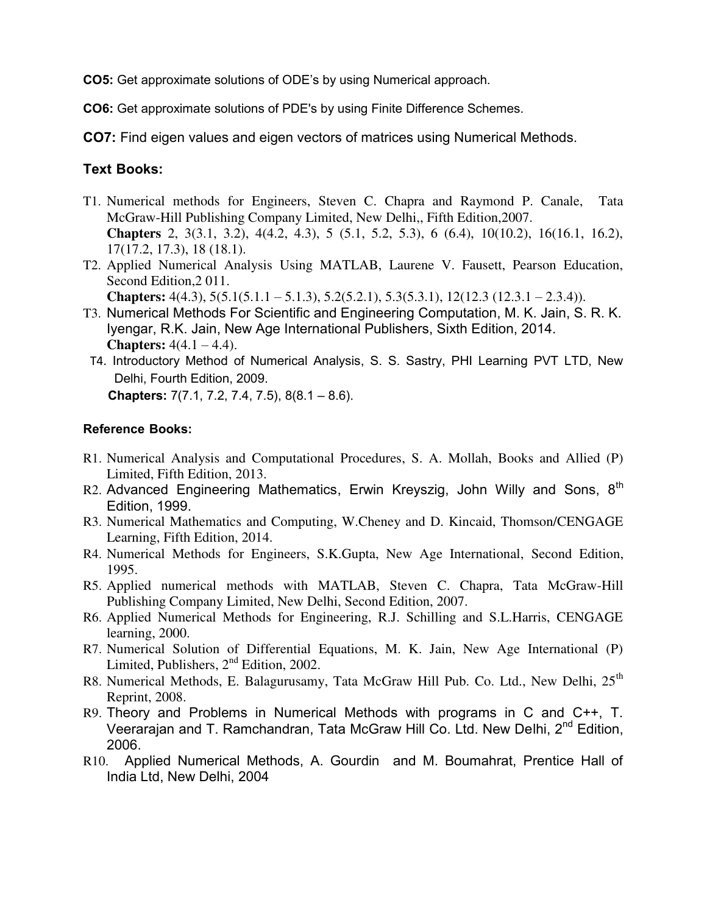**CO5:** Get approximate solutions of ODE's by using Numerical approach.

**CO6:** Get approximate solutions of PDE's by using Finite Difference Schemes.

**CO7:** Find eigen values and eigen vectors of matrices using Numerical Methods.

### Text Books:

T1. Numerical methods for Engineers, Steven C. Chapra and Raymond P. Canale, Tata McGraw-Hill Publishing Company Limited, New Delhi,, Fifth Edition,2007.
**Chapters** 2, 3(3.1, 3.2), 4(4.2, 4.3), 5 (5.1, 5.2, 5.3), 6 (6.4), 10(10.2), 16(16.1, 16.2), 17(17.2, 17.3), 18 (18.1).

T2. Applied Numerical Analysis Using MATLAB, Laurene V. Fausett, Pearson Education, Second Edition,2 011.
**Chapters:** 4(4.3), 5(5.1(5.1.1 – 5.1.3), 5.2(5.2.1), 5.3(5.3.1), 12(12.3 (12.3.1 – 2.3.4)).

T3. Numerical Methods For Scientific and Engineering Computation, M. K. Jain, S. R. K. Iyengar, R.K. Jain, New Age International Publishers, Sixth Edition, 2014.
**Chapters:** 4(4.1 – 4.4).

T4. Introductory Method of Numerical Analysis, S. S. Sastry, PHI Learning PVT LTD, New Delhi, Fourth Edition, 2009.
**Chapters:** 7(7.1, 7.2, 7.4, 7.5), 8(8.1 – 8.6).

#### Reference Books:

R1. Numerical Analysis and Computational Procedures, S. A. Mollah, Books and Allied (P) Limited, Fifth Edition, 2013.

R2. Advanced Engineering Mathematics, Erwin Kreyszig, John Willy and Sons, 8th Edition, 1999.

R3. Numerical Mathematics and Computing, W.Cheney and D. Kincaid, Thomson/CENGAGE Learning, Fifth Edition, 2014.

R4. Numerical Methods for Engineers, S.K.Gupta, New Age International, Second Edition, 1995.

R5. Applied numerical methods with MATLAB, Steven C. Chapra, Tata McGraw-Hill Publishing Company Limited, New Delhi, Second Edition, 2007.

R6. Applied Numerical Methods for Engineering, R.J. Schilling and S.L.Harris, CENGAGE learning, 2000.

R7. Numerical Solution of Differential Equations, M. K. Jain, New Age International (P) Limited, Publishers, 2nd Edition, 2002.

R8. Numerical Methods, E. Balagurusamy, Tata McGraw Hill Pub. Co. Ltd., New Delhi, 25th Reprint, 2008.

R9. Theory and Problems in Numerical Methods with programs in C and C++, T. Veerarajan and T. Ramchandran, Tata McGraw Hill Co. Ltd. New Delhi, 2nd Edition, 2006.

R10. Applied Numerical Methods, A. Gourdin and M. Boumahrat, Prentice Hall of India Ltd, New Delhi, 2004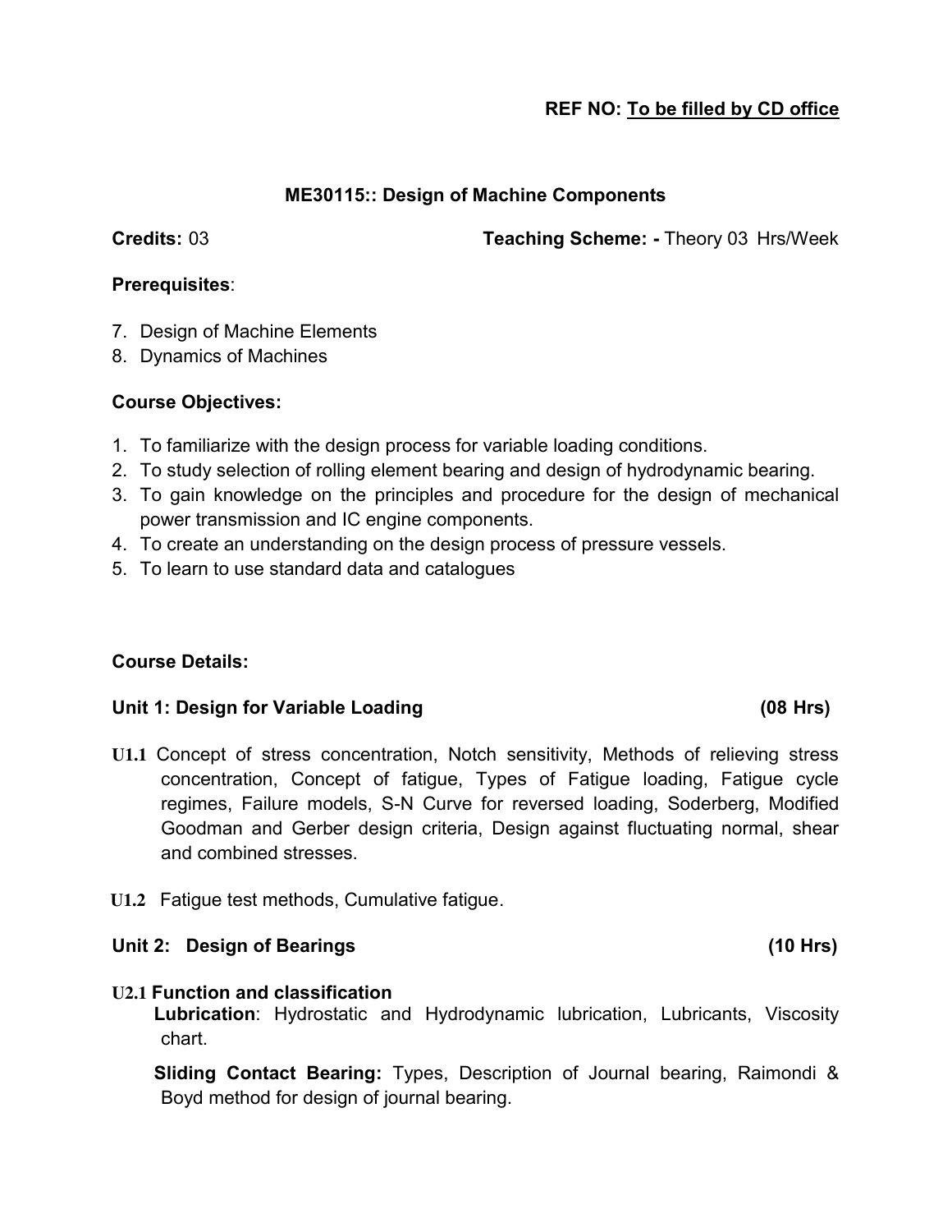**REF NO: To be filled by CD office**

## ME30115:: Design of Machine Components

**Credits:** 03 **Teaching Scheme: -** Theory 03 Hrs/Week

**Prerequisites**:

7. Design of Machine Elements
8. Dynamics of Machines

**Course Objectives:**

1. To familiarize with the design process for variable loading conditions.
2. To study selection of rolling element bearing and design of hydrodynamic bearing.
3. To gain knowledge on the principles and procedure for the design of mechanical power transmission and IC engine components.
4. To create an understanding on the design process of pressure vessels.
5. To learn to use standard data and catalogues

**Course Details:**

### Unit 1: Design for Variable Loading (08 Hrs)

**U1.1** Concept of stress concentration, Notch sensitivity, Methods of relieving stress concentration, Concept of fatigue, Types of Fatigue loading, Fatigue cycle regimes, Failure models, S-N Curve for reversed loading, Soderberg, Modified Goodman and Gerber design criteria, Design against fluctuating normal, shear and combined stresses.

**U1.2** Fatigue test methods, Cumulative fatigue.

### Unit 2: Design of Bearings (10 Hrs)

**U2.1 Function and classification**

**Lubrication**: Hydrostatic and Hydrodynamic lubrication, Lubricants, Viscosity chart.

**Sliding Contact Bearing:** Types, Description of Journal bearing, Raimondi & Boyd method for design of journal bearing.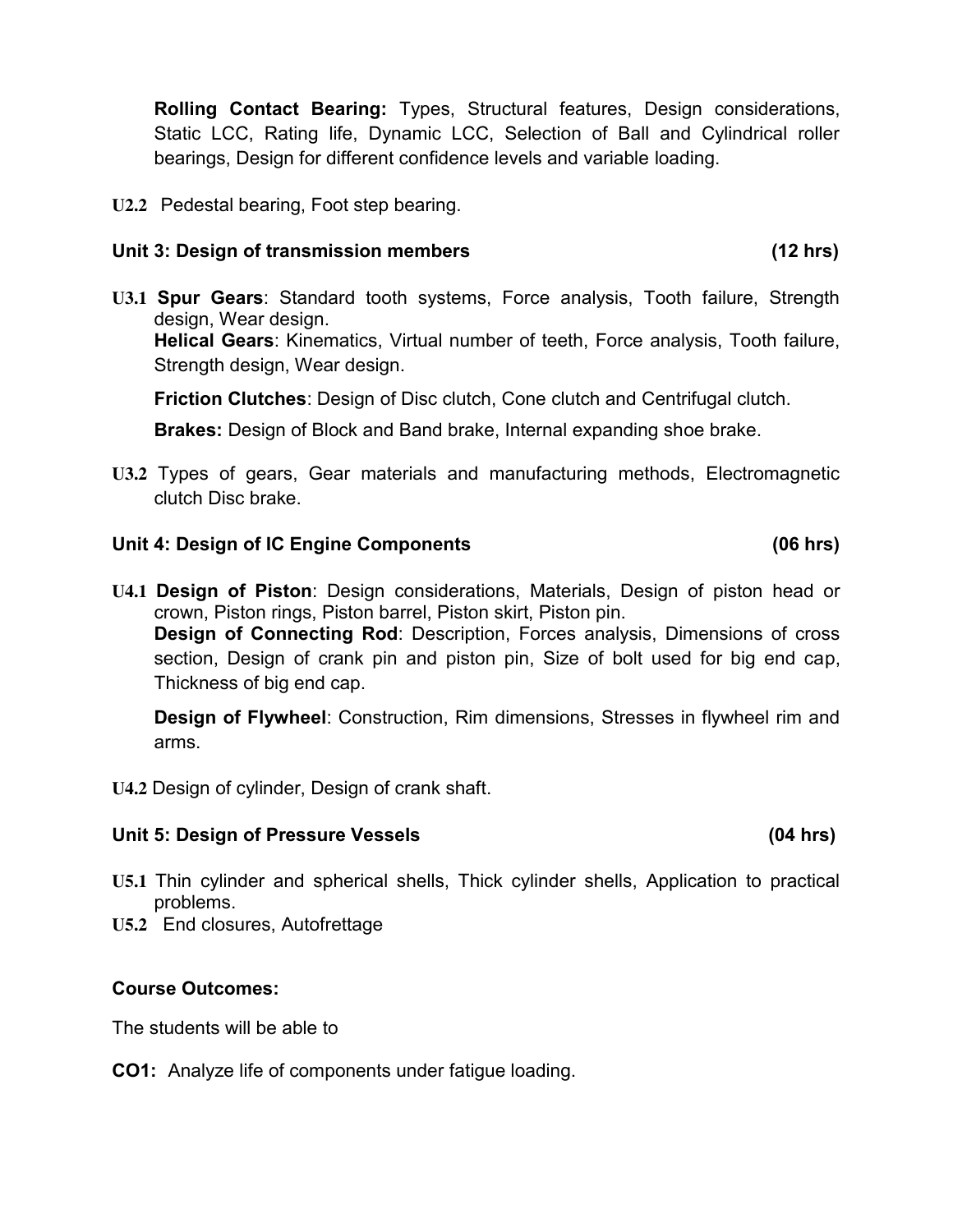**Rolling Contact Bearing:** Types, Structural features, Design considerations, Static LCC, Rating life, Dynamic LCC, Selection of Ball and Cylindrical roller bearings, Design for different confidence levels and variable loading.

**U2.2** Pedestal bearing, Foot step bearing.

### Unit 3: Design of transmission members (12 hrs)

**U3.1** **Spur Gears**: Standard tooth systems, Force analysis, Tooth failure, Strength design, Wear design.

**Helical Gears**: Kinematics, Virtual number of teeth, Force analysis, Tooth failure, Strength design, Wear design.

**Friction Clutches**: Design of Disc clutch, Cone clutch and Centrifugal clutch.

**Brakes:** Design of Block and Band brake, Internal expanding shoe brake.

**U3.2** Types of gears, Gear materials and manufacturing methods, Electromagnetic clutch Disc brake.

### Unit 4: Design of IC Engine Components (06 hrs)

**U4.1** **Design of Piston**: Design considerations, Materials, Design of piston head or crown, Piston rings, Piston barrel, Piston skirt, Piston pin.

**Design of Connecting Rod**: Description, Forces analysis, Dimensions of cross section, Design of crank pin and piston pin, Size of bolt used for big end cap, Thickness of big end cap.

**Design of Flywheel**: Construction, Rim dimensions, Stresses in flywheel rim and arms.

**U4.2** Design of cylinder, Design of crank shaft.

### Unit 5: Design of Pressure Vessels (04 hrs)

**U5.1** Thin cylinder and spherical shells, Thick cylinder shells, Application to practical problems.

**U5.2** End closures, Autofrettage

### Course Outcomes:

The students will be able to

**CO1:** Analyze life of components under fatigue loading.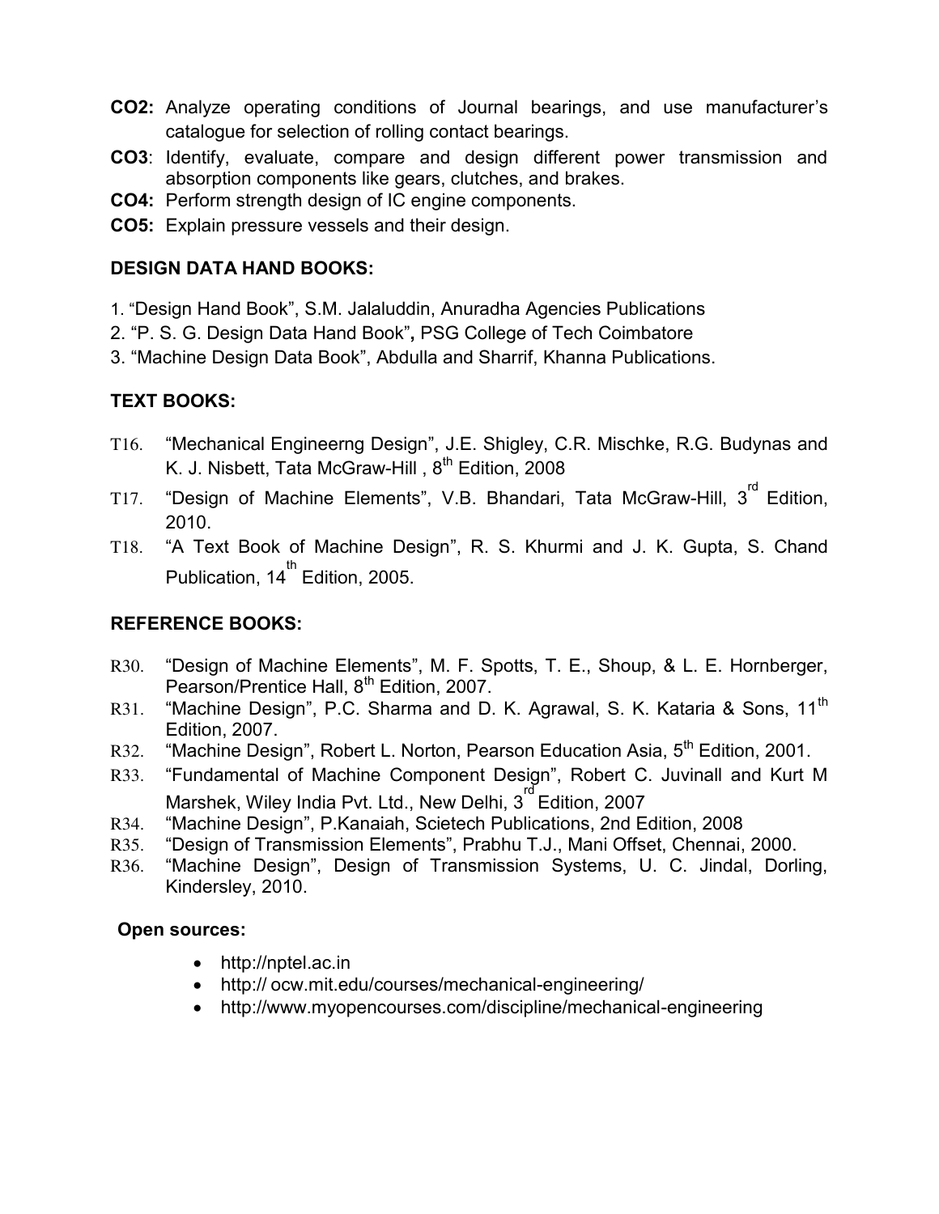**CO2:** Analyze operating conditions of Journal bearings, and use manufacturer's catalogue for selection of rolling contact bearings.

**CO3**: Identify, evaluate, compare and design different power transmission and absorption components like gears, clutches, and brakes.

**CO4:** Perform strength design of IC engine components.

**CO5:** Explain pressure vessels and their design.

## DESIGN DATA HAND BOOKS:

1. "Design Hand Book", S.M. Jalaluddin, Anuradha Agencies Publications
2. "P. S. G. Design Data Hand Book", PSG College of Tech Coimbatore
3. "Machine Design Data Book", Abdulla and Sharrif, Khanna Publications.

## TEXT BOOKS:

T16. "Mechanical Engineerng Design", J.E. Shigley, C.R. Mischke, R.G. Budynas and K. J. Nisbett, Tata McGraw-Hill , 8th Edition, 2008

T17. "Design of Machine Elements", V.B. Bhandari, Tata McGraw-Hill, 3rd Edition, 2010.

T18. "A Text Book of Machine Design", R. S. Khurmi and J. K. Gupta, S. Chand Publication, 14th Edition, 2005.

## REFERENCE BOOKS:

R30. "Design of Machine Elements", M. F. Spotts, T. E., Shoup, & L. E. Hornberger, Pearson/Prentice Hall, 8th Edition, 2007.

R31. "Machine Design", P.C. Sharma and D. K. Agrawal, S. K. Kataria & Sons, 11th Edition, 2007.

R32. "Machine Design", Robert L. Norton, Pearson Education Asia, 5th Edition, 2001.

R33. "Fundamental of Machine Component Design", Robert C. Juvinall and Kurt M Marshek, Wiley India Pvt. Ltd., New Delhi, 3rd Edition, 2007

R34. "Machine Design", P.Kanaiah, Scietech Publications, 2nd Edition, 2008

R35. "Design of Transmission Elements", Prabhu T.J., Mani Offset, Chennai, 2000.

R36. "Machine Design", Design of Transmission Systems, U. C. Jindal, Dorling, Kindersley, 2010.

## Open sources:

- http://nptel.ac.in
- http:// ocw.mit.edu/courses/mechanical-engineering/
- http://www.myopencourses.com/discipline/mechanical-engineering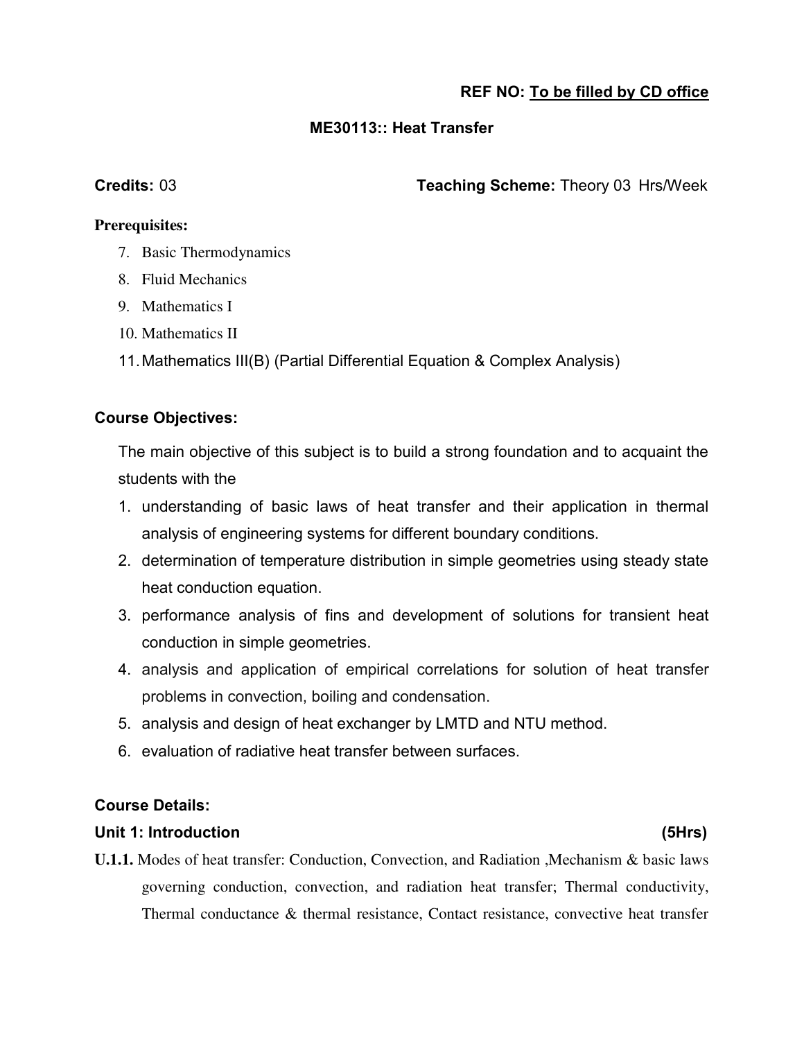**REF NO: To be filled by CD office**

## ME30113:: Heat Transfer

**Credits:** 03 **Teaching Scheme:** Theory 03 Hrs/Week

**Prerequisites:**

7. Basic Thermodynamics
8. Fluid Mechanics
9. Mathematics I
10. Mathematics II
11. Mathematics III(B) (Partial Differential Equation & Complex Analysis)

### Course Objectives:

The main objective of this subject is to build a strong foundation and to acquaint the students with the

1. understanding of basic laws of heat transfer and their application in thermal analysis of engineering systems for different boundary conditions.
2. determination of temperature distribution in simple geometries using steady state heat conduction equation.
3. performance analysis of fins and development of solutions for transient heat conduction in simple geometries.
4. analysis and application of empirical correlations for solution of heat transfer problems in convection, boiling and condensation.
5. analysis and design of heat exchanger by LMTD and NTU method.
6. evaluation of radiative heat transfer between surfaces.

### Course Details:

#### Unit 1: Introduction (5Hrs)

**U.1.1.** Modes of heat transfer: Conduction, Convection, and Radiation ,Mechanism & basic laws governing conduction, convection, and radiation heat transfer; Thermal conductivity, Thermal conductance & thermal resistance, Contact resistance, convective heat transfer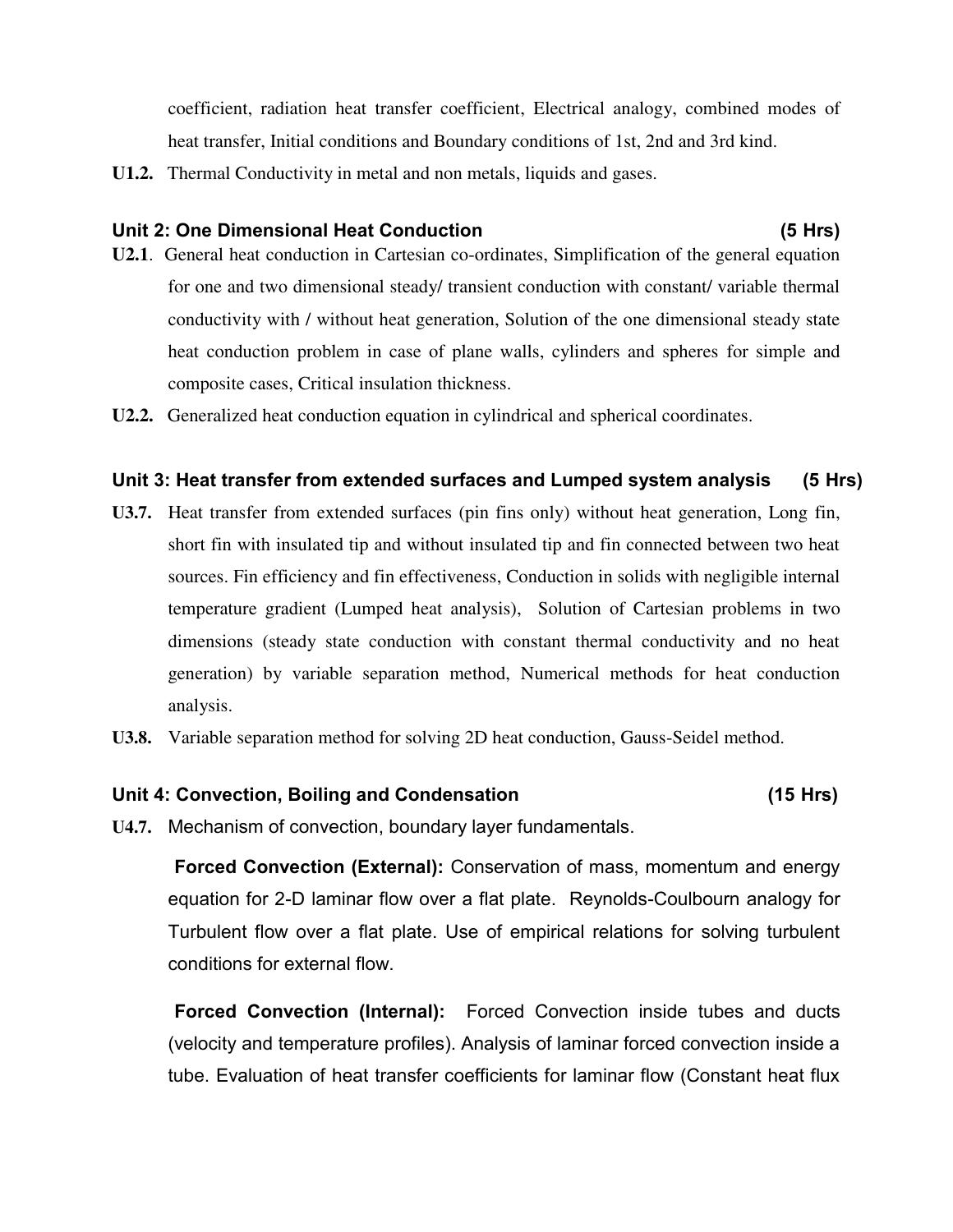coefficient, radiation heat transfer coefficient, Electrical analogy, combined modes of heat transfer, Initial conditions and Boundary conditions of 1st, 2nd and 3rd kind.

**U1.2.** Thermal Conductivity in metal and non metals, liquids and gases.

### Unit 2: One Dimensional Heat Conduction (5 Hrs)

**U2.1**. General heat conduction in Cartesian co-ordinates, Simplification of the general equation for one and two dimensional steady/ transient conduction with constant/ variable thermal conductivity with / without heat generation, Solution of the one dimensional steady state heat conduction problem in case of plane walls, cylinders and spheres for simple and composite cases, Critical insulation thickness.

**U2.2.** Generalized heat conduction equation in cylindrical and spherical coordinates.

### Unit 3: Heat transfer from extended surfaces and Lumped system analysis (5 Hrs)

**U3.7.** Heat transfer from extended surfaces (pin fins only) without heat generation, Long fin, short fin with insulated tip and without insulated tip and fin connected between two heat sources. Fin efficiency and fin effectiveness, Conduction in solids with negligible internal temperature gradient (Lumped heat analysis), Solution of Cartesian problems in two dimensions (steady state conduction with constant thermal conductivity and no heat generation) by variable separation method, Numerical methods for heat conduction analysis.

**U3.8.** Variable separation method for solving 2D heat conduction, Gauss-Seidel method.

### Unit 4: Convection, Boiling and Condensation (15 Hrs)

**U4.7.** Mechanism of convection, boundary layer fundamentals.

**Forced Convection (External):** Conservation of mass, momentum and energy equation for 2-D laminar flow over a flat plate. Reynolds-Coulbourn analogy for Turbulent flow over a flat plate. Use of empirical relations for solving turbulent conditions for external flow.

**Forced Convection (Internal):** Forced Convection inside tubes and ducts (velocity and temperature profiles). Analysis of laminar forced convection inside a tube. Evaluation of heat transfer coefficients for laminar flow (Constant heat flux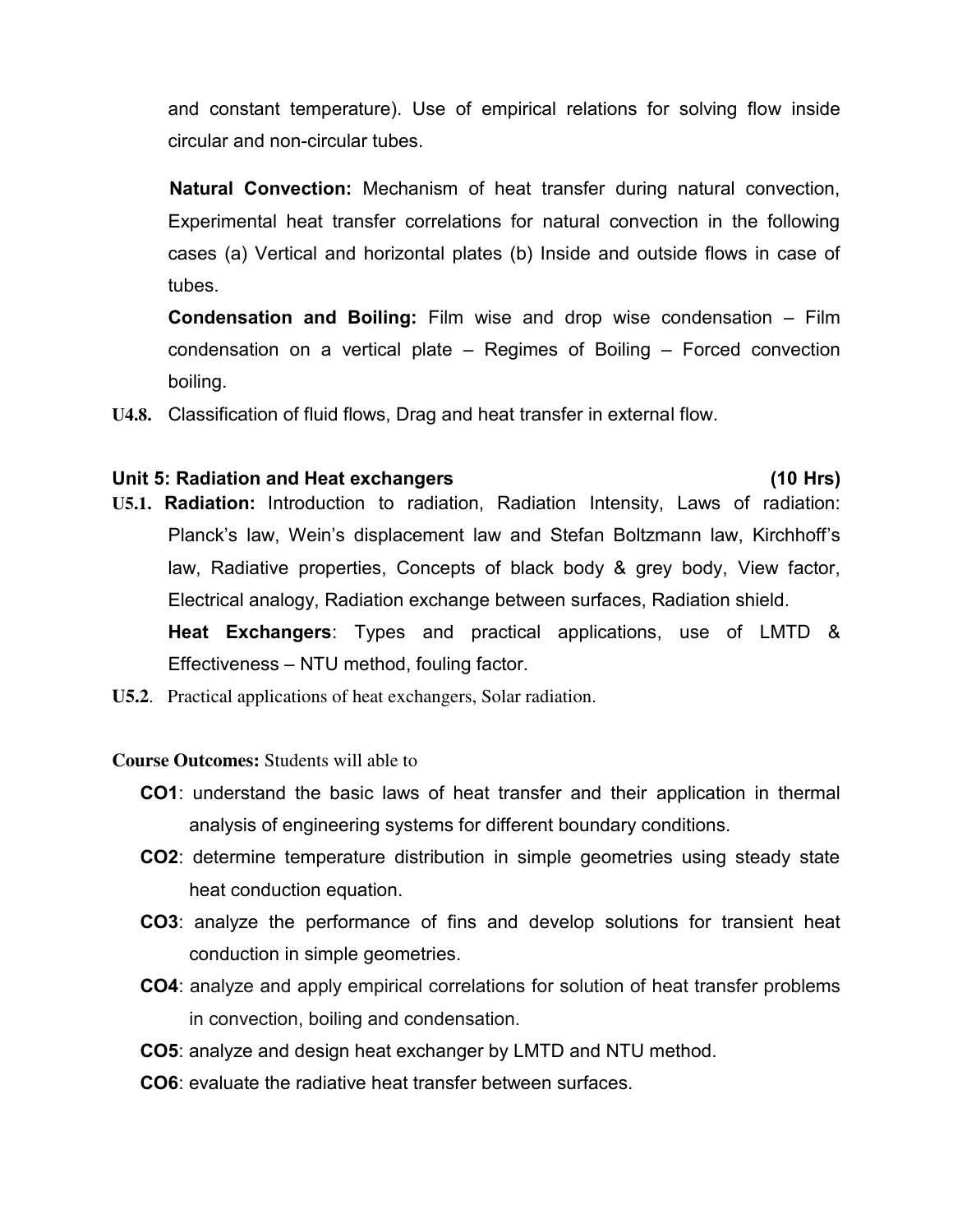and constant temperature). Use of empirical relations for solving flow inside circular and non-circular tubes.

**Natural Convection:** Mechanism of heat transfer during natural convection, Experimental heat transfer correlations for natural convection in the following cases (a) Vertical and horizontal plates (b) Inside and outside flows in case of tubes.

**Condensation and Boiling:** Film wise and drop wise condensation – Film condensation on a vertical plate – Regimes of Boiling – Forced convection boiling.

**U4.8.** Classification of fluid flows, Drag and heat transfer in external flow.

**Unit 5: Radiation and Heat exchangers (10 Hrs)**

**U5.1. Radiation:** Introduction to radiation, Radiation Intensity, Laws of radiation: Planck's law, Wein's displacement law and Stefan Boltzmann law, Kirchhoff's law, Radiative properties, Concepts of black body & grey body, View factor, Electrical analogy, Radiation exchange between surfaces, Radiation shield.

**Heat Exchangers**: Types and practical applications, use of LMTD & Effectiveness – NTU method, fouling factor.

**U5.2**. Practical applications of heat exchangers, Solar radiation.

**Course Outcomes:** Students will able to

- **CO1**: understand the basic laws of heat transfer and their application in thermal analysis of engineering systems for different boundary conditions.
- **CO2**: determine temperature distribution in simple geometries using steady state heat conduction equation.
- **CO3**: analyze the performance of fins and develop solutions for transient heat conduction in simple geometries.
- **CO4**: analyze and apply empirical correlations for solution of heat transfer problems in convection, boiling and condensation.
- **CO5**: analyze and design heat exchanger by LMTD and NTU method.
- **CO6**: evaluate the radiative heat transfer between surfaces.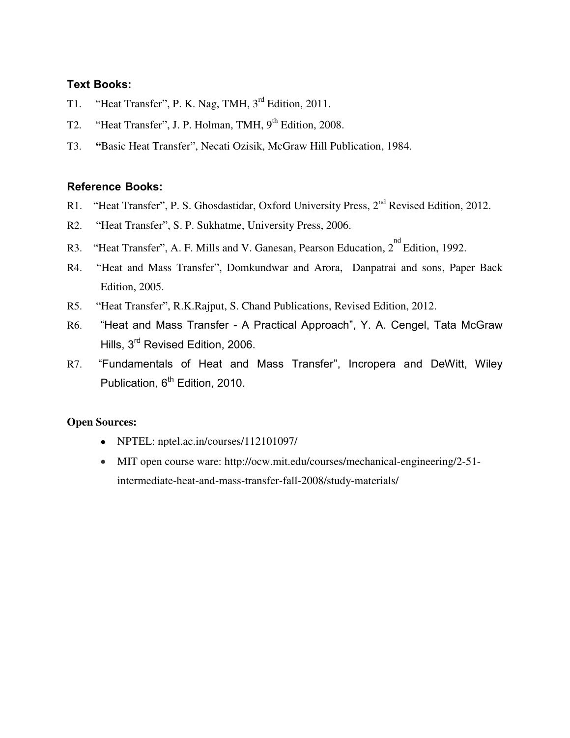**Text Books:**

T1. "Heat Transfer", P. K. Nag, TMH, 3rd Edition, 2011.

T2. "Heat Transfer", J. P. Holman, TMH, 9th Edition, 2008.

T3. "Basic Heat Transfer", Necati Ozisik, McGraw Hill Publication, 1984.

**Reference Books:**

R1. "Heat Transfer", P. S. Ghosdastidar, Oxford University Press, 2nd Revised Edition, 2012.

R2. "Heat Transfer", S. P. Sukhatme, University Press, 2006.

R3. "Heat Transfer", A. F. Mills and V. Ganesan, Pearson Education, 2nd Edition, 1992.

R4. "Heat and Mass Transfer", Domkundwar and Arora, Danpatrai and sons, Paper Back Edition, 2005.

R5. "Heat Transfer", R.K.Rajput, S. Chand Publications, Revised Edition, 2012.

R6. "Heat and Mass Transfer - A Practical Approach", Y. A. Cengel, Tata McGraw Hills, 3rd Revised Edition, 2006.

R7. "Fundamentals of Heat and Mass Transfer", Incropera and DeWitt, Wiley Publication, 6th Edition, 2010.

**Open Sources:**

- NPTEL: nptel.ac.in/courses/112101097/
- MIT open course ware: http://ocw.mit.edu/courses/mechanical-engineering/2-51-intermediate-heat-and-mass-transfer-fall-2008/study-materials/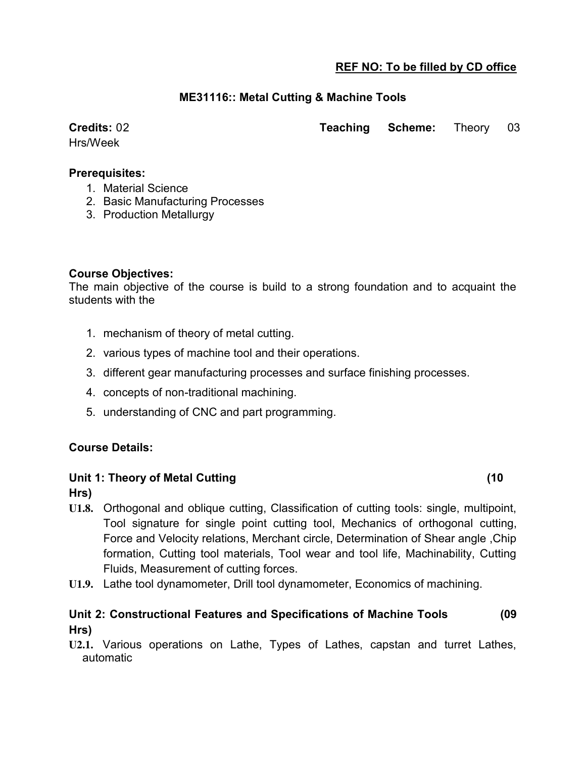**REF NO: To be filled by CD office**

## ME31116:: Metal Cutting & Machine Tools

**Credits:** 02 **Teaching Scheme:** Theory 03 Hrs/Week

**Prerequisites:**

1. Material Science
2. Basic Manufacturing Processes
3. Production Metallurgy

**Course Objectives:**

The main objective of the course is build to a strong foundation and to acquaint the students with the

1. mechanism of theory of metal cutting.
2. various types of machine tool and their operations.
3. different gear manufacturing processes and surface finishing processes.
4. concepts of non-traditional machining.
5. understanding of CNC and part programming.

**Course Details:**

**Unit 1: Theory of Metal Cutting (10 Hrs)**

**U1.8.** Orthogonal and oblique cutting, Classification of cutting tools: single, multipoint, Tool signature for single point cutting tool, Mechanics of orthogonal cutting, Force and Velocity relations, Merchant circle, Determination of Shear angle ,Chip formation, Cutting tool materials, Tool wear and tool life, Machinability, Cutting Fluids, Measurement of cutting forces.

**U1.9.** Lathe tool dynamometer, Drill tool dynamometer, Economics of machining.

**Unit 2: Constructional Features and Specifications of Machine Tools (09 Hrs)**

**U2.1.** Various operations on Lathe, Types of Lathes, capstan and turret Lathes, automatic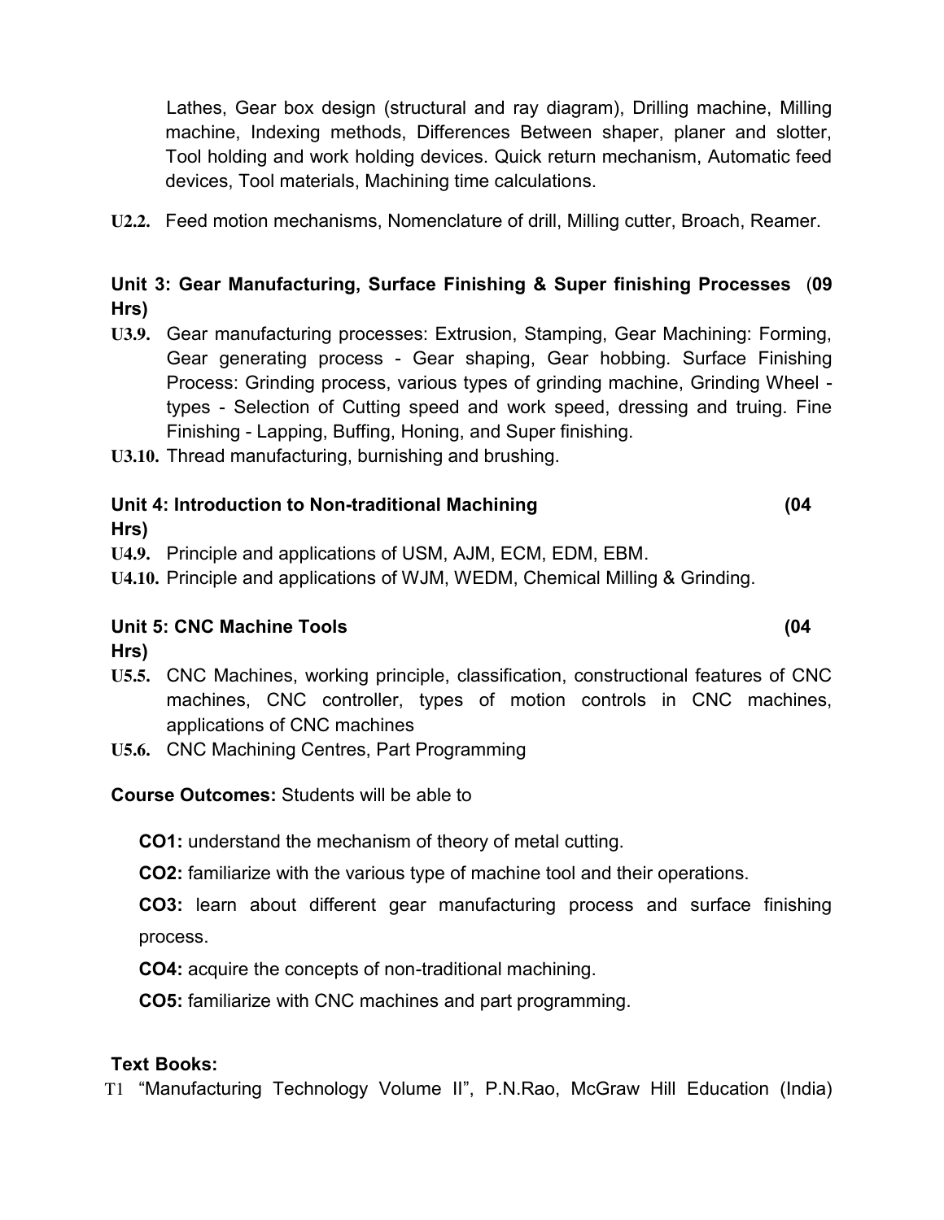Lathes, Gear box design (structural and ray diagram), Drilling machine, Milling machine, Indexing methods, Differences Between shaper, planer and slotter, Tool holding and work holding devices. Quick return mechanism, Automatic feed devices, Tool materials, Machining time calculations.

**U2.2.** Feed motion mechanisms, Nomenclature of drill, Milling cutter, Broach, Reamer.

### Unit 3: Gear Manufacturing, Surface Finishing & Super finishing Processes (09 Hrs)

**U3.9.** Gear manufacturing processes: Extrusion, Stamping, Gear Machining: Forming, Gear generating process - Gear shaping, Gear hobbing. Surface Finishing Process: Grinding process, various types of grinding machine, Grinding Wheel - types - Selection of Cutting speed and work speed, dressing and truing. Fine Finishing - Lapping, Buffing, Honing, and Super finishing.

**U3.10.** Thread manufacturing, burnishing and brushing.

### Unit 4: Introduction to Non-traditional Machining (04 Hrs)

**U4.9.** Principle and applications of USM, AJM, ECM, EDM, EBM.

**U4.10.** Principle and applications of WJM, WEDM, Chemical Milling & Grinding.

### Unit 5: CNC Machine Tools (04 Hrs)

**U5.5.** CNC Machines, working principle, classification, constructional features of CNC machines, CNC controller, types of motion controls in CNC machines, applications of CNC machines

**U5.6.** CNC Machining Centres, Part Programming

**Course Outcomes:** Students will be able to

**CO1:** understand the mechanism of theory of metal cutting.

**CO2:** familiarize with the various type of machine tool and their operations.

**CO3:** learn about different gear manufacturing process and surface finishing process.

**CO4:** acquire the concepts of non-traditional machining.

**CO5:** familiarize with CNC machines and part programming.

**Text Books:**

T1 "Manufacturing Technology Volume II", P.N.Rao, McGraw Hill Education (India)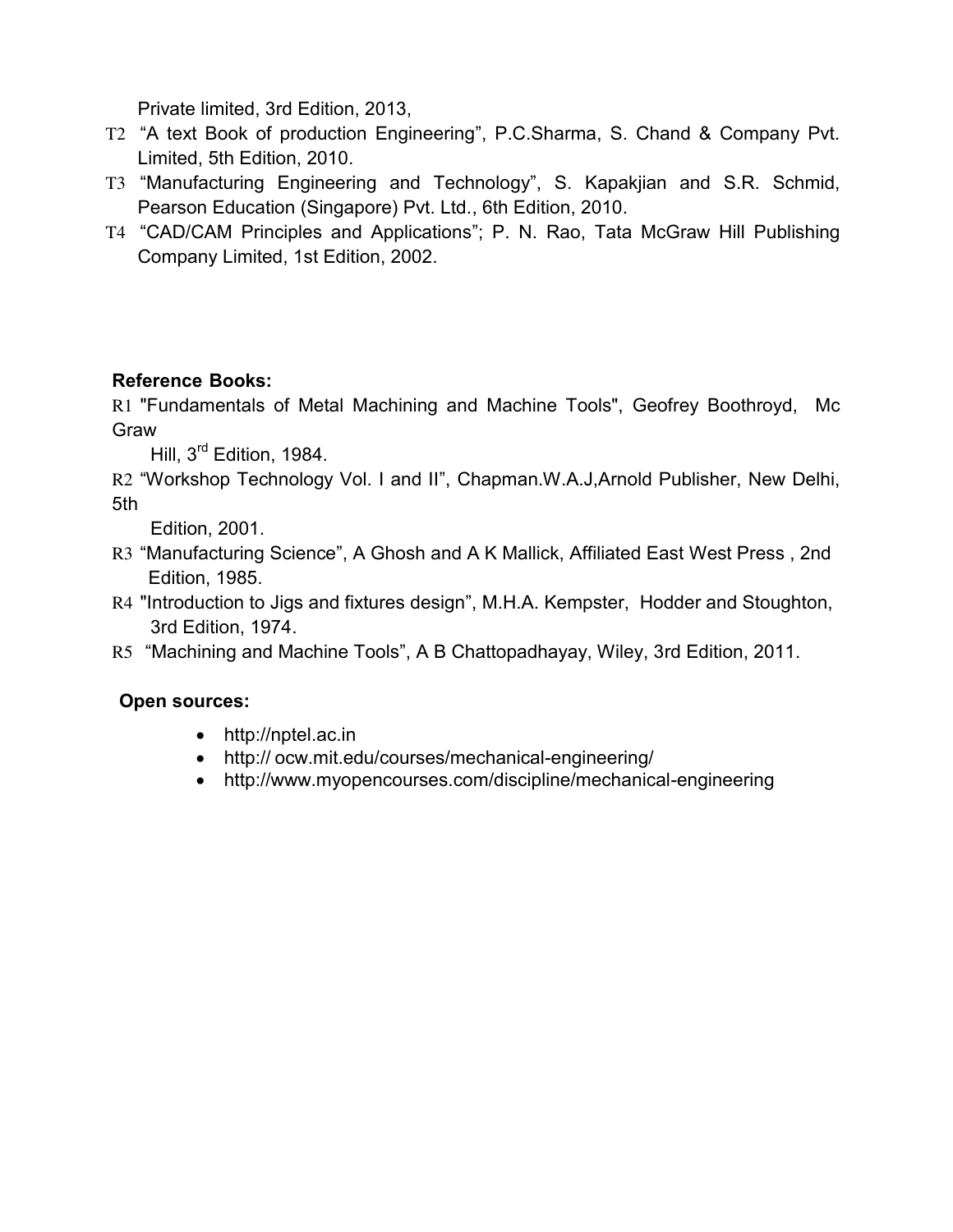Private limited, 3rd Edition, 2013,

T2 "A text Book of production Engineering", P.C.Sharma, S. Chand & Company Pvt. Limited, 5th Edition, 2010.

T3 "Manufacturing Engineering and Technology", S. Kapakjian and S.R. Schmid, Pearson Education (Singapore) Pvt. Ltd., 6th Edition, 2010.

T4 "CAD/CAM Principles and Applications"; P. N. Rao, Tata McGraw Hill Publishing Company Limited, 1st Edition, 2002.

**Reference Books:**

R1 "Fundamentals of Metal Machining and Machine Tools", Geofrey Boothroyd, Mc Graw Hill, 3rd Edition, 1984.

R2 "Workshop Technology Vol. I and II", Chapman.W.A.J,Arnold Publisher, New Delhi, 5th Edition, 2001.

R3 "Manufacturing Science", A Ghosh and A K Mallick, Affiliated East West Press , 2nd Edition, 1985.

R4 "Introduction to Jigs and fixtures design", M.H.A. Kempster, Hodder and Stoughton, 3rd Edition, 1974.

R5 "Machining and Machine Tools", A B Chattopadhayay, Wiley, 3rd Edition, 2011.

**Open sources:**

- http://nptel.ac.in
- http:// ocw.mit.edu/courses/mechanical-engineering/
- http://www.myopencourses.com/discipline/mechanical-engineering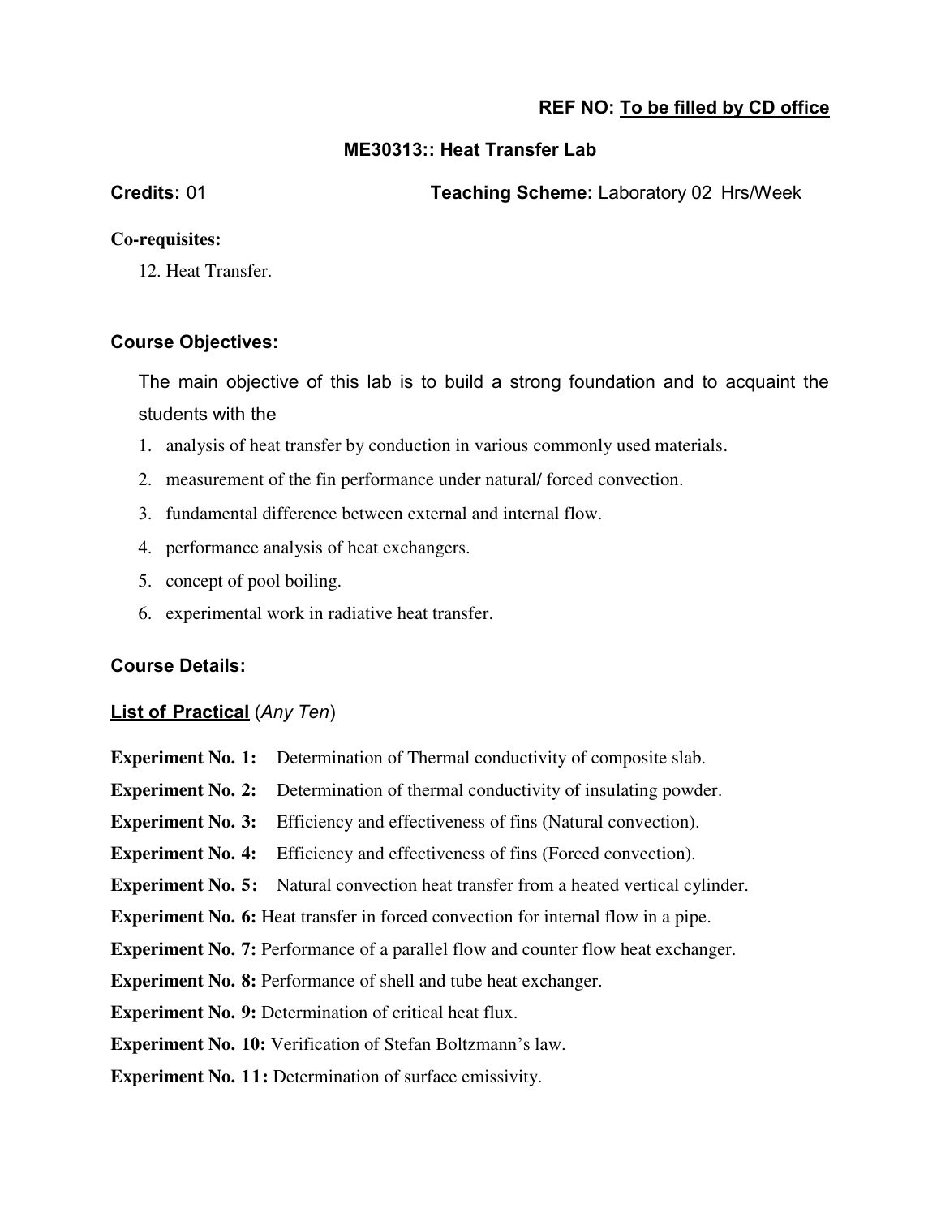**REF NO: To be filled by CD office**

## ME30313:: Heat Transfer Lab

**Credits:** 01 **Teaching Scheme:** Laboratory 02 Hrs/Week

**Co-requisites:**

12. Heat Transfer.

### Course Objectives:

The main objective of this lab is to build a strong foundation and to acquaint the students with the

1. analysis of heat transfer by conduction in various commonly used materials.
2. measurement of the fin performance under natural/ forced convection.
3. fundamental difference between external and internal flow.
4. performance analysis of heat exchangers.
5. concept of pool boiling.
6. experimental work in radiative heat transfer.

### Course Details:

**List of Practical** (*Any Ten*)

**Experiment No. 1:** Determination of Thermal conductivity of composite slab.

**Experiment No. 2:** Determination of thermal conductivity of insulating powder.

**Experiment No. 3:** Efficiency and effectiveness of fins (Natural convection).

**Experiment No. 4:** Efficiency and effectiveness of fins (Forced convection).

**Experiment No. 5:** Natural convection heat transfer from a heated vertical cylinder.

**Experiment No. 6:** Heat transfer in forced convection for internal flow in a pipe.

**Experiment No. 7:** Performance of a parallel flow and counter flow heat exchanger.

**Experiment No. 8:** Performance of shell and tube heat exchanger.

**Experiment No. 9:** Determination of critical heat flux.

**Experiment No. 10:** Verification of Stefan Boltzmann's law.

**Experiment No. 11:** Determination of surface emissivity.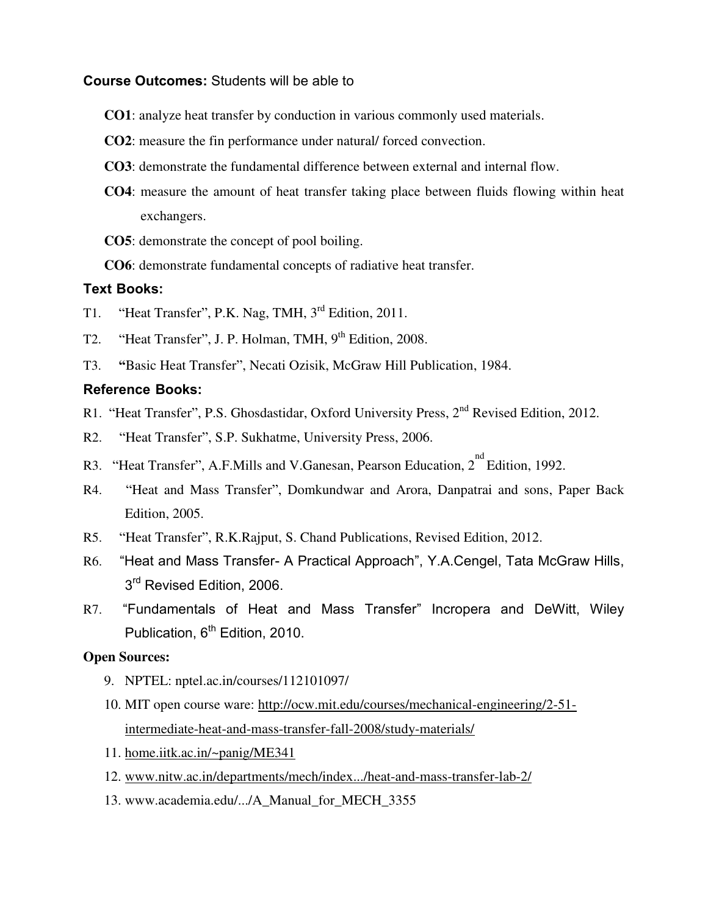**Course Outcomes:** Students will be able to

- **CO1**: analyze heat transfer by conduction in various commonly used materials.
- **CO2**: measure the fin performance under natural/ forced convection.
- **CO3**: demonstrate the fundamental difference between external and internal flow.
- **CO4**: measure the amount of heat transfer taking place between fluids flowing within heat exchangers.
- **CO5**: demonstrate the concept of pool boiling.
- **CO6**: demonstrate fundamental concepts of radiative heat transfer.

**Text Books:**

T1. "Heat Transfer", P.K. Nag, TMH, 3rd Edition, 2011.

T2. "Heat Transfer", J. P. Holman, TMH, 9th Edition, 2008.

T3. **"**Basic Heat Transfer", Necati Ozisik, McGraw Hill Publication, 1984.

**Reference Books:**

R1. "Heat Transfer", P.S. Ghosdastidar, Oxford University Press, 2nd Revised Edition, 2012.

R2. "Heat Transfer", S.P. Sukhatme, University Press, 2006.

R3. "Heat Transfer", A.F.Mills and V.Ganesan, Pearson Education, 2nd Edition, 1992.

R4. "Heat and Mass Transfer", Domkundwar and Arora, Danpatrai and sons, Paper Back Edition, 2005.

R5. "Heat Transfer", R.K.Rajput, S. Chand Publications, Revised Edition, 2012.

R6. "Heat and Mass Transfer- A Practical Approach", Y.A.Cengel, Tata McGraw Hills, 3rd Revised Edition, 2006.

R7. "Fundamentals of Heat and Mass Transfer" Incropera and DeWitt, Wiley Publication, 6th Edition, 2010.

**Open Sources:**

9. NPTEL: nptel.ac.in/courses/112101097/
10. MIT open course ware: http://ocw.mit.edu/courses/mechanical-engineering/2-51-intermediate-heat-and-mass-transfer-fall-2008/study-materials/
11. home.iitk.ac.in/~panig/ME341
12. www.nitw.ac.in/departments/mech/index.../heat-and-mass-transfer-lab-2/
13. www.academia.edu/.../A_Manual_for_MECH_3355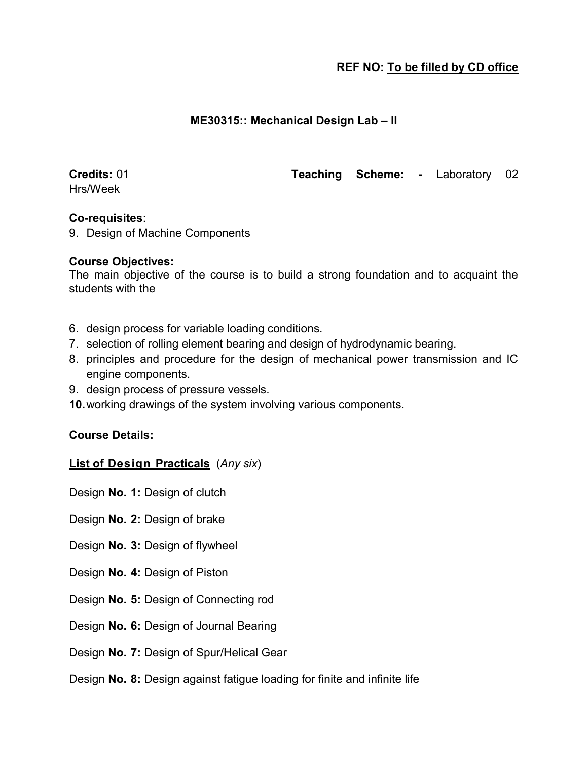**REF NO: To be filled by CD office**

## ME30315:: Mechanical Design Lab – II

**Credits:** 01 **Teaching Scheme: -** Laboratory 02 Hrs/Week

**Co-requisites**:

9. Design of Machine Components

**Course Objectives:**

The main objective of the course is to build a strong foundation and to acquaint the students with the

6. design process for variable loading conditions.
7. selection of rolling element bearing and design of hydrodynamic bearing.
8. principles and procedure for the design of mechanical power transmission and IC engine components.
9. design process of pressure vessels.
10. working drawings of the system involving various components.

**Course Details:**

**List of Design Practicals** (*Any six*)

Design **No. 1:** Design of clutch

Design **No. 2:** Design of brake

Design **No. 3:** Design of flywheel

Design **No. 4:** Design of Piston

Design **No. 5:** Design of Connecting rod

Design **No. 6:** Design of Journal Bearing

Design **No. 7:** Design of Spur/Helical Gear

Design **No. 8:** Design against fatigue loading for finite and infinite life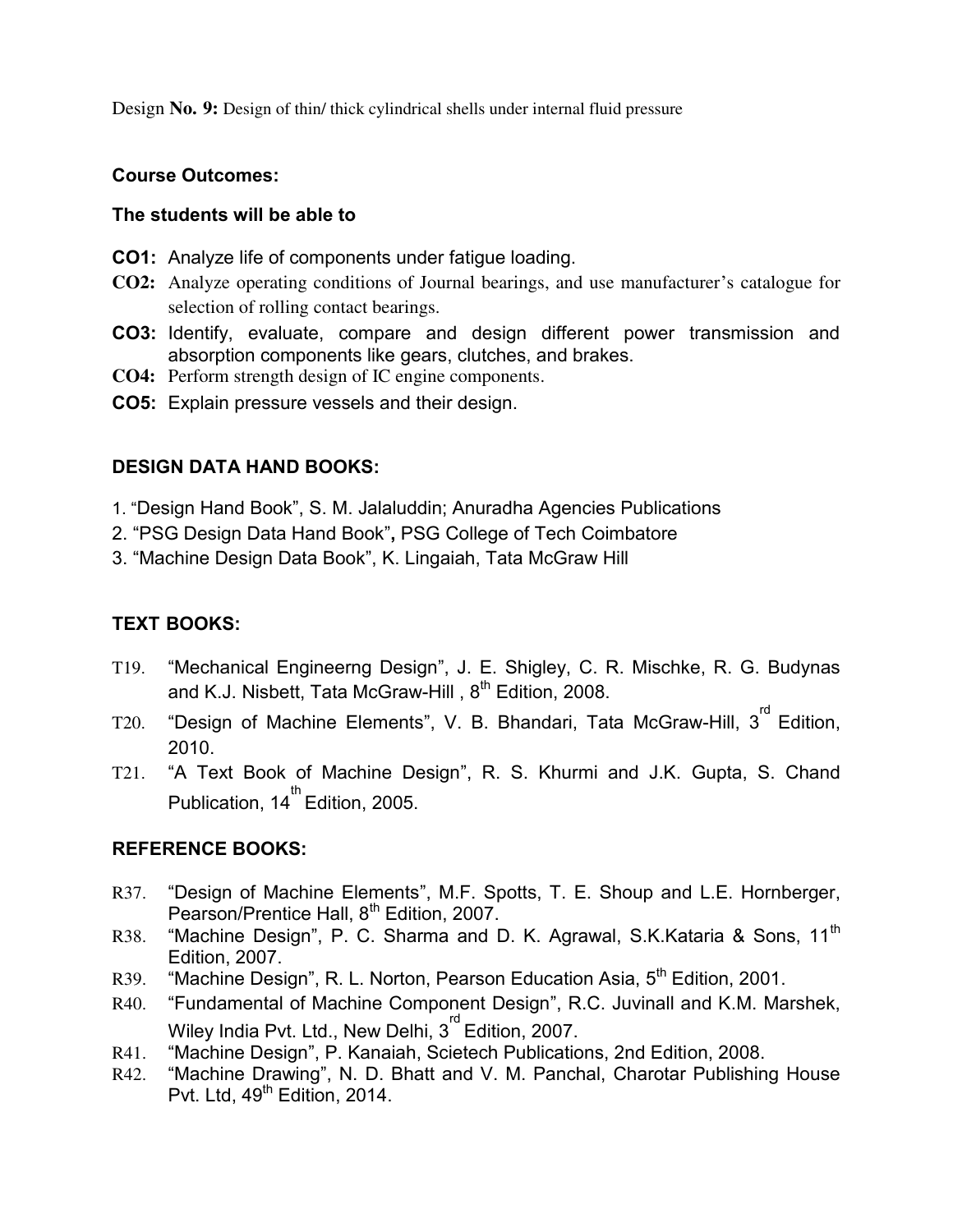Design **No. 9:** Design of thin/ thick cylindrical shells under internal fluid pressure

**Course Outcomes:**

**The students will be able to**

- **CO1:** Analyze life of components under fatigue loading.
- **CO2:** Analyze operating conditions of Journal bearings, and use manufacturer's catalogue for selection of rolling contact bearings.
- **CO3:** Identify, evaluate, compare and design different power transmission and absorption components like gears, clutches, and brakes.
- **CO4:** Perform strength design of IC engine components.
- **CO5:** Explain pressure vessels and their design.

**DESIGN DATA HAND BOOKS:**

1. "Design Hand Book", S. M. Jalaluddin; Anuradha Agencies Publications
2. "PSG Design Data Hand Book"**,** PSG College of Tech Coimbatore
3. "Machine Design Data Book", K. Lingaiah, Tata McGraw Hill

**TEXT BOOKS:**

- T19. "Mechanical Engineerng Design", J. E. Shigley, C. R. Mischke, R. G. Budynas and K.J. Nisbett, Tata McGraw-Hill , 8th Edition, 2008.
- T20. "Design of Machine Elements", V. B. Bhandari, Tata McGraw-Hill, 3rd Edition, 2010.
- T21. "A Text Book of Machine Design", R. S. Khurmi and J.K. Gupta, S. Chand Publication, 14th Edition, 2005.

**REFERENCE BOOKS:**

- R37. "Design of Machine Elements", M.F. Spotts, T. E. Shoup and L.E. Hornberger, Pearson/Prentice Hall, 8th Edition, 2007.
- R38. "Machine Design", P. C. Sharma and D. K. Agrawal, S.K.Kataria & Sons, 11th Edition, 2007.
- R39. "Machine Design", R. L. Norton, Pearson Education Asia, 5th Edition, 2001.
- R40. "Fundamental of Machine Component Design", R.C. Juvinall and K.M. Marshek, Wiley India Pvt. Ltd., New Delhi, 3rd Edition, 2007.
- R41. "Machine Design", P. Kanaiah, Scietech Publications, 2nd Edition, 2008.
- R42. "Machine Drawing", N. D. Bhatt and V. M. Panchal, Charotar Publishing House Pvt. Ltd, 49th Edition, 2014.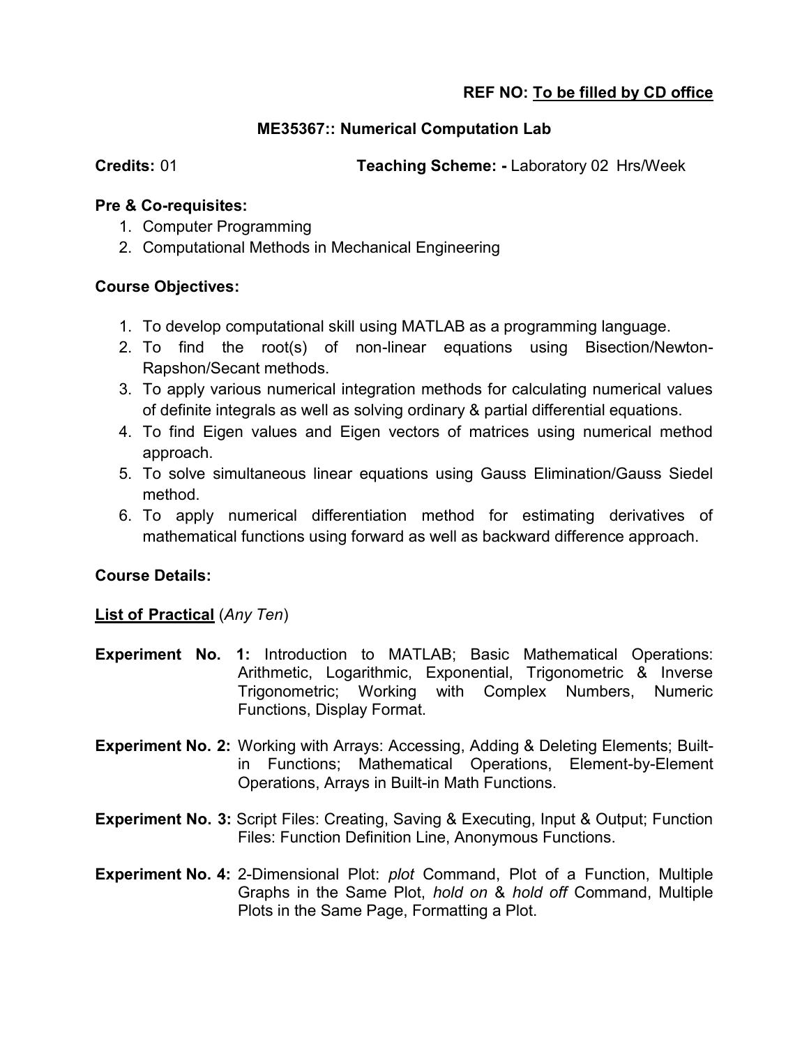**REF NO: To be filled by CD office**

## ME35367:: Numerical Computation Lab

**Credits:** 01 **Teaching Scheme: -** Laboratory 02 Hrs/Week

**Pre & Co-requisites:**

1. Computer Programming
2. Computational Methods in Mechanical Engineering

**Course Objectives:**

1. To develop computational skill using MATLAB as a programming language.
2. To find the root(s) of non-linear equations using Bisection/Newton-Rapshon/Secant methods.
3. To apply various numerical integration methods for calculating numerical values of definite integrals as well as solving ordinary & partial differential equations.
4. To find Eigen values and Eigen vectors of matrices using numerical method approach.
5. To solve simultaneous linear equations using Gauss Elimination/Gauss Siedel method.
6. To apply numerical differentiation method for estimating derivatives of mathematical functions using forward as well as backward difference approach.

**Course Details:**

**List of Practical** (*Any Ten*)

**Experiment No. 1:** Introduction to MATLAB; Basic Mathematical Operations: Arithmetic, Logarithmic, Exponential, Trigonometric & Inverse Trigonometric; Working with Complex Numbers, Numeric Functions, Display Format.

**Experiment No. 2:** Working with Arrays: Accessing, Adding & Deleting Elements; Built-in Functions; Mathematical Operations, Element-by-Element Operations, Arrays in Built-in Math Functions.

**Experiment No. 3:** Script Files: Creating, Saving & Executing, Input & Output; Function Files: Function Definition Line, Anonymous Functions.

**Experiment No. 4:** 2-Dimensional Plot: *plot* Command, Plot of a Function, Multiple Graphs in the Same Plot, *hold on* & *hold off* Command, Multiple Plots in the Same Page, Formatting a Plot.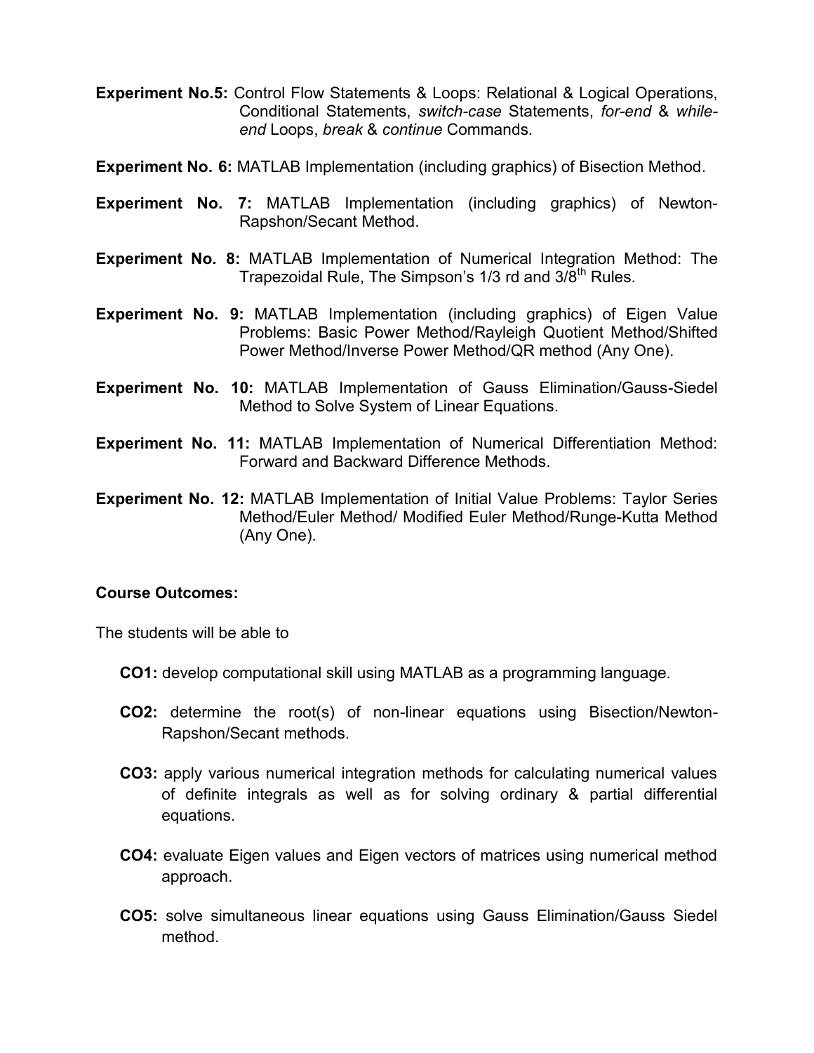**Experiment No.5:** Control Flow Statements & Loops: Relational & Logical Operations, Conditional Statements, *switch-case* Statements, *for-end* & *while-end* Loops, *break* & *continue* Commands.

**Experiment No. 6:** MATLAB Implementation (including graphics) of Bisection Method.

**Experiment No. 7:** MATLAB Implementation (including graphics) of Newton-Rapshon/Secant Method.

**Experiment No. 8:** MATLAB Implementation of Numerical Integration Method: The Trapezoidal Rule, The Simpson's 1/3 rd and $3/8^{th}$ Rules.

**Experiment No. 9:** MATLAB Implementation (including graphics) of Eigen Value Problems: Basic Power Method/Rayleigh Quotient Method/Shifted Power Method/Inverse Power Method/QR method (Any One).

**Experiment No. 10:** MATLAB Implementation of Gauss Elimination/Gauss-Siedel Method to Solve System of Linear Equations.

**Experiment No. 11:** MATLAB Implementation of Numerical Differentiation Method: Forward and Backward Difference Methods.

**Experiment No. 12:** MATLAB Implementation of Initial Value Problems: Taylor Series Method/Euler Method/ Modified Euler Method/Runge-Kutta Method (Any One).

**Course Outcomes:**

The students will be able to

- **CO1:** develop computational skill using MATLAB as a programming language.
- **CO2:** determine the root(s) of non-linear equations using Bisection/Newton-Rapshon/Secant methods.
- **CO3:** apply various numerical integration methods for calculating numerical values of definite integrals as well as for solving ordinary & partial differential equations.
- **CO4:** evaluate Eigen values and Eigen vectors of matrices using numerical method approach.
- **CO5:** solve simultaneous linear equations using Gauss Elimination/Gauss Siedel method.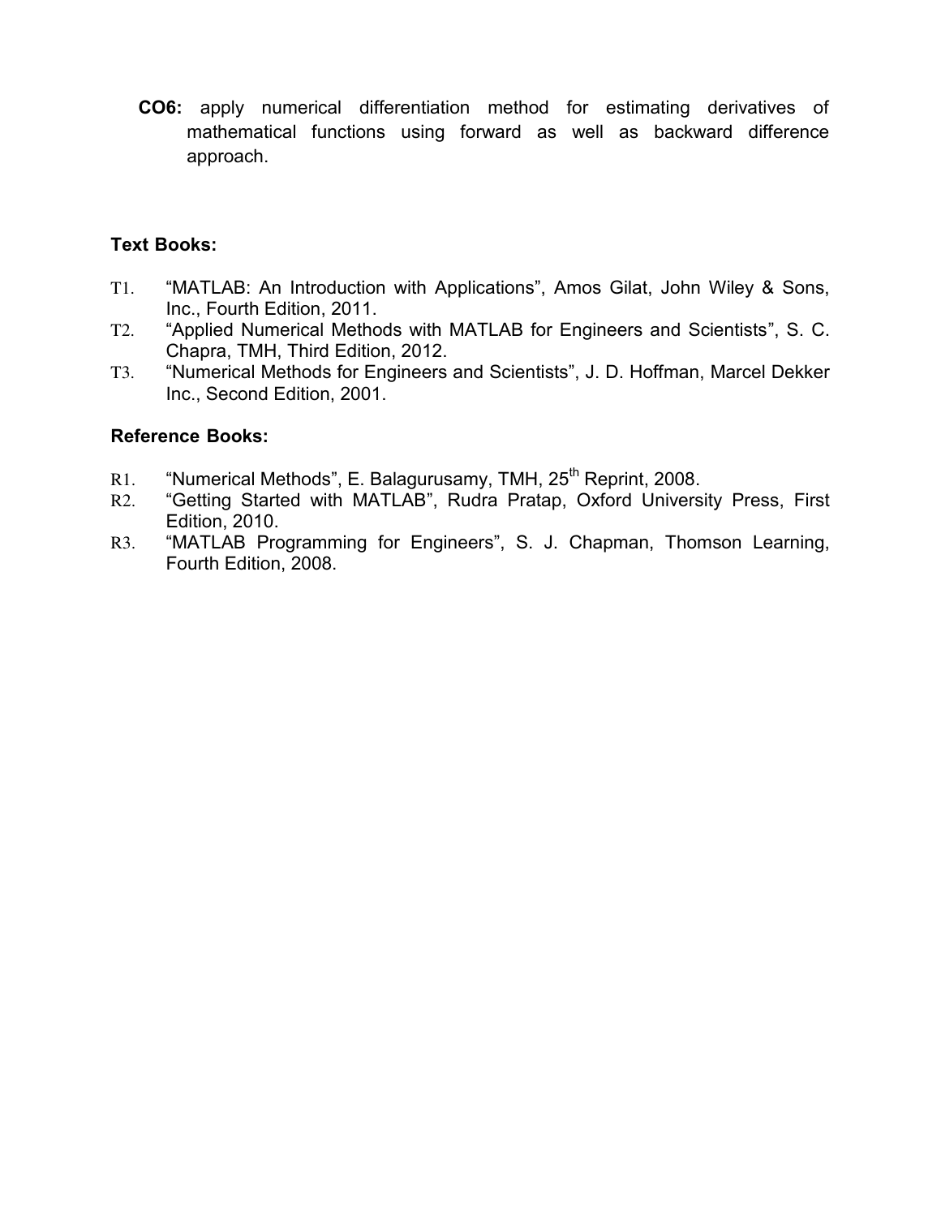**CO6:** apply numerical differentiation method for estimating derivatives of mathematical functions using forward as well as backward difference approach.

### Text Books:

T1. "MATLAB: An Introduction with Applications", Amos Gilat, John Wiley & Sons, Inc., Fourth Edition, 2011.

T2. "Applied Numerical Methods with MATLAB for Engineers and Scientists", S. C. Chapra, TMH, Third Edition, 2012.

T3. "Numerical Methods for Engineers and Scientists", J. D. Hoffman, Marcel Dekker Inc., Second Edition, 2001.

### Reference Books:

R1. "Numerical Methods", E. Balagurusamy, TMH, 25th Reprint, 2008.

R2. "Getting Started with MATLAB", Rudra Pratap, Oxford University Press, First Edition, 2010.

R3. "MATLAB Programming for Engineers", S. J. Chapman, Thomson Learning, Fourth Edition, 2008.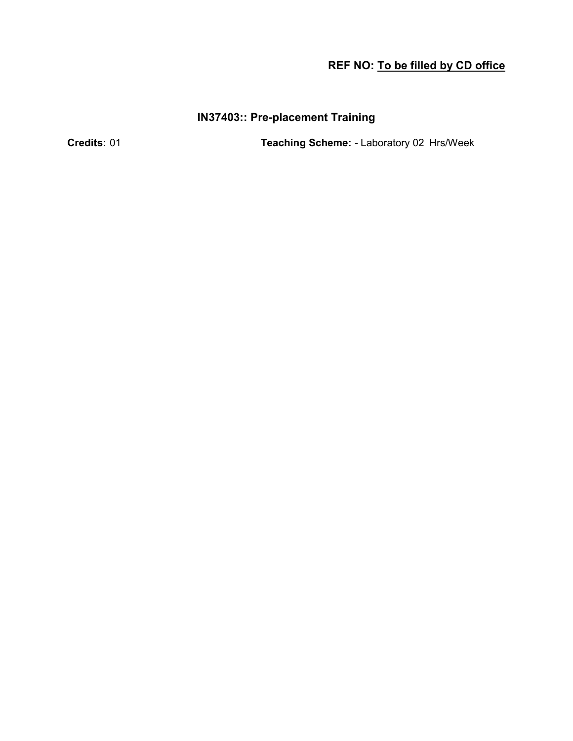**REF NO: To be filled by CD office**

## IN37403:: Pre-placement Training

**Credits:** 01 **Teaching Scheme: -** Laboratory 02 Hrs/Week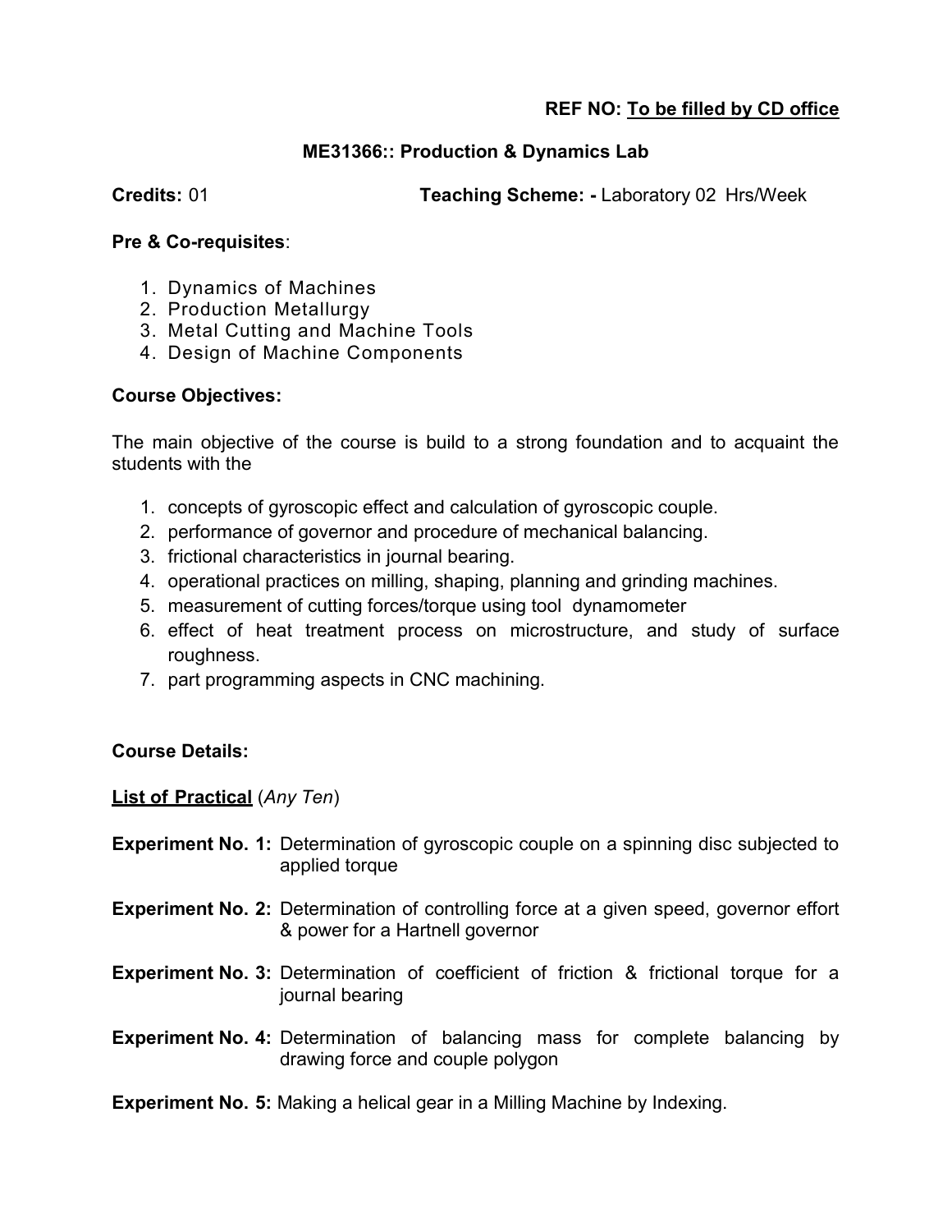**REF NO: To be filled by CD office**

## ME31366:: Production & Dynamics Lab

**Credits:** 01 **Teaching Scheme: -** Laboratory 02 Hrs/Week

**Pre & Co-requisites**:

1. Dynamics of Machines
2. Production Metallurgy
3. Metal Cutting and Machine Tools
4. Design of Machine Components

**Course Objectives:**

The main objective of the course is build to a strong foundation and to acquaint the students with the

1. concepts of gyroscopic effect and calculation of gyroscopic couple.
2. performance of governor and procedure of mechanical balancing.
3. frictional characteristics in journal bearing.
4. operational practices on milling, shaping, planning and grinding machines.
5. measurement of cutting forces/torque using tool dynamometer
6. effect of heat treatment process on microstructure, and study of surface roughness.
7. part programming aspects in CNC machining.

**Course Details:**

**List of Practical** (*Any Ten*)

**Experiment No. 1:** Determination of gyroscopic couple on a spinning disc subjected to applied torque

**Experiment No. 2:** Determination of controlling force at a given speed, governor effort & power for a Hartnell governor

**Experiment No. 3:** Determination of coefficient of friction & frictional torque for a journal bearing

**Experiment No. 4:** Determination of balancing mass for complete balancing by drawing force and couple polygon

**Experiment No. 5:** Making a helical gear in a Milling Machine by Indexing.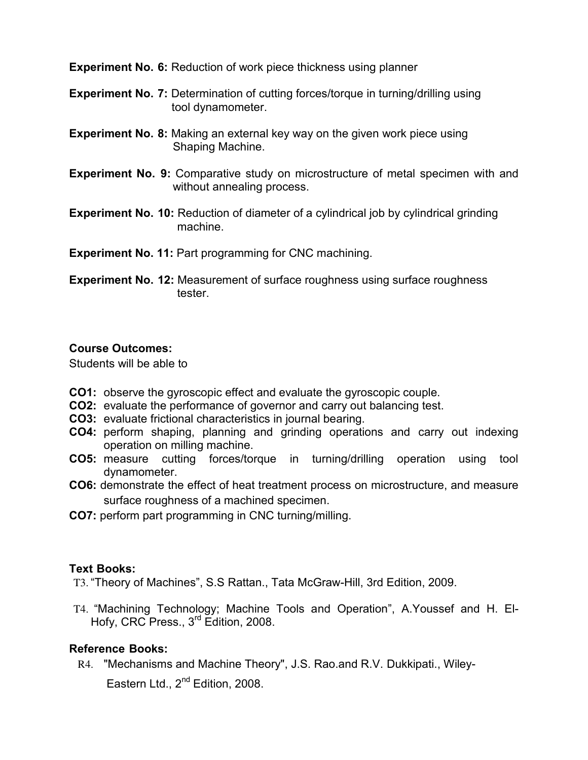**Experiment No. 6:** Reduction of work piece thickness using planner

**Experiment No. 7:** Determination of cutting forces/torque in turning/drilling using tool dynamometer.

**Experiment No. 8:** Making an external key way on the given work piece using Shaping Machine.

**Experiment No. 9:** Comparative study on microstructure of metal specimen with and without annealing process.

**Experiment No. 10:** Reduction of diameter of a cylindrical job by cylindrical grinding machine.

**Experiment No. 11:** Part programming for CNC machining.

**Experiment No. 12:** Measurement of surface roughness using surface roughness tester.

**Course Outcomes:**

Students will be able to

**CO1:** observe the gyroscopic effect and evaluate the gyroscopic couple.
**CO2:** evaluate the performance of governor and carry out balancing test.
**CO3:** evaluate frictional characteristics in journal bearing.
**CO4:** perform shaping, planning and grinding operations and carry out indexing operation on milling machine.
**CO5:** measure cutting forces/torque in turning/drilling operation using tool dynamometer.
**CO6:** demonstrate the effect of heat treatment process on microstructure, and measure surface roughness of a machined specimen.
**CO7:** perform part programming in CNC turning/milling.

**Text Books:**

T3. "Theory of Machines", S.S Rattan., Tata McGraw-Hill, 3rd Edition, 2009.

T4. "Machining Technology; Machine Tools and Operation", A.Youssef and H. El-Hofy, CRC Press., 3rd Edition, 2008.

**Reference Books:**

R4. "Mechanisms and Machine Theory", J.S. Rao.and R.V. Dukkipati., Wiley-Eastern Ltd., 2nd Edition, 2008.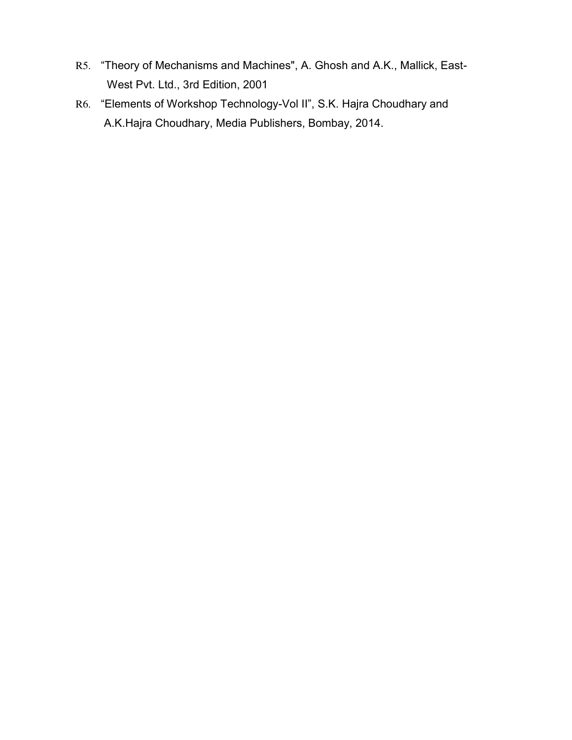R5. "Theory of Mechanisms and Machines", A. Ghosh and A.K., Mallick, East-West Pvt. Ltd., 3rd Edition, 2001

R6. "Elements of Workshop Technology-Vol II", S.K. Hajra Choudhary and A.K.Hajra Choudhary, Media Publishers, Bombay, 2014.